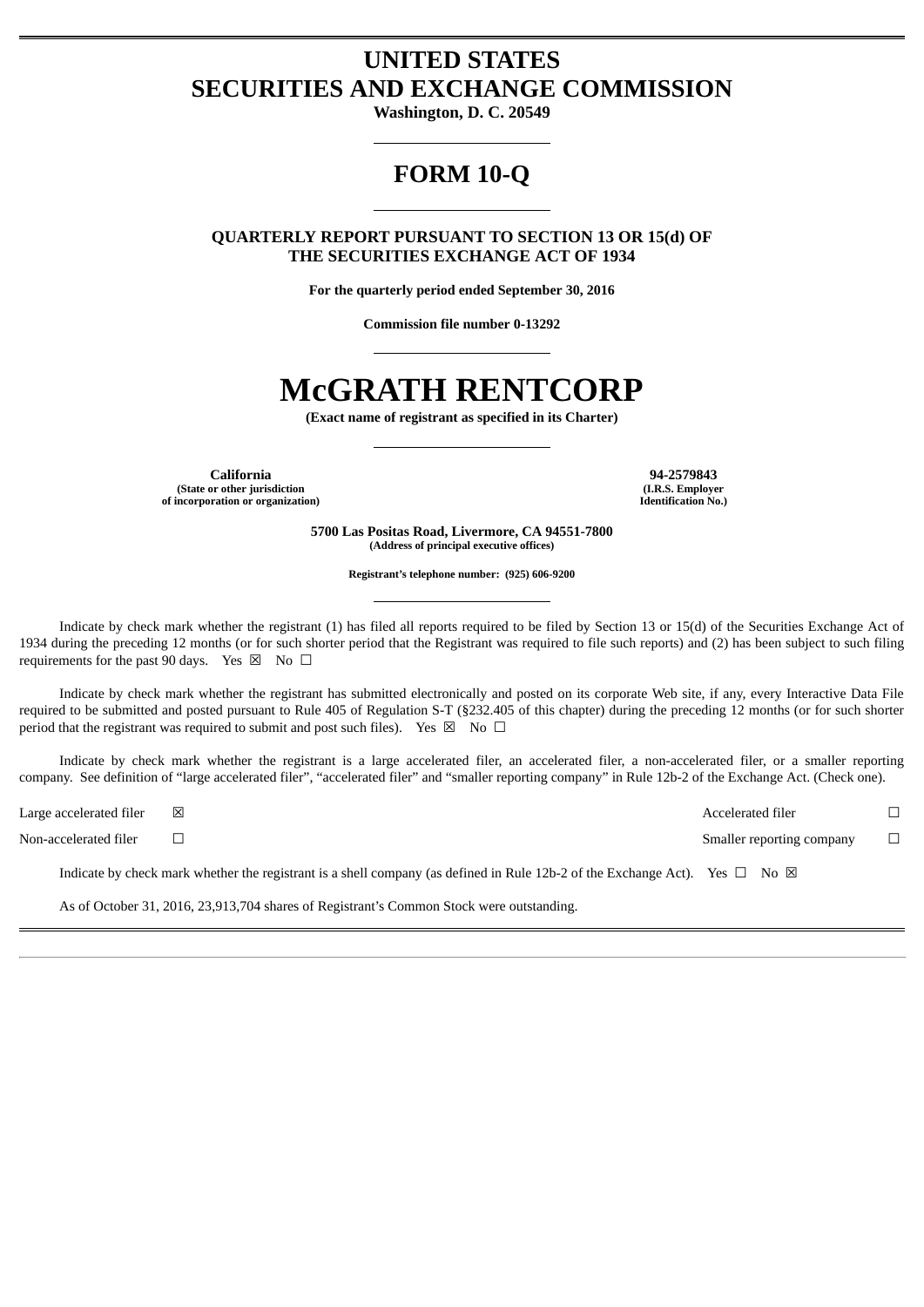# UNITED STATES
# SECURITIES AND EXCHANGE COMMISSION

**Washington, D. C. 20549**

# FORM 10-Q

**QUARTERLY REPORT PURSUANT TO SECTION 13 OR 15(d) OF THE SECURITIES EXCHANGE ACT OF 1934**

**For the quarterly period ended September 30, 2016**

**Commission file number 0-13292**

# McGRATH RENTCORP

**(Exact name of registrant as specified in its Charter)**

| **California** | **94-2579843** |
|---|---|
| **(State or other jurisdiction of incorporation or organization)** | **(I.R.S. Employer Identification No.)** |

**5700 Las Positas Road, Livermore, CA 94551-7800**
**(Address of principal executive offices)**

**Registrant's telephone number: (925) 606-9200**

Indicate by check mark whether the registrant (1) has filed all reports required to be filed by Section 13 or 15(d) of the Securities Exchange Act of 1934 during the preceding 12 months (or for such shorter period that the Registrant was required to file such reports) and (2) has been subject to such filing requirements for the past 90 days. Yes ☒ No ☐

Indicate by check mark whether the registrant has submitted electronically and posted on its corporate Web site, if any, every Interactive Data File required to be submitted and posted pursuant to Rule 405 of Regulation S-T (§232.405 of this chapter) during the preceding 12 months (or for such shorter period that the registrant was required to submit and post such files). Yes ☒ No ☐

Indicate by check mark whether the registrant is a large accelerated filer, an accelerated filer, a non-accelerated filer, or a smaller reporting company. See definition of "large accelerated filer", "accelerated filer" and "smaller reporting company" in Rule 12b-2 of the Exchange Act. (Check one).

| | | | |
|---|---|---|---|
| Large accelerated filer | ☒ | Accelerated filer | ☐ |
| Non-accelerated filer | ☐ | Smaller reporting company | ☐ |

Indicate by check mark whether the registrant is a shell company (as defined in Rule 12b-2 of the Exchange Act). Yes ☐ No ☒

As of October 31, 2016, 23,913,704 shares of Registrant's Common Stock were outstanding.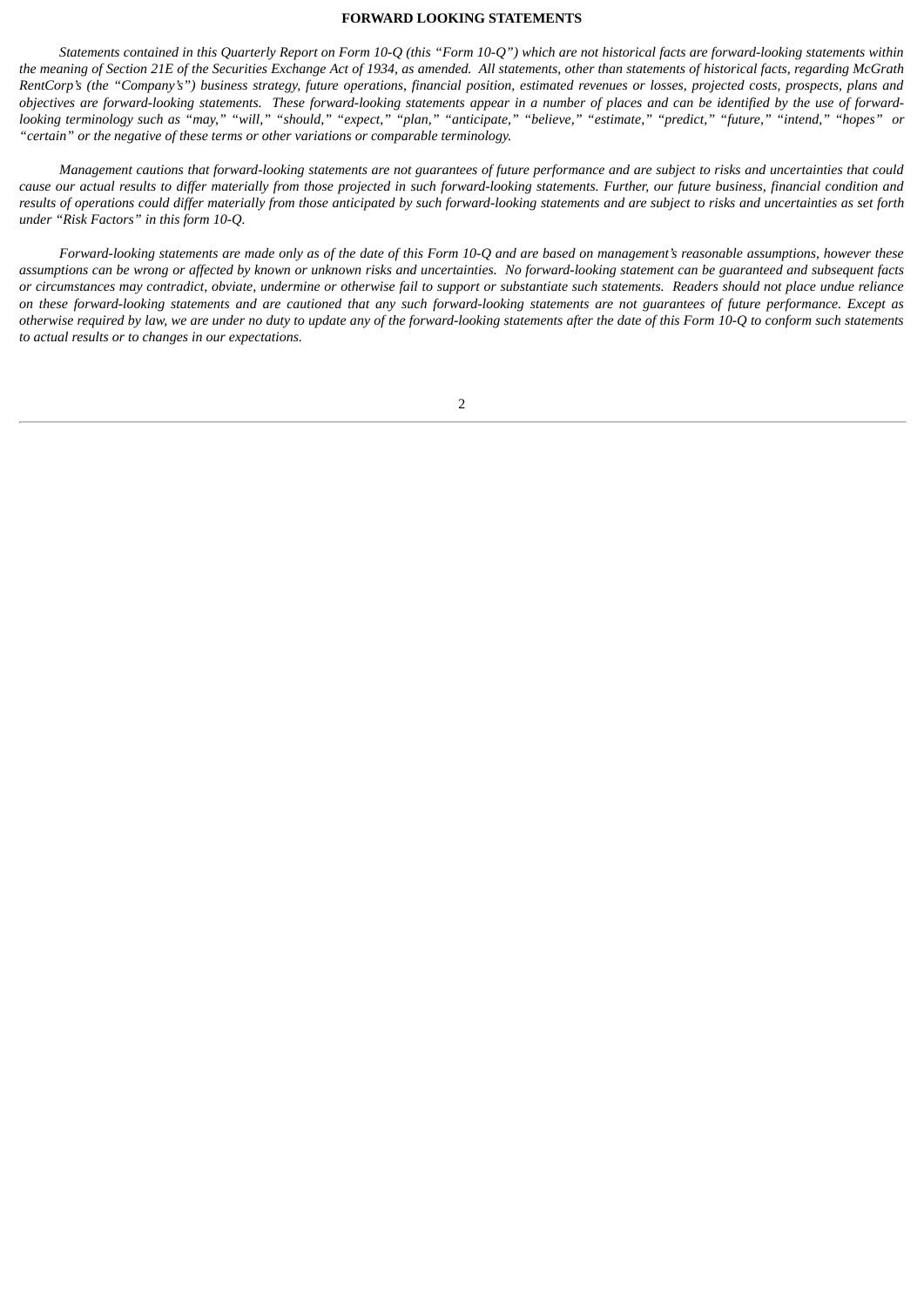**FORWARD LOOKING STATEMENTS**

*Statements contained in this Quarterly Report on Form 10-Q (this "Form 10-Q") which are not historical facts are forward-looking statements within the meaning of Section 21E of the Securities Exchange Act of 1934, as amended. All statements, other than statements of historical facts, regarding McGrath RentCorp's (the "Company's") business strategy, future operations, financial position, estimated revenues or losses, projected costs, prospects, plans and objectives are forward-looking statements. These forward-looking statements appear in a number of places and can be identified by the use of forward-looking terminology such as "may," "will," "should," "expect," "plan," "anticipate," "believe," "estimate," "predict," "future," "intend," "hopes" or "certain" or the negative of these terms or other variations or comparable terminology.*

*Management cautions that forward-looking statements are not guarantees of future performance and are subject to risks and uncertainties that could cause our actual results to differ materially from those projected in such forward-looking statements. Further, our future business, financial condition and results of operations could differ materially from those anticipated by such forward-looking statements and are subject to risks and uncertainties as set forth under "Risk Factors" in this form 10-Q.*

*Forward-looking statements are made only as of the date of this Form 10-Q and are based on management's reasonable assumptions, however these assumptions can be wrong or affected by known or unknown risks and uncertainties. No forward-looking statement can be guaranteed and subsequent facts or circumstances may contradict, obviate, undermine or otherwise fail to support or substantiate such statements. Readers should not place undue reliance on these forward-looking statements and are cautioned that any such forward-looking statements are not guarantees of future performance. Except as otherwise required by law, we are under no duty to update any of the forward-looking statements after the date of this Form 10-Q to conform such statements to actual results or to changes in our expectations.*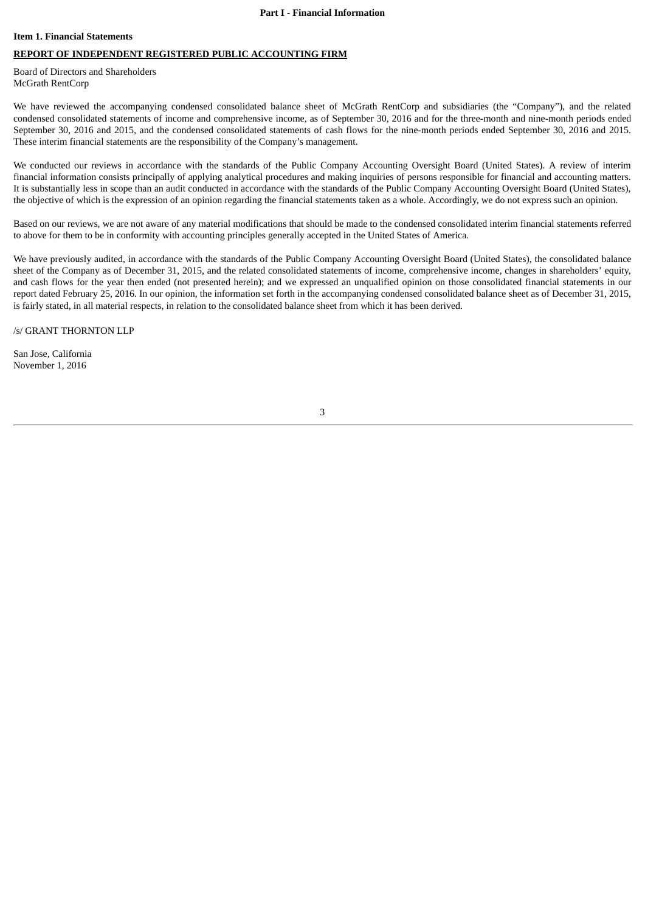**Part I - Financial Information**

**Item 1. Financial Statements**

**REPORT OF INDEPENDENT REGISTERED PUBLIC ACCOUNTING FIRM**

Board of Directors and Shareholders
McGrath RentCorp

We have reviewed the accompanying condensed consolidated balance sheet of McGrath RentCorp and subsidiaries (the "Company"), and the related condensed consolidated statements of income and comprehensive income, as of September 30, 2016 and for the three-month and nine-month periods ended September 30, 2016 and 2015, and the condensed consolidated statements of cash flows for the nine-month periods ended September 30, 2016 and 2015. These interim financial statements are the responsibility of the Company's management.

We conducted our reviews in accordance with the standards of the Public Company Accounting Oversight Board (United States). A review of interim financial information consists principally of applying analytical procedures and making inquiries of persons responsible for financial and accounting matters. It is substantially less in scope than an audit conducted in accordance with the standards of the Public Company Accounting Oversight Board (United States), the objective of which is the expression of an opinion regarding the financial statements taken as a whole. Accordingly, we do not express such an opinion.

Based on our reviews, we are not aware of any material modifications that should be made to the condensed consolidated interim financial statements referred to above for them to be in conformity with accounting principles generally accepted in the United States of America.

We have previously audited, in accordance with the standards of the Public Company Accounting Oversight Board (United States), the consolidated balance sheet of the Company as of December 31, 2015, and the related consolidated statements of income, comprehensive income, changes in shareholders' equity, and cash flows for the year then ended (not presented herein); and we expressed an unqualified opinion on those consolidated financial statements in our report dated February 25, 2016. In our opinion, the information set forth in the accompanying condensed consolidated balance sheet as of December 31, 2015, is fairly stated, in all material respects, in relation to the consolidated balance sheet from which it has been derived.

/s/ GRANT THORNTON LLP

San Jose, California
November 1, 2016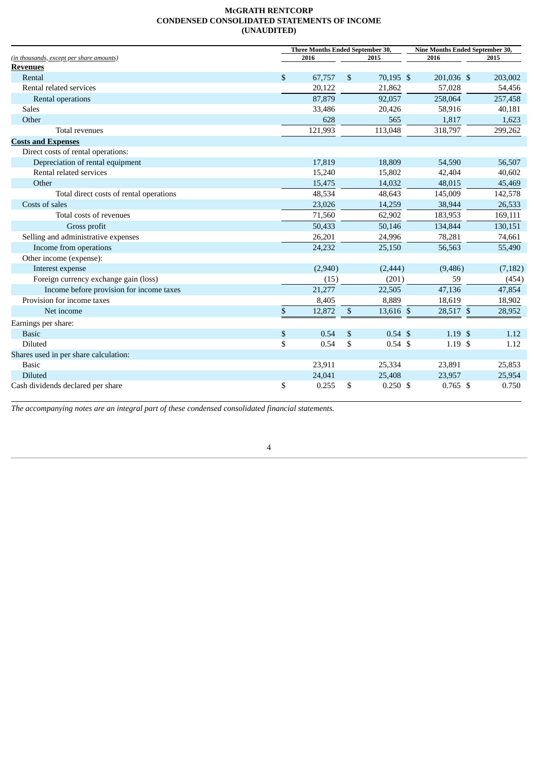**McGRATH RENTCORP**
**CONDENSED CONSOLIDATED STATEMENTS OF INCOME**
**(UNAUDITED)**

| *(in thousands, except per share amounts)* | Three Months Ended September 30, 2016 | Three Months Ended September 30, 2015 | Nine Months Ended September 30, 2016 | Nine Months Ended September 30, 2015 |
|---|---|---|---|---|
| **Revenues** | | | | |
| Rental | $ 67,757 | $ 70,195 | $ 201,036 | $ 203,002 |
| Rental related services | 20,122 | 21,862 | 57,028 | 54,456 |
| Rental operations | 87,879 | 92,057 | 258,064 | 257,458 |
| Sales | 33,486 | 20,426 | 58,916 | 40,181 |
| Other | 628 | 565 | 1,817 | 1,623 |
| Total revenues | 121,993 | 113,048 | 318,797 | 299,262 |
| **Costs and Expenses** | | | | |
| Direct costs of rental operations: | | | | |
| Depreciation of rental equipment | 17,819 | 18,809 | 54,590 | 56,507 |
| Rental related services | 15,240 | 15,802 | 42,404 | 40,602 |
| Other | 15,475 | 14,032 | 48,015 | 45,469 |
| Total direct costs of rental operations | 48,534 | 48,643 | 145,009 | 142,578 |
| Costs of sales | 23,026 | 14,259 | 38,944 | 26,533 |
| Total costs of revenues | 71,560 | 62,902 | 183,953 | 169,111 |
| Gross profit | 50,433 | 50,146 | 134,844 | 130,151 |
| Selling and administrative expenses | 26,201 | 24,996 | 78,281 | 74,661 |
| Income from operations | 24,232 | 25,150 | 56,563 | 55,490 |
| Other income (expense): | | | | |
| Interest expense | (2,940) | (2,444) | (9,486) | (7,182) |
| Foreign currency exchange gain (loss) | (15) | (201) | 59 | (454) |
| Income before provision for income taxes | 21,277 | 22,505 | 47,136 | 47,854 |
| Provision for income taxes | 8,405 | 8,889 | 18,619 | 18,902 |
| Net income | $ 12,872 | $ 13,616 | $ 28,517 | $ 28,952 |
| Earnings per share: | | | | |
| Basic | $ 0.54 | $ 0.54 | $ 1.19 | $ 1.12 |
| Diluted | $ 0.54 | $ 0.54 | $ 1.19 | $ 1.12 |
| Shares used in per share calculation: | | | | |
| Basic | 23,911 | 25,334 | 23,891 | 25,853 |
| Diluted | 24,041 | 25,408 | 23,957 | 25,954 |
| Cash dividends declared per share | $ 0.255 | $ 0.250 | $ 0.765 | $ 0.750 |

*The accompanying notes are an integral part of these condensed consolidated financial statements.*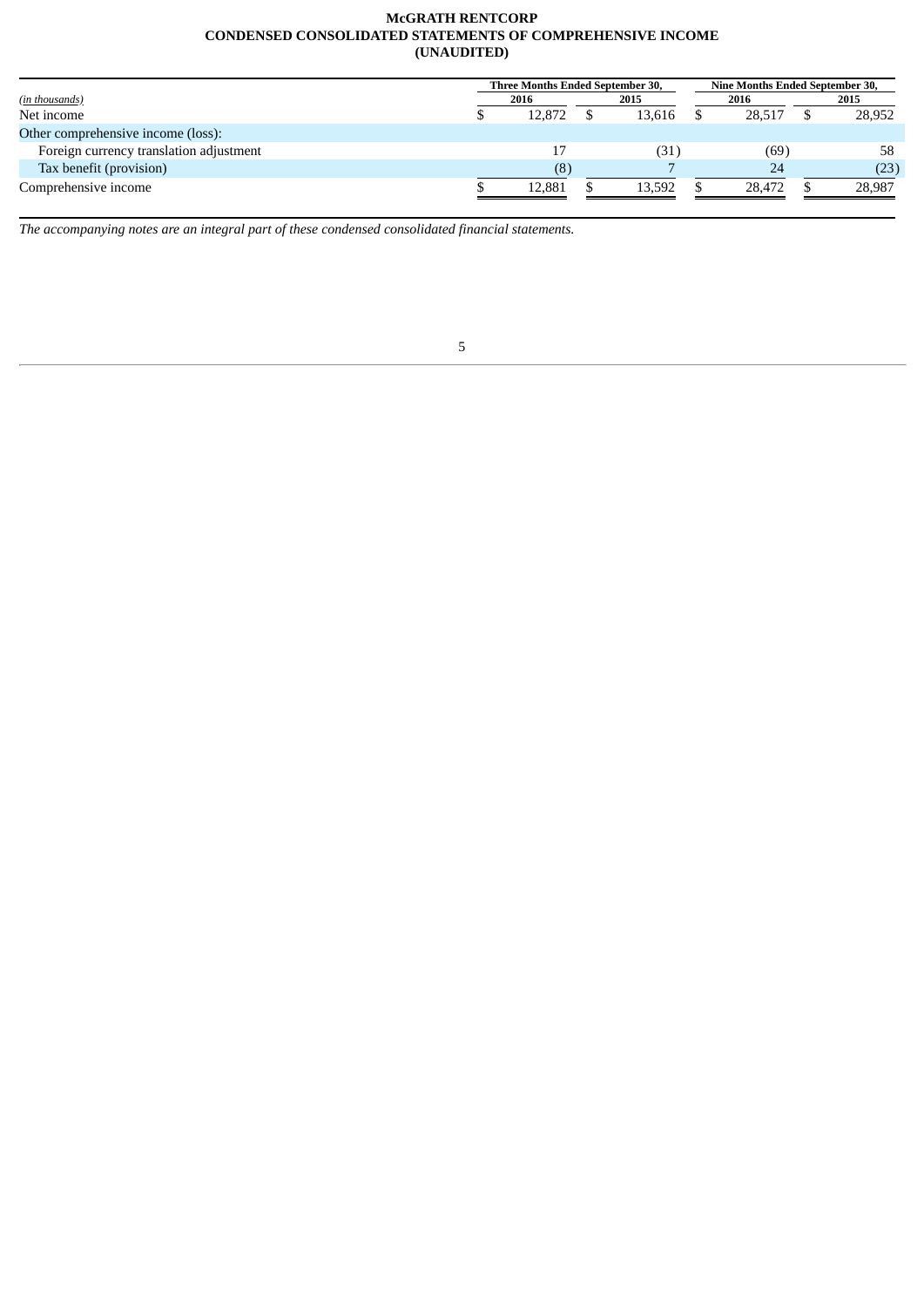**McGRATH RENTCORP**
**CONDENSED CONSOLIDATED STATEMENTS OF COMPREHENSIVE INCOME**
**(UNAUDITED)**

| *(in thousands)* | Three Months Ended September 30, | | Nine Months Ended September 30, | |
|---|---|---|---|---|
| | 2016 | 2015 | 2016 | 2015 |
| Net income | $ 12,872 | $ 13,616 | $ 28,517 | $ 28,952 |
| Other comprehensive income (loss): | | | | |
| Foreign currency translation adjustment | 17 | (31) | (69) | 58 |
| Tax benefit (provision) | (8) | 7 | 24 | (23) |
| Comprehensive income | $ 12,881 | $ 13,592 | $ 28,472 | $ 28,987 |

*The accompanying notes are an integral part of these condensed consolidated financial statements.*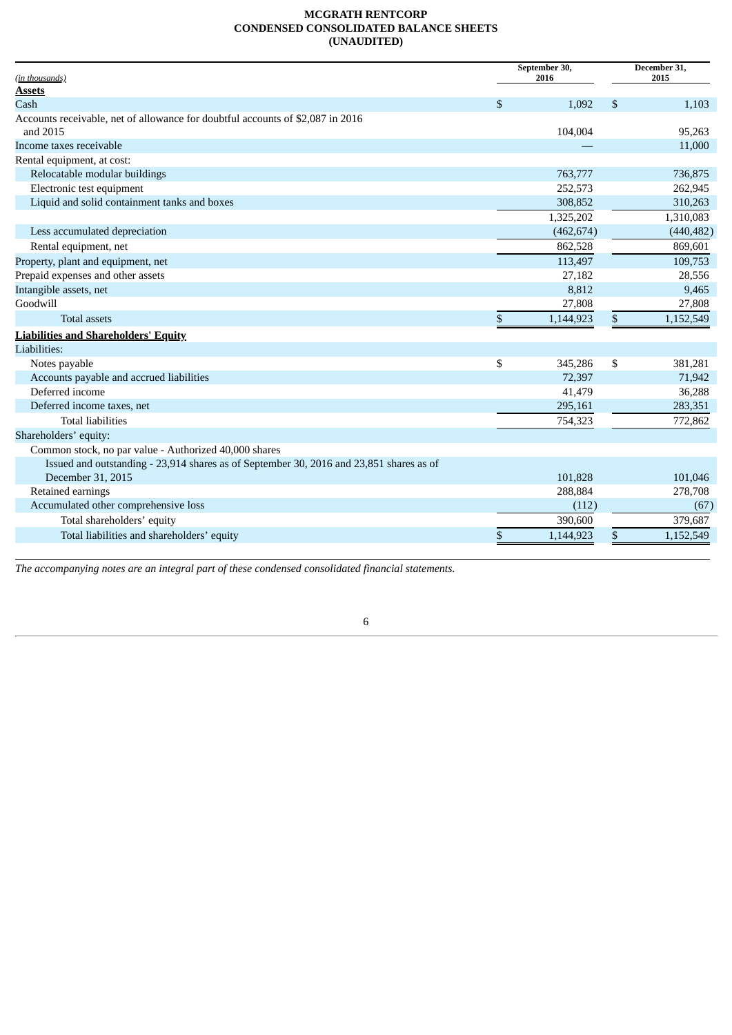**MCGRATH RENTCORP**
**CONDENSED CONSOLIDATED BALANCE SHEETS**
**(UNAUDITED)**

| *(in thousands)* | September 30, 2016 | December 31, 2015 |
|---|---|---|
| **Assets** | | |
| Cash | $ 1,092 | $ 1,103 |
| Accounts receivable, net of allowance for doubtful accounts of $2,087 in 2016 and 2015 | 104,004 | 95,263 |
| Income taxes receivable | — | 11,000 |
| Rental equipment, at cost: | | |
| Relocatable modular buildings | 763,777 | 736,875 |
| Electronic test equipment | 252,573 | 262,945 |
| Liquid and solid containment tanks and boxes | 308,852 | 310,263 |
| | 1,325,202 | 1,310,083 |
| Less accumulated depreciation | (462,674) | (440,482) |
| Rental equipment, net | 862,528 | 869,601 |
| Property, plant and equipment, net | 113,497 | 109,753 |
| Prepaid expenses and other assets | 27,182 | 28,556 |
| Intangible assets, net | 8,812 | 9,465 |
| Goodwill | 27,808 | 27,808 |
| Total assets | $ 1,144,923 | $ 1,152,549 |
| **Liabilities and Shareholders' Equity** | | |
| Liabilities: | | |
| Notes payable | $ 345,286 | $ 381,281 |
| Accounts payable and accrued liabilities | 72,397 | 71,942 |
| Deferred income | 41,479 | 36,288 |
| Deferred income taxes, net | 295,161 | 283,351 |
| Total liabilities | 754,323 | 772,862 |
| Shareholders' equity: | | |
| Common stock, no par value - Authorized 40,000 shares | | |
| Issued and outstanding - 23,914 shares as of September 30, 2016 and 23,851 shares as of December 31, 2015 | 101,828 | 101,046 |
| Retained earnings | 288,884 | 278,708 |
| Accumulated other comprehensive loss | (112) | (67) |
| Total shareholders' equity | 390,600 | 379,687 |
| Total liabilities and shareholders' equity | $ 1,144,923 | $ 1,152,549 |

*The accompanying notes are an integral part of these condensed consolidated financial statements.*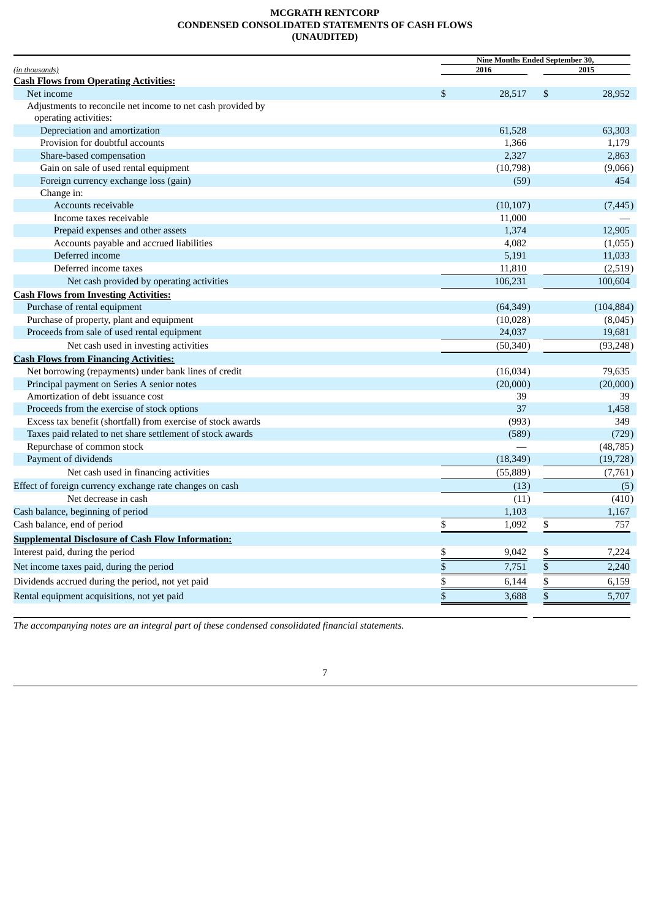**MCGRATH RENTCORP**
**CONDENSED CONSOLIDATED STATEMENTS OF CASH FLOWS**
**(UNAUDITED)**

| *(in thousands)* | Nine Months Ended September 30, 2016 | 2015 |
|---|---|---|
| **Cash Flows from Operating Activities:** | | |
| Net income | $ 28,517 | $ 28,952 |
| Adjustments to reconcile net income to net cash provided by operating activities: | | |
| Depreciation and amortization | 61,528 | 63,303 |
| Provision for doubtful accounts | 1,366 | 1,179 |
| Share-based compensation | 2,327 | 2,863 |
| Gain on sale of used rental equipment | (10,798) | (9,066) |
| Foreign currency exchange loss (gain) | (59) | 454 |
| Change in: | | |
| Accounts receivable | (10,107) | (7,445) |
| Income taxes receivable | 11,000 | — |
| Prepaid expenses and other assets | 1,374 | 12,905 |
| Accounts payable and accrued liabilities | 4,082 | (1,055) |
| Deferred income | 5,191 | 11,033 |
| Deferred income taxes | 11,810 | (2,519) |
| Net cash provided by operating activities | 106,231 | 100,604 |
| **Cash Flows from Investing Activities:** | | |
| Purchase of rental equipment | (64,349) | (104,884) |
| Purchase of property, plant and equipment | (10,028) | (8,045) |
| Proceeds from sale of used rental equipment | 24,037 | 19,681 |
| Net cash used in investing activities | (50,340) | (93,248) |
| **Cash Flows from Financing Activities:** | | |
| Net borrowing (repayments) under bank lines of credit | (16,034) | 79,635 |
| Principal payment on Series A senior notes | (20,000) | (20,000) |
| Amortization of debt issuance cost | 39 | 39 |
| Proceeds from the exercise of stock options | 37 | 1,458 |
| Excess tax benefit (shortfall) from exercise of stock awards | (993) | 349 |
| Taxes paid related to net share settlement of stock awards | (589) | (729) |
| Repurchase of common stock | — | (48,785) |
| Payment of dividends | (18,349) | (19,728) |
| Net cash used in financing activities | (55,889) | (7,761) |
| Effect of foreign currency exchange rate changes on cash | (13) | (5) |
| Net decrease in cash | (11) | (410) |
| Cash balance, beginning of period | 1,103 | 1,167 |
| Cash balance, end of period | $ 1,092 | $ 757 |
| **Supplemental Disclosure of Cash Flow Information:** | | |
| Interest paid, during the period | $ 9,042 | $ 7,224 |
| Net income taxes paid, during the period | $ 7,751 | $ 2,240 |
| Dividends accrued during the period, not yet paid | $ 6,144 | $ 6,159 |
| Rental equipment acquisitions, not yet paid | $ 3,688 | $ 5,707 |

*The accompanying notes are an integral part of these condensed consolidated financial statements.*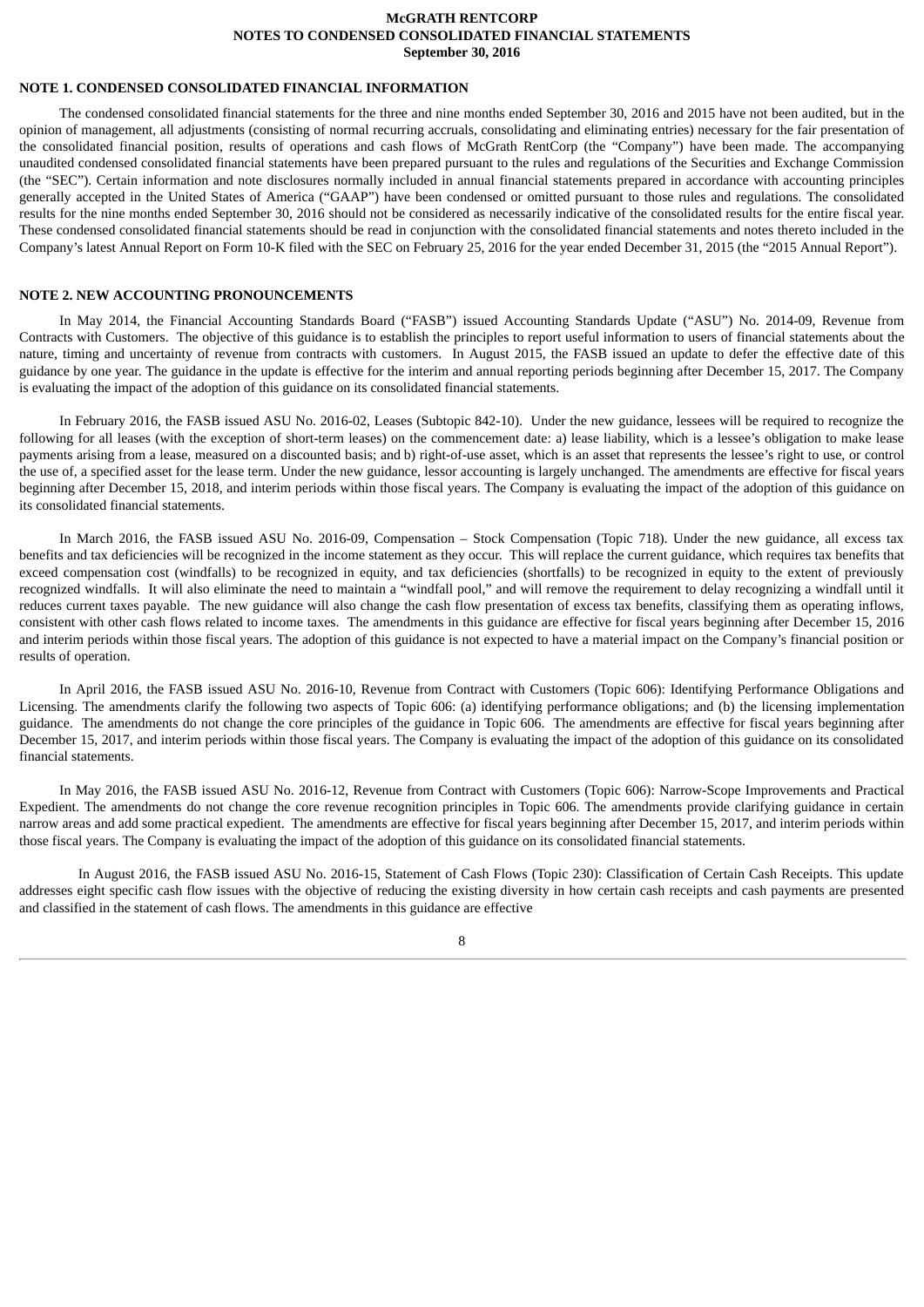**McGRATH RENTCORP**
**NOTES TO CONDENSED CONSOLIDATED FINANCIAL STATEMENTS**
**September 30, 2016**

## NOTE 1. CONDENSED CONSOLIDATED FINANCIAL INFORMATION

The condensed consolidated financial statements for the three and nine months ended September 30, 2016 and 2015 have not been audited, but in the opinion of management, all adjustments (consisting of normal recurring accruals, consolidating and eliminating entries) necessary for the fair presentation of the consolidated financial position, results of operations and cash flows of McGrath RentCorp (the "Company") have been made. The accompanying unaudited condensed consolidated financial statements have been prepared pursuant to the rules and regulations of the Securities and Exchange Commission (the "SEC"). Certain information and note disclosures normally included in annual financial statements prepared in accordance with accounting principles generally accepted in the United States of America ("GAAP") have been condensed or omitted pursuant to those rules and regulations. The consolidated results for the nine months ended September 30, 2016 should not be considered as necessarily indicative of the consolidated results for the entire fiscal year. These condensed consolidated financial statements should be read in conjunction with the consolidated financial statements and notes thereto included in the Company's latest Annual Report on Form 10-K filed with the SEC on February 25, 2016 for the year ended December 31, 2015 (the "2015 Annual Report").

## NOTE 2. NEW ACCOUNTING PRONOUNCEMENTS

In May 2014, the Financial Accounting Standards Board ("FASB") issued Accounting Standards Update ("ASU") No. 2014-09, Revenue from Contracts with Customers. The objective of this guidance is to establish the principles to report useful information to users of financial statements about the nature, timing and uncertainty of revenue from contracts with customers. In August 2015, the FASB issued an update to defer the effective date of this guidance by one year. The guidance in the update is effective for the interim and annual reporting periods beginning after December 15, 2017. The Company is evaluating the impact of the adoption of this guidance on its consolidated financial statements.

In February 2016, the FASB issued ASU No. 2016-02, Leases (Subtopic 842-10). Under the new guidance, lessees will be required to recognize the following for all leases (with the exception of short-term leases) on the commencement date: a) lease liability, which is a lessee's obligation to make lease payments arising from a lease, measured on a discounted basis; and b) right-of-use asset, which is an asset that represents the lessee's right to use, or control the use of, a specified asset for the lease term. Under the new guidance, lessor accounting is largely unchanged. The amendments are effective for fiscal years beginning after December 15, 2018, and interim periods within those fiscal years. The Company is evaluating the impact of the adoption of this guidance on its consolidated financial statements.

In March 2016, the FASB issued ASU No. 2016-09, Compensation – Stock Compensation (Topic 718). Under the new guidance, all excess tax benefits and tax deficiencies will be recognized in the income statement as they occur. This will replace the current guidance, which requires tax benefits that exceed compensation cost (windfalls) to be recognized in equity, and tax deficiencies (shortfalls) to be recognized in equity to the extent of previously recognized windfalls. It will also eliminate the need to maintain a "windfall pool," and will remove the requirement to delay recognizing a windfall until it reduces current taxes payable. The new guidance will also change the cash flow presentation of excess tax benefits, classifying them as operating inflows, consistent with other cash flows related to income taxes. The amendments in this guidance are effective for fiscal years beginning after December 15, 2016 and interim periods within those fiscal years. The adoption of this guidance is not expected to have a material impact on the Company's financial position or results of operation.

In April 2016, the FASB issued ASU No. 2016-10, Revenue from Contract with Customers (Topic 606): Identifying Performance Obligations and Licensing. The amendments clarify the following two aspects of Topic 606: (a) identifying performance obligations; and (b) the licensing implementation guidance. The amendments do not change the core principles of the guidance in Topic 606. The amendments are effective for fiscal years beginning after December 15, 2017, and interim periods within those fiscal years. The Company is evaluating the impact of the adoption of this guidance on its consolidated financial statements.

In May 2016, the FASB issued ASU No. 2016-12, Revenue from Contract with Customers (Topic 606): Narrow-Scope Improvements and Practical Expedient. The amendments do not change the core revenue recognition principles in Topic 606. The amendments provide clarifying guidance in certain narrow areas and add some practical expedient. The amendments are effective for fiscal years beginning after December 15, 2017, and interim periods within those fiscal years. The Company is evaluating the impact of the adoption of this guidance on its consolidated financial statements.

In August 2016, the FASB issued ASU No. 2016-15, Statement of Cash Flows (Topic 230): Classification of Certain Cash Receipts. This update addresses eight specific cash flow issues with the objective of reducing the existing diversity in how certain cash receipts and cash payments are presented and classified in the statement of cash flows. The amendments in this guidance are effective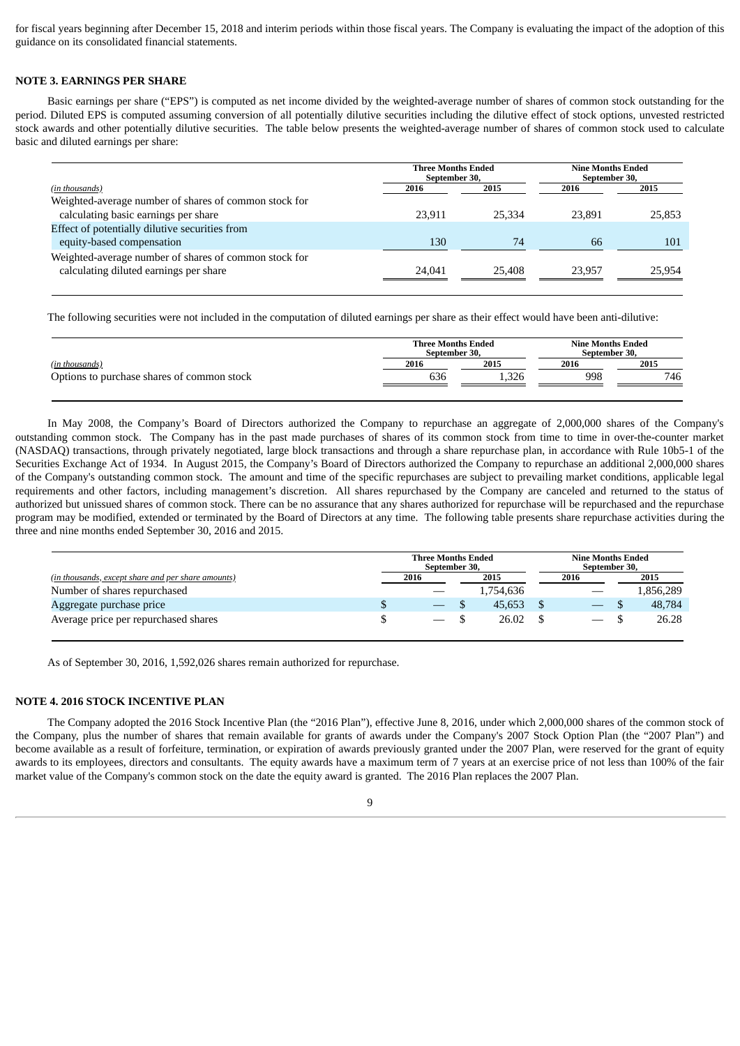for fiscal years beginning after December 15, 2018 and interim periods within those fiscal years. The Company is evaluating the impact of the adoption of this guidance on its consolidated financial statements.

## NOTE 3. EARNINGS PER SHARE

Basic earnings per share ("EPS") is computed as net income divided by the weighted-average number of shares of common stock outstanding for the period. Diluted EPS is computed assuming conversion of all potentially dilutive securities including the dilutive effect of stock options, unvested restricted stock awards and other potentially dilutive securities. The table below presents the weighted-average number of shares of common stock used to calculate basic and diluted earnings per share:

| *(in thousands)* | Three Months Ended September 30, | | Nine Months Ended September 30, | |
|---|---|---|---|---|
| | 2016 | 2015 | 2016 | 2015 |
| Weighted-average number of shares of common stock for calculating basic earnings per share | 23,911 | 25,334 | 23,891 | 25,853 |
| Effect of potentially dilutive securities from equity-based compensation | 130 | 74 | 66 | 101 |
| Weighted-average number of shares of common stock for calculating diluted earnings per share | 24,041 | 25,408 | 23,957 | 25,954 |

The following securities were not included in the computation of diluted earnings per share as their effect would have been anti-dilutive:

| *(in thousands)* | Three Months Ended September 30, | | Nine Months Ended September 30, | |
|---|---|---|---|---|
| | 2016 | 2015 | 2016 | 2015 |
| Options to purchase shares of common stock | 636 | 1,326 | 998 | 746 |

In May 2008, the Company's Board of Directors authorized the Company to repurchase an aggregate of 2,000,000 shares of the Company's outstanding common stock. The Company has in the past made purchases of shares of its common stock from time to time in over-the-counter market (NASDAQ) transactions, through privately negotiated, large block transactions and through a share repurchase plan, in accordance with Rule 10b5-1 of the Securities Exchange Act of 1934. In August 2015, the Company's Board of Directors authorized the Company to repurchase an additional 2,000,000 shares of the Company's outstanding common stock. The amount and time of the specific repurchases are subject to prevailing market conditions, applicable legal requirements and other factors, including management's discretion. All shares repurchased by the Company are canceled and returned to the status of authorized but unissued shares of common stock. There can be no assurance that any shares authorized for repurchase will be repurchased and the repurchase program may be modified, extended or terminated by the Board of Directors at any time. The following table presents share repurchase activities during the three and nine months ended September 30, 2016 and 2015.

| *(in thousands, except share and per share amounts)* | Three Months Ended September 30, | | Nine Months Ended September 30, | |
|---|---|---|---|---|
| | 2016 | 2015 | 2016 | 2015 |
| Number of shares repurchased | — | 1,754,636 | — | 1,856,289 |
| Aggregate purchase price | $ — | $ 45,653 | $ — | $ 48,784 |
| Average price per repurchased shares | $ — | $ 26.02 | $ — | $ 26.28 |

As of September 30, 2016, 1,592,026 shares remain authorized for repurchase.

## NOTE 4. 2016 STOCK INCENTIVE PLAN

The Company adopted the 2016 Stock Incentive Plan (the "2016 Plan"), effective June 8, 2016, under which 2,000,000 shares of the common stock of the Company, plus the number of shares that remain available for grants of awards under the Company's 2007 Stock Option Plan (the "2007 Plan") and become available as a result of forfeiture, termination, or expiration of awards previously granted under the 2007 Plan, were reserved for the grant of equity awards to its employees, directors and consultants. The equity awards have a maximum term of 7 years at an exercise price of not less than 100% of the fair market value of the Company's common stock on the date the equity award is granted. The 2016 Plan replaces the 2007 Plan.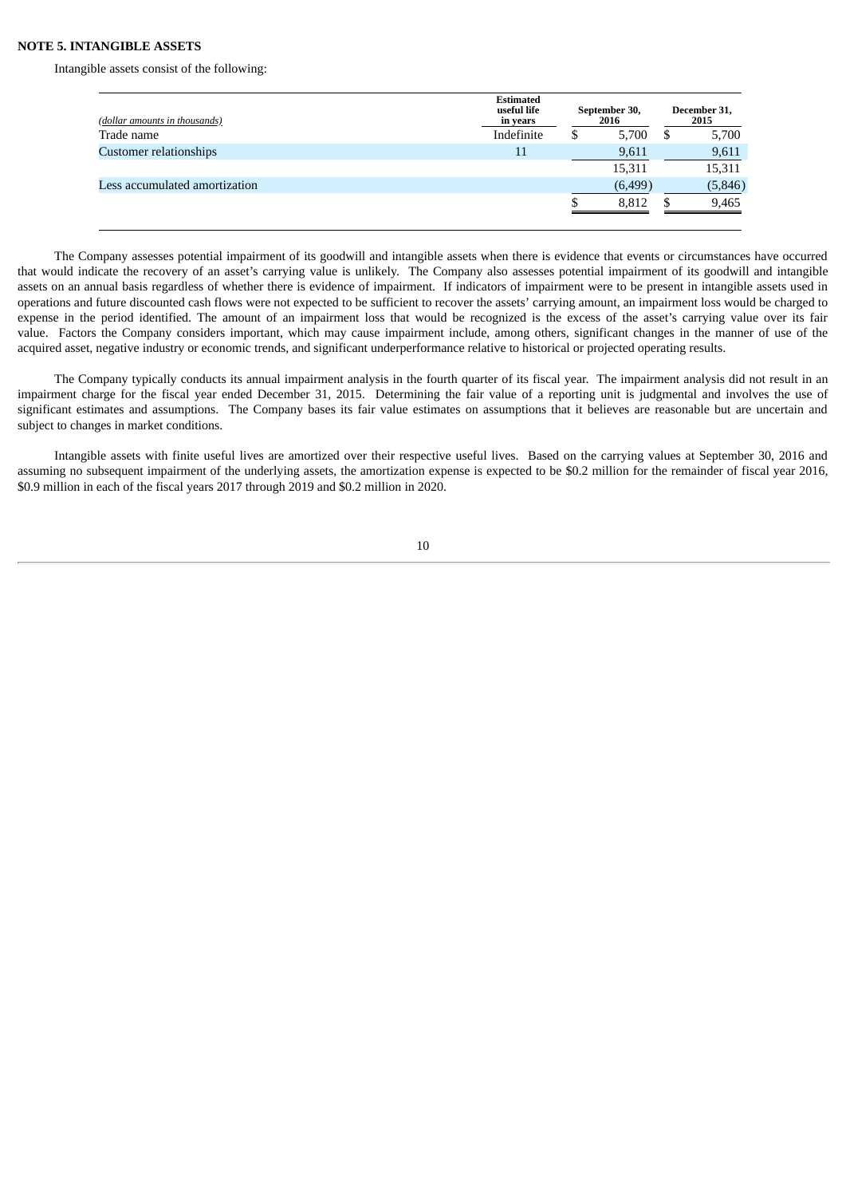## NOTE 5. INTANGIBLE ASSETS

Intangible assets consist of the following:

| *(dollar amounts in thousands)* | Estimated useful life in years | September 30, 2016 | December 31, 2015 |
|---|---|---|---|
| Trade name | Indefinite | $ 5,700 | $ 5,700 |
| Customer relationships | 11 | 9,611 | 9,611 |
| | | 15,311 | 15,311 |
| Less accumulated amortization | | (6,499) | (5,846) |
| | | $ 8,812 | $ 9,465 |

The Company assesses potential impairment of its goodwill and intangible assets when there is evidence that events or circumstances have occurred that would indicate the recovery of an asset's carrying value is unlikely. The Company also assesses potential impairment of its goodwill and intangible assets on an annual basis regardless of whether there is evidence of impairment. If indicators of impairment were to be present in intangible assets used in operations and future discounted cash flows were not expected to be sufficient to recover the assets' carrying amount, an impairment loss would be charged to expense in the period identified. The amount of an impairment loss that would be recognized is the excess of the asset's carrying value over its fair value. Factors the Company considers important, which may cause impairment include, among others, significant changes in the manner of use of the acquired asset, negative industry or economic trends, and significant underperformance relative to historical or projected operating results.

The Company typically conducts its annual impairment analysis in the fourth quarter of its fiscal year. The impairment analysis did not result in an impairment charge for the fiscal year ended December 31, 2015. Determining the fair value of a reporting unit is judgmental and involves the use of significant estimates and assumptions. The Company bases its fair value estimates on assumptions that it believes are reasonable but are uncertain and subject to changes in market conditions.

Intangible assets with finite useful lives are amortized over their respective useful lives. Based on the carrying values at September 30, 2016 and assuming no subsequent impairment of the underlying assets, the amortization expense is expected to be $0.2 million for the remainder of fiscal year 2016, $0.9 million in each of the fiscal years 2017 through 2019 and $0.2 million in 2020.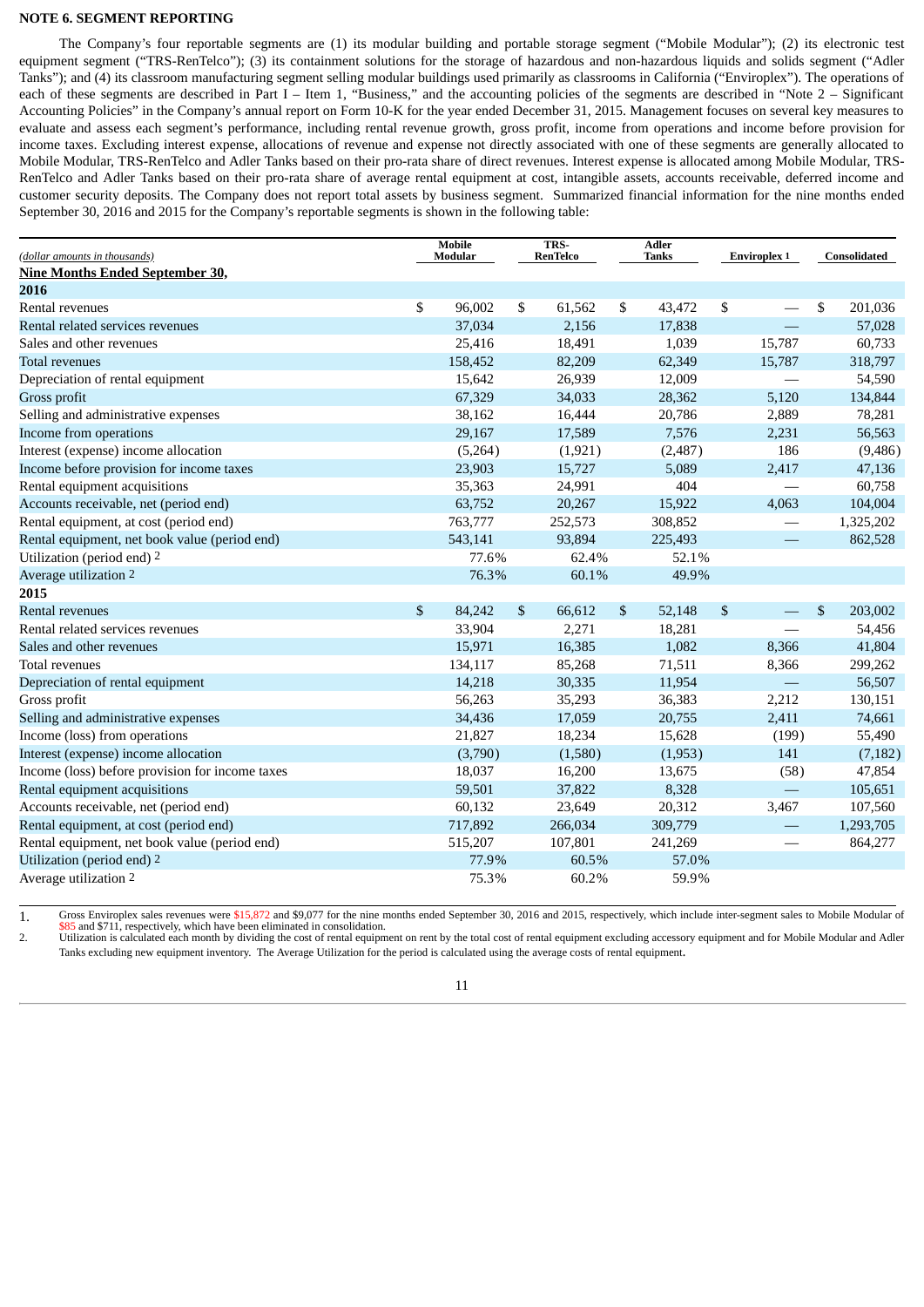## NOTE 6. SEGMENT REPORTING

The Company's four reportable segments are (1) its modular building and portable storage segment ("Mobile Modular"); (2) its electronic test equipment segment ("TRS-RenTelco"); (3) its containment solutions for the storage of hazardous and non-hazardous liquids and solids segment ("Adler Tanks"); and (4) its classroom manufacturing segment selling modular buildings used primarily as classrooms in California ("Enviroplex"). The operations of each of these segments are described in Part I – Item 1, "Business," and the accounting policies of the segments are described in "Note 2 – Significant Accounting Policies" in the Company's annual report on Form 10-K for the year ended December 31, 2015. Management focuses on several key measures to evaluate and assess each segment's performance, including rental revenue growth, gross profit, income from operations and income before provision for income taxes. Excluding interest expense, allocations of revenue and expense not directly associated with one of these segments are generally allocated to Mobile Modular, TRS-RenTelco and Adler Tanks based on their pro-rata share of direct revenues. Interest expense is allocated among Mobile Modular, TRS-RenTelco and Adler Tanks based on their pro-rata share of average rental equipment at cost, intangible assets, accounts receivable, deferred income and customer security deposits. The Company does not report total assets by business segment. Summarized financial information for the nine months ended September 30, 2016 and 2015 for the Company's reportable segments is shown in the following table:

| *(dollar amounts in thousands)* | Mobile Modular | TRS-RenTelco | Adler Tanks | Enviroplex [1] | Consolidated |
|---|---|---|---|---|---|
| **Nine Months Ended September 30,** | | | | | |
| **2016** | | | | | |
| Rental revenues | $ 96,002 | $ 61,562 | $ 43,472 | $ — | $ 201,036 |
| Rental related services revenues | 37,034 | 2,156 | 17,838 | — | 57,028 |
| Sales and other revenues | 25,416 | 18,491 | 1,039 | 15,787 | 60,733 |
| Total revenues | 158,452 | 82,209 | 62,349 | 15,787 | 318,797 |
| Depreciation of rental equipment | 15,642 | 26,939 | 12,009 | — | 54,590 |
| Gross profit | 67,329 | 34,033 | 28,362 | 5,120 | 134,844 |
| Selling and administrative expenses | 38,162 | 16,444 | 20,786 | 2,889 | 78,281 |
| Income from operations | 29,167 | 17,589 | 7,576 | 2,231 | 56,563 |
| Interest (expense) income allocation | (5,264) | (1,921) | (2,487) | 186 | (9,486) |
| Income before provision for income taxes | 23,903 | 15,727 | 5,089 | 2,417 | 47,136 |
| Rental equipment acquisitions | 35,363 | 24,991 | 404 | — | 60,758 |
| Accounts receivable, net (period end) | 63,752 | 20,267 | 15,922 | 4,063 | 104,004 |
| Rental equipment, at cost (period end) | 763,777 | 252,573 | 308,852 | — | 1,325,202 |
| Rental equipment, net book value (period end) | 543,141 | 93,894 | 225,493 | — | 862,528 |
| Utilization (period end) [2] | 77.6% | 62.4% | 52.1% | | |
| Average utilization [2] | 76.3% | 60.1% | 49.9% | | |
| **2015** | | | | | |
| Rental revenues | $ 84,242 | $ 66,612 | $ 52,148 | $ — | $ 203,002 |
| Rental related services revenues | 33,904 | 2,271 | 18,281 | — | 54,456 |
| Sales and other revenues | 15,971 | 16,385 | 1,082 | 8,366 | 41,804 |
| Total revenues | 134,117 | 85,268 | 71,511 | 8,366 | 299,262 |
| Depreciation of rental equipment | 14,218 | 30,335 | 11,954 | — | 56,507 |
| Gross profit | 56,263 | 35,293 | 36,383 | 2,212 | 130,151 |
| Selling and administrative expenses | 34,436 | 17,059 | 20,755 | 2,411 | 74,661 |
| Income (loss) from operations | 21,827 | 18,234 | 15,628 | (199) | 55,490 |
| Interest (expense) income allocation | (3,790) | (1,580) | (1,953) | 141 | (7,182) |
| Income (loss) before provision for income taxes | 18,037 | 16,200 | 13,675 | (58) | 47,854 |
| Rental equipment acquisitions | 59,501 | 37,822 | 8,328 | — | 105,651 |
| Accounts receivable, net (period end) | 60,132 | 23,649 | 20,312 | 3,467 | 107,560 |
| Rental equipment, at cost (period end) | 717,892 | 266,034 | 309,779 | — | 1,293,705 |
| Rental equipment, net book value (period end) | 515,207 | 107,801 | 241,269 | — | 864,277 |
| Utilization (period end) [2] | 77.9% | 60.5% | 57.0% | | |
| Average utilization [2] | 75.3% | 60.2% | 59.9% | | |

1. Gross Enviroplex sales revenues were $15,872 and $9,077 for the nine months ended September 30, 2016 and 2015, respectively, which include inter-segment sales to Mobile Modular of $85 and $711, respectively, which have been eliminated in consolidation.
2. Utilization is calculated each month by dividing the cost of rental equipment on rent by the total cost of rental equipment excluding accessory equipment and for Mobile Modular and Adler Tanks excluding new equipment inventory. The Average Utilization for the period is calculated using the average costs of rental equipment.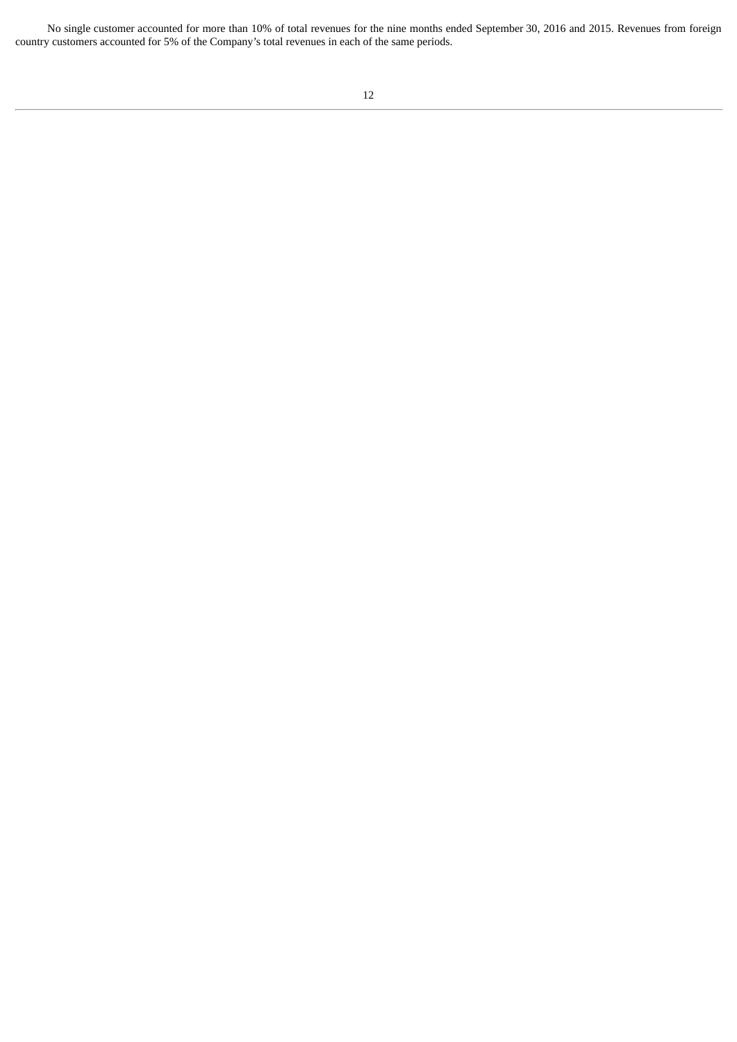No single customer accounted for more than 10% of total revenues for the nine months ended September 30, 2016 and 2015. Revenues from foreign country customers accounted for 5% of the Company's total revenues in each of the same periods.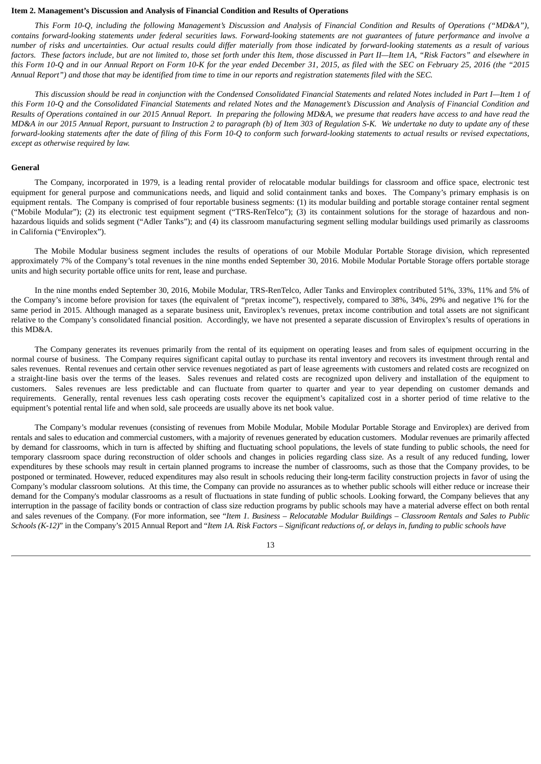**Item 2. Management's Discussion and Analysis of Financial Condition and Results of Operations**

*This Form 10-Q, including the following Management's Discussion and Analysis of Financial Condition and Results of Operations ("MD&A"), contains forward-looking statements under federal securities laws. Forward-looking statements are not guarantees of future performance and involve a number of risks and uncertainties. Our actual results could differ materially from those indicated by forward-looking statements as a result of various factors. These factors include, but are not limited to, those set forth under this Item, those discussed in Part II—Item 1A, "Risk Factors" and elsewhere in this Form 10-Q and in our Annual Report on Form 10-K for the year ended December 31, 2015, as filed with the SEC on February 25, 2016 (the "2015 Annual Report") and those that may be identified from time to time in our reports and registration statements filed with the SEC.*

*This discussion should be read in conjunction with the Condensed Consolidated Financial Statements and related Notes included in Part I—Item 1 of this Form 10-Q and the Consolidated Financial Statements and related Notes and the Management's Discussion and Analysis of Financial Condition and Results of Operations contained in our 2015 Annual Report. In preparing the following MD&A, we presume that readers have access to and have read the MD&A in our 2015 Annual Report, pursuant to Instruction 2 to paragraph (b) of Item 303 of Regulation S-K. We undertake no duty to update any of these forward-looking statements after the date of filing of this Form 10-Q to conform such forward-looking statements to actual results or revised expectations, except as otherwise required by law.*

**General**

The Company, incorporated in 1979, is a leading rental provider of relocatable modular buildings for classroom and office space, electronic test equipment for general purpose and communications needs, and liquid and solid containment tanks and boxes. The Company's primary emphasis is on equipment rentals. The Company is comprised of four reportable business segments: (1) its modular building and portable storage container rental segment ("Mobile Modular"); (2) its electronic test equipment segment ("TRS-RenTelco"); (3) its containment solutions for the storage of hazardous and non-hazardous liquids and solids segment ("Adler Tanks"); and (4) its classroom manufacturing segment selling modular buildings used primarily as classrooms in California ("Enviroplex").

The Mobile Modular business segment includes the results of operations of our Mobile Modular Portable Storage division, which represented approximately 7% of the Company's total revenues in the nine months ended September 30, 2016. Mobile Modular Portable Storage offers portable storage units and high security portable office units for rent, lease and purchase.

In the nine months ended September 30, 2016, Mobile Modular, TRS-RenTelco, Adler Tanks and Enviroplex contributed 51%, 33%, 11% and 5% of the Company's income before provision for taxes (the equivalent of "pretax income"), respectively, compared to 38%, 34%, 29% and negative 1% for the same period in 2015. Although managed as a separate business unit, Enviroplex's revenues, pretax income contribution and total assets are not significant relative to the Company's consolidated financial position. Accordingly, we have not presented a separate discussion of Enviroplex's results of operations in this MD&A.

The Company generates its revenues primarily from the rental of its equipment on operating leases and from sales of equipment occurring in the normal course of business. The Company requires significant capital outlay to purchase its rental inventory and recovers its investment through rental and sales revenues. Rental revenues and certain other service revenues negotiated as part of lease agreements with customers and related costs are recognized on a straight-line basis over the terms of the leases. Sales revenues and related costs are recognized upon delivery and installation of the equipment to customers. Sales revenues are less predictable and can fluctuate from quarter to quarter and year to year depending on customer demands and requirements. Generally, rental revenues less cash operating costs recover the equipment's capitalized cost in a shorter period of time relative to the equipment's potential rental life and when sold, sale proceeds are usually above its net book value.

The Company's modular revenues (consisting of revenues from Mobile Modular, Mobile Modular Portable Storage and Enviroplex) are derived from rentals and sales to education and commercial customers, with a majority of revenues generated by education customers. Modular revenues are primarily affected by demand for classrooms, which in turn is affected by shifting and fluctuating school populations, the levels of state funding to public schools, the need for temporary classroom space during reconstruction of older schools and changes in policies regarding class size. As a result of any reduced funding, lower expenditures by these schools may result in certain planned programs to increase the number of classrooms, such as those that the Company provides, to be postponed or terminated. However, reduced expenditures may also result in schools reducing their long-term facility construction projects in favor of using the Company's modular classroom solutions. At this time, the Company can provide no assurances as to whether public schools will either reduce or increase their demand for the Company's modular classrooms as a result of fluctuations in state funding of public schools. Looking forward, the Company believes that any interruption in the passage of facility bonds or contraction of class size reduction programs by public schools may have a material adverse effect on both rental and sales revenues of the Company. (For more information, see "*Item 1. Business – Relocatable Modular Buildings – Classroom Rentals and Sales to Public Schools (K-12)*" in the Company's 2015 Annual Report and "*Item 1A. Risk Factors – Significant reductions of, or delays in, funding to public schools have*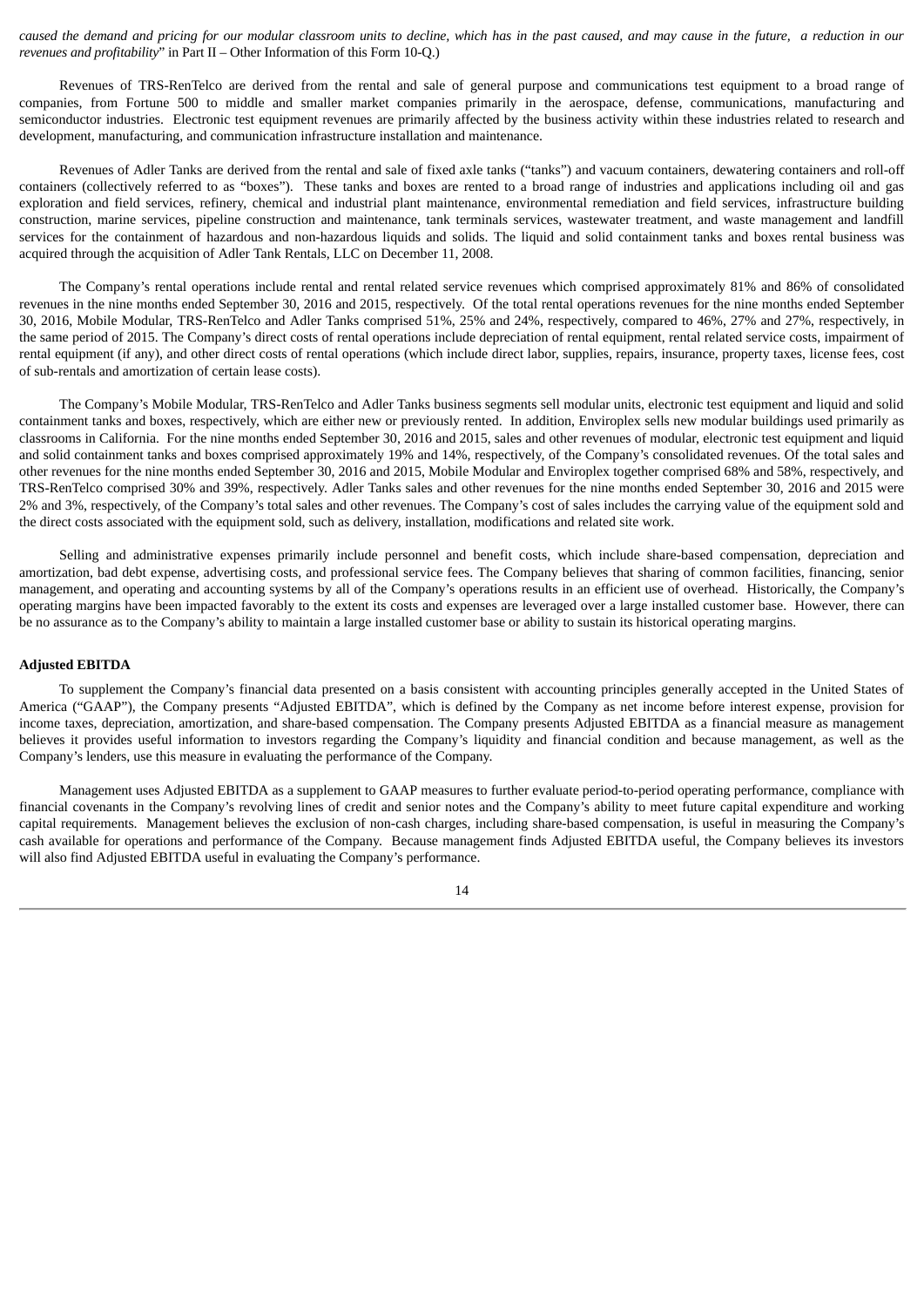*caused the demand and pricing for our modular classroom units to decline, which has in the past caused, and may cause in the future, a reduction in our revenues and profitability*" in Part II – Other Information of this Form 10-Q.)

Revenues of TRS-RenTelco are derived from the rental and sale of general purpose and communications test equipment to a broad range of companies, from Fortune 500 to middle and smaller market companies primarily in the aerospace, defense, communications, manufacturing and semiconductor industries. Electronic test equipment revenues are primarily affected by the business activity within these industries related to research and development, manufacturing, and communication infrastructure installation and maintenance.

Revenues of Adler Tanks are derived from the rental and sale of fixed axle tanks ("tanks") and vacuum containers, dewatering containers and roll-off containers (collectively referred to as "boxes"). These tanks and boxes are rented to a broad range of industries and applications including oil and gas exploration and field services, refinery, chemical and industrial plant maintenance, environmental remediation and field services, infrastructure building construction, marine services, pipeline construction and maintenance, tank terminals services, wastewater treatment, and waste management and landfill services for the containment of hazardous and non-hazardous liquids and solids. The liquid and solid containment tanks and boxes rental business was acquired through the acquisition of Adler Tank Rentals, LLC on December 11, 2008.

The Company's rental operations include rental and rental related service revenues which comprised approximately 81% and 86% of consolidated revenues in the nine months ended September 30, 2016 and 2015, respectively. Of the total rental operations revenues for the nine months ended September 30, 2016, Mobile Modular, TRS-RenTelco and Adler Tanks comprised 51%, 25% and 24%, respectively, compared to 46%, 27% and 27%, respectively, in the same period of 2015. The Company's direct costs of rental operations include depreciation of rental equipment, rental related service costs, impairment of rental equipment (if any), and other direct costs of rental operations (which include direct labor, supplies, repairs, insurance, property taxes, license fees, cost of sub-rentals and amortization of certain lease costs).

The Company's Mobile Modular, TRS-RenTelco and Adler Tanks business segments sell modular units, electronic test equipment and liquid and solid containment tanks and boxes, respectively, which are either new or previously rented. In addition, Enviroplex sells new modular buildings used primarily as classrooms in California. For the nine months ended September 30, 2016 and 2015, sales and other revenues of modular, electronic test equipment and liquid and solid containment tanks and boxes comprised approximately 19% and 14%, respectively, of the Company's consolidated revenues. Of the total sales and other revenues for the nine months ended September 30, 2016 and 2015, Mobile Modular and Enviroplex together comprised 68% and 58%, respectively, and TRS-RenTelco comprised 30% and 39%, respectively. Adler Tanks sales and other revenues for the nine months ended September 30, 2016 and 2015 were 2% and 3%, respectively, of the Company's total sales and other revenues. The Company's cost of sales includes the carrying value of the equipment sold and the direct costs associated with the equipment sold, such as delivery, installation, modifications and related site work.

Selling and administrative expenses primarily include personnel and benefit costs, which include share-based compensation, depreciation and amortization, bad debt expense, advertising costs, and professional service fees. The Company believes that sharing of common facilities, financing, senior management, and operating and accounting systems by all of the Company's operations results in an efficient use of overhead. Historically, the Company's operating margins have been impacted favorably to the extent its costs and expenses are leveraged over a large installed customer base. However, there can be no assurance as to the Company's ability to maintain a large installed customer base or ability to sustain its historical operating margins.

**Adjusted EBITDA**

To supplement the Company's financial data presented on a basis consistent with accounting principles generally accepted in the United States of America ("GAAP"), the Company presents "Adjusted EBITDA", which is defined by the Company as net income before interest expense, provision for income taxes, depreciation, amortization, and share-based compensation. The Company presents Adjusted EBITDA as a financial measure as management believes it provides useful information to investors regarding the Company's liquidity and financial condition and because management, as well as the Company's lenders, use this measure in evaluating the performance of the Company.

Management uses Adjusted EBITDA as a supplement to GAAP measures to further evaluate period-to-period operating performance, compliance with financial covenants in the Company's revolving lines of credit and senior notes and the Company's ability to meet future capital expenditure and working capital requirements. Management believes the exclusion of non-cash charges, including share-based compensation, is useful in measuring the Company's cash available for operations and performance of the Company. Because management finds Adjusted EBITDA useful, the Company believes its investors will also find Adjusted EBITDA useful in evaluating the Company's performance.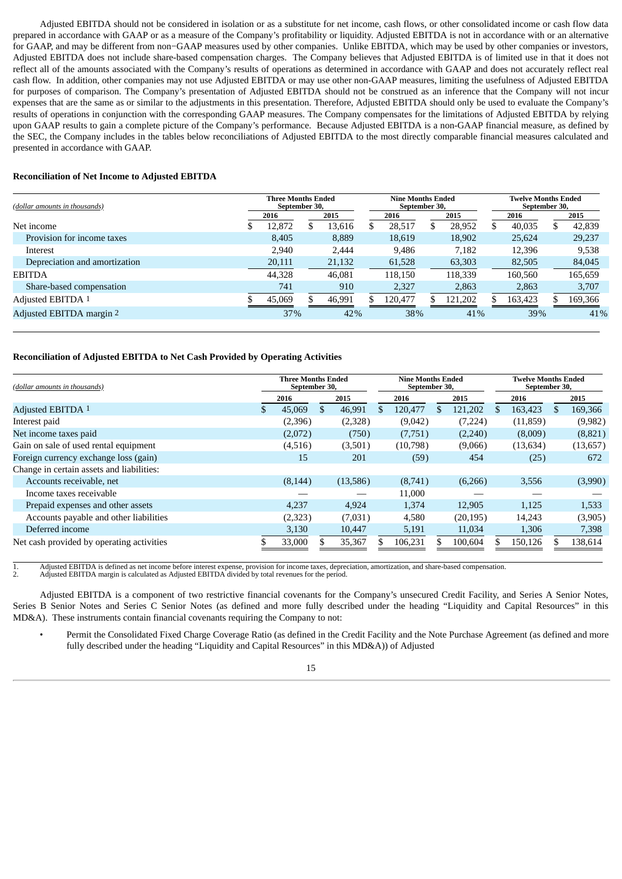Adjusted EBITDA should not be considered in isolation or as a substitute for net income, cash flows, or other consolidated income or cash flow data prepared in accordance with GAAP or as a measure of the Company's profitability or liquidity. Adjusted EBITDA is not in accordance with or an alternative for GAAP, and may be different from non−GAAP measures used by other companies. Unlike EBITDA, which may be used by other companies or investors, Adjusted EBITDA does not include share-based compensation charges. The Company believes that Adjusted EBITDA is of limited use in that it does not reflect all of the amounts associated with the Company's results of operations as determined in accordance with GAAP and does not accurately reflect real cash flow. In addition, other companies may not use Adjusted EBITDA or may use other non-GAAP measures, limiting the usefulness of Adjusted EBITDA for purposes of comparison. The Company's presentation of Adjusted EBITDA should not be construed as an inference that the Company will not incur expenses that are the same as or similar to the adjustments in this presentation. Therefore, Adjusted EBITDA should only be used to evaluate the Company's results of operations in conjunction with the corresponding GAAP measures. The Company compensates for the limitations of Adjusted EBITDA by relying upon GAAP results to gain a complete picture of the Company's performance. Because Adjusted EBITDA is a non-GAAP financial measure, as defined by the SEC, the Company includes in the tables below reconciliations of Adjusted EBITDA to the most directly comparable financial measures calculated and presented in accordance with GAAP.

**Reconciliation of Net Income to Adjusted EBITDA**

| *(dollar amounts in thousands)* | Three Months Ended September 30, | | Nine Months Ended September 30, | | Twelve Months Ended September 30, | |
|---|---|---|---|---|---|---|
| | 2016 | 2015 | 2016 | 2015 | 2016 | 2015 |
| Net income | $ 12,872 | $ 13,616 | $ 28,517 | $ 28,952 | $ 40,035 | $ 42,839 |
| Provision for income taxes | 8,405 | 8,889 | 18,619 | 18,902 | 25,624 | 29,237 |
| Interest | 2,940 | 2,444 | 9,486 | 7,182 | 12,396 | 9,538 |
| Depreciation and amortization | 20,111 | 21,132 | 61,528 | 63,303 | 82,505 | 84,045 |
| EBITDA | 44,328 | 46,081 | 118,150 | 118,339 | 160,560 | 165,659 |
| Share-based compensation | 741 | 910 | 2,327 | 2,863 | 2,863 | 3,707 |
| Adjusted EBITDA [1] | $ 45,069 | $ 46,991 | $ 120,477 | $ 121,202 | $ 163,423 | $ 169,366 |
| Adjusted EBITDA margin [2] | 37% | 42% | 38% | 41% | 39% | 41% |

**Reconciliation of Adjusted EBITDA to Net Cash Provided by Operating Activities**

| *(dollar amounts in thousands)* | Three Months Ended September 30, | | Nine Months Ended September 30, | | Twelve Months Ended September 30, | |
|---|---|---|---|---|---|---|
| | 2016 | 2015 | 2016 | 2015 | 2016 | 2015 |
| Adjusted EBITDA [1] | $ 45,069 | $ 46,991 | $ 120,477 | $ 121,202 | $ 163,423 | $ 169,366 |
| Interest paid | (2,396) | (2,328) | (9,042) | (7,224) | (11,859) | (9,982) |
| Net income taxes paid | (2,072) | (750) | (7,751) | (2,240) | (8,009) | (8,821) |
| Gain on sale of used rental equipment | (4,516) | (3,501) | (10,798) | (9,066) | (13,634) | (13,657) |
| Foreign currency exchange loss (gain) | 15 | 201 | (59) | 454 | (25) | 672 |
| Change in certain assets and liabilities: | | | | | | |
| Accounts receivable, net | (8,144) | (13,586) | (8,741) | (6,266) | 3,556 | (3,990) |
| Income taxes receivable | — | — | 11,000 | — | — | — |
| Prepaid expenses and other assets | 4,237 | 4,924 | 1,374 | 12,905 | 1,125 | 1,533 |
| Accounts payable and other liabilities | (2,323) | (7,031) | 4,580 | (20,195) | 14,243 | (3,905) |
| Deferred income | 3,130 | 10,447 | 5,191 | 11,034 | 1,306 | 7,398 |
| Net cash provided by operating activities | $ 33,000 | $ 35,367 | $ 106,231 | $ 100,604 | $ 150,126 | $ 138,614 |

1. Adjusted EBITDA is defined as net income before interest expense, provision for income taxes, depreciation, amortization, and share-based compensation.
2. Adjusted EBITDA margin is calculated as Adjusted EBITDA divided by total revenues for the period.

Adjusted EBITDA is a component of two restrictive financial covenants for the Company's unsecured Credit Facility, and Series A Senior Notes, Series B Senior Notes and Series C Senior Notes (as defined and more fully described under the heading "Liquidity and Capital Resources" in this MD&A). These instruments contain financial covenants requiring the Company to not:

- Permit the Consolidated Fixed Charge Coverage Ratio (as defined in the Credit Facility and the Note Purchase Agreement (as defined and more fully described under the heading "Liquidity and Capital Resources" in this MD&A)) of Adjusted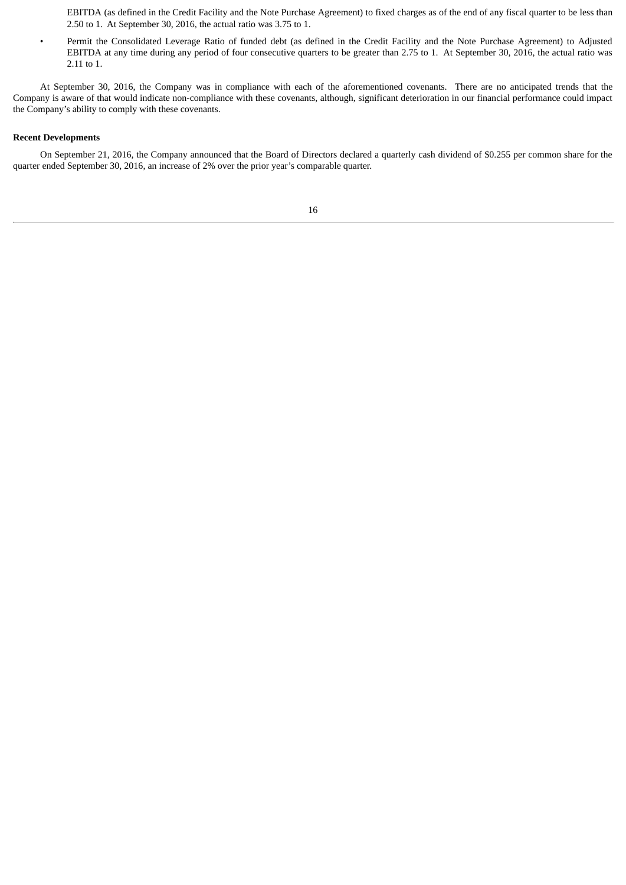EBITDA (as defined in the Credit Facility and the Note Purchase Agreement) to fixed charges as of the end of any fiscal quarter to be less than 2.50 to 1. At September 30, 2016, the actual ratio was 3.75 to 1.

- Permit the Consolidated Leverage Ratio of funded debt (as defined in the Credit Facility and the Note Purchase Agreement) to Adjusted EBITDA at any time during any period of four consecutive quarters to be greater than 2.75 to 1. At September 30, 2016, the actual ratio was 2.11 to 1.

At September 30, 2016, the Company was in compliance with each of the aforementioned covenants. There are no anticipated trends that the Company is aware of that would indicate non-compliance with these covenants, although, significant deterioration in our financial performance could impact the Company's ability to comply with these covenants.

**Recent Developments**

On September 21, 2016, the Company announced that the Board of Directors declared a quarterly cash dividend of $0.255 per common share for the quarter ended September 30, 2016, an increase of 2% over the prior year's comparable quarter.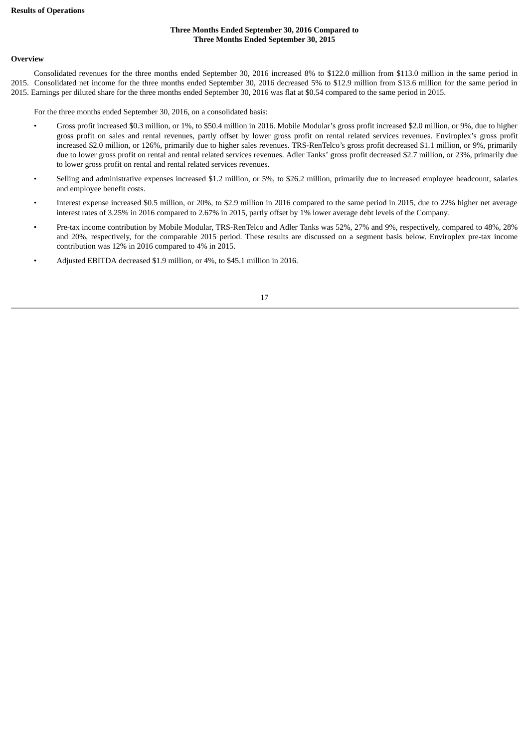**Results of Operations**

**Three Months Ended September 30, 2016 Compared to**
**Three Months Ended September 30, 2015**

**Overview**

Consolidated revenues for the three months ended September 30, 2016 increased 8% to $122.0 million from $113.0 million in the same period in 2015. Consolidated net income for the three months ended September 30, 2016 decreased 5% to $12.9 million from $13.6 million for the same period in 2015. Earnings per diluted share for the three months ended September 30, 2016 was flat at $0.54 compared to the same period in 2015.

For the three months ended September 30, 2016, on a consolidated basis:

- Gross profit increased $0.3 million, or 1%, to $50.4 million in 2016. Mobile Modular's gross profit increased $2.0 million, or 9%, due to higher gross profit on sales and rental revenues, partly offset by lower gross profit on rental related services revenues. Enviroplex's gross profit increased $2.0 million, or 126%, primarily due to higher sales revenues. TRS-RenTelco's gross profit decreased $1.1 million, or 9%, primarily due to lower gross profit on rental and rental related services revenues. Adler Tanks' gross profit decreased $2.7 million, or 23%, primarily due to lower gross profit on rental and rental related services revenues.
- Selling and administrative expenses increased $1.2 million, or 5%, to $26.2 million, primarily due to increased employee headcount, salaries and employee benefit costs.
- Interest expense increased $0.5 million, or 20%, to $2.9 million in 2016 compared to the same period in 2015, due to 22% higher net average interest rates of 3.25% in 2016 compared to 2.67% in 2015, partly offset by 1% lower average debt levels of the Company.
- Pre-tax income contribution by Mobile Modular, TRS-RenTelco and Adler Tanks was 52%, 27% and 9%, respectively, compared to 48%, 28% and 20%, respectively, for the comparable 2015 period. These results are discussed on a segment basis below. Enviroplex pre-tax income contribution was 12% in 2016 compared to 4% in 2015.
- Adjusted EBITDA decreased $1.9 million, or 4%, to $45.1 million in 2016.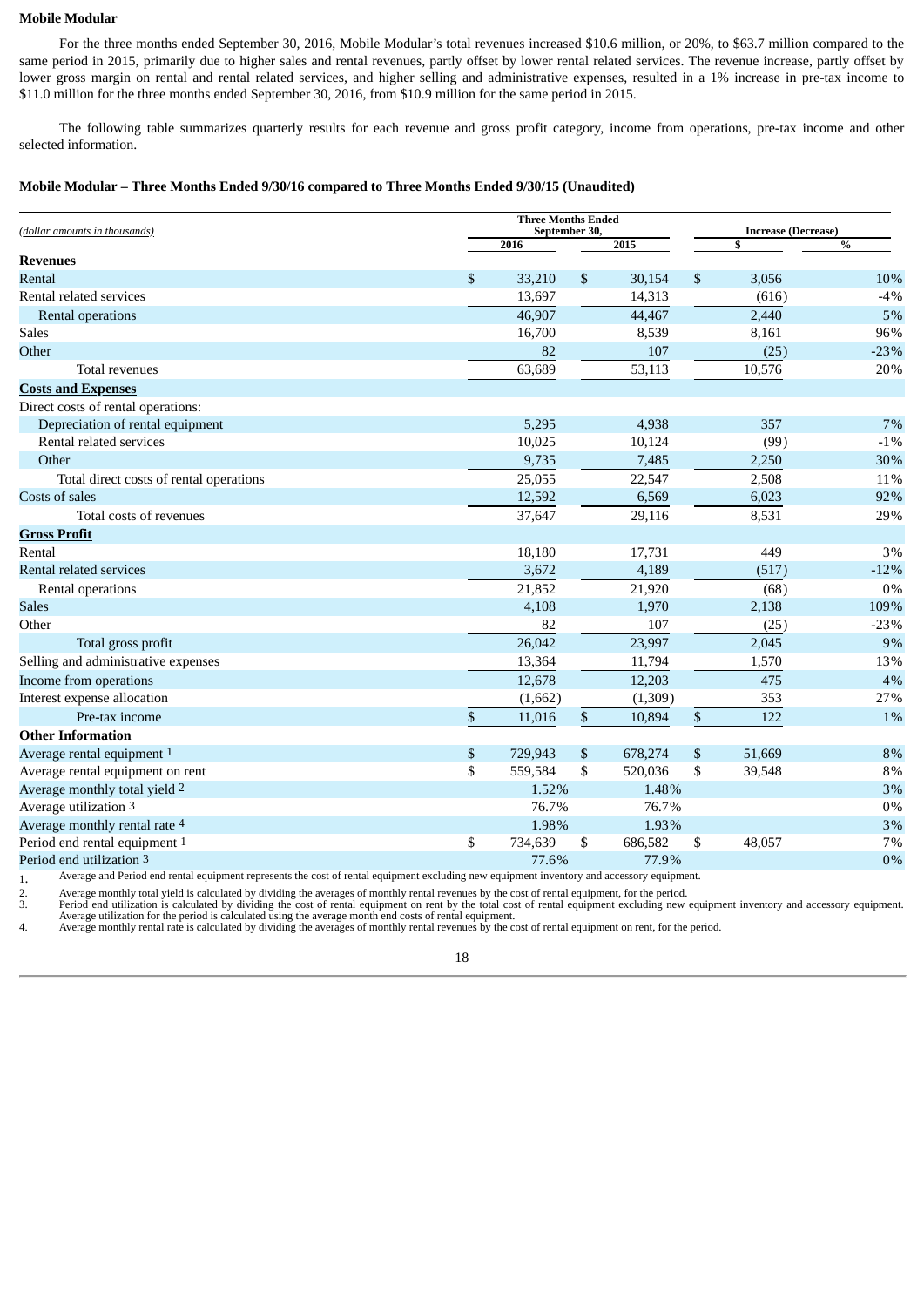**Mobile Modular**

For the three months ended September 30, 2016, Mobile Modular's total revenues increased $10.6 million, or 20%, to $63.7 million compared to the same period in 2015, primarily due to higher sales and rental revenues, partly offset by lower rental related services. The revenue increase, partly offset by lower gross margin on rental and rental related services, and higher selling and administrative expenses, resulted in a 1% increase in pre-tax income to $11.0 million for the three months ended September 30, 2016, from $10.9 million for the same period in 2015.

The following table summarizes quarterly results for each revenue and gross profit category, income from operations, pre-tax income and other selected information.

**Mobile Modular – Three Months Ended 9/30/16 compared to Three Months Ended 9/30/15 (Unaudited)**

| *(dollar amounts in thousands)* | Three Months Ended September 30, 2016 | Three Months Ended September 30, 2015 | Increase (Decrease) $ | Increase (Decrease) % |
|---|---|---|---|---|
| **Revenues** | | | | |
| Rental | $ 33,210 | $ 30,154 | $ 3,056 | 10% |
| Rental related services | 13,697 | 14,313 | (616) | -4% |
| Rental operations | 46,907 | 44,467 | 2,440 | 5% |
| Sales | 16,700 | 8,539 | 8,161 | 96% |
| Other | 82 | 107 | (25) | -23% |
| Total revenues | 63,689 | 53,113 | 10,576 | 20% |
| **Costs and Expenses** | | | | |
| Direct costs of rental operations: | | | | |
| Depreciation of rental equipment | 5,295 | 4,938 | 357 | 7% |
| Rental related services | 10,025 | 10,124 | (99) | -1% |
| Other | 9,735 | 7,485 | 2,250 | 30% |
| Total direct costs of rental operations | 25,055 | 22,547 | 2,508 | 11% |
| Costs of sales | 12,592 | 6,569 | 6,023 | 92% |
| Total costs of revenues | 37,647 | 29,116 | 8,531 | 29% |
| **Gross Profit** | | | | |
| Rental | 18,180 | 17,731 | 449 | 3% |
| Rental related services | 3,672 | 4,189 | (517) | -12% |
| Rental operations | 21,852 | 21,920 | (68) | 0% |
| Sales | 4,108 | 1,970 | 2,138 | 109% |
| Other | 82 | 107 | (25) | -23% |
| Total gross profit | 26,042 | 23,997 | 2,045 | 9% |
| Selling and administrative expenses | 13,364 | 11,794 | 1,570 | 13% |
| Income from operations | 12,678 | 12,203 | 475 | 4% |
| Interest expense allocation | (1,662) | (1,309) | 353 | 27% |
| Pre-tax income | $ 11,016 | $ 10,894 | $ 122 | 1% |
| **Other Information** | | | | |
| Average rental equipment [1] | $ 729,943 | $ 678,274 | $ 51,669 | 8% |
| Average rental equipment on rent | $ 559,584 | $ 520,036 | $ 39,548 | 8% |
| Average monthly total yield [2] | 1.52% | 1.48% | | 3% |
| Average utilization [3] | 76.7% | 76.7% | | 0% |
| Average monthly rental rate [4] | 1.98% | 1.93% | | 3% |
| Period end rental equipment [1] | $ 734,639 | $ 686,582 | $ 48,057 | 7% |
| Period end utilization [3] | 77.6% | 77.9% | | 0% |

1. Average and Period end rental equipment represents the cost of rental equipment excluding new equipment inventory and accessory equipment.
2. Average monthly total yield is calculated by dividing the averages of monthly rental revenues by the cost of rental equipment, for the period.
3. Period end utilization is calculated by dividing the cost of rental equipment on rent by the total cost of rental equipment excluding new equipment inventory and accessory equipment. Average utilization for the period is calculated using the average month end costs of rental equipment.
4. Average monthly rental rate is calculated by dividing the averages of monthly rental revenues by the cost of rental equipment on rent, for the period.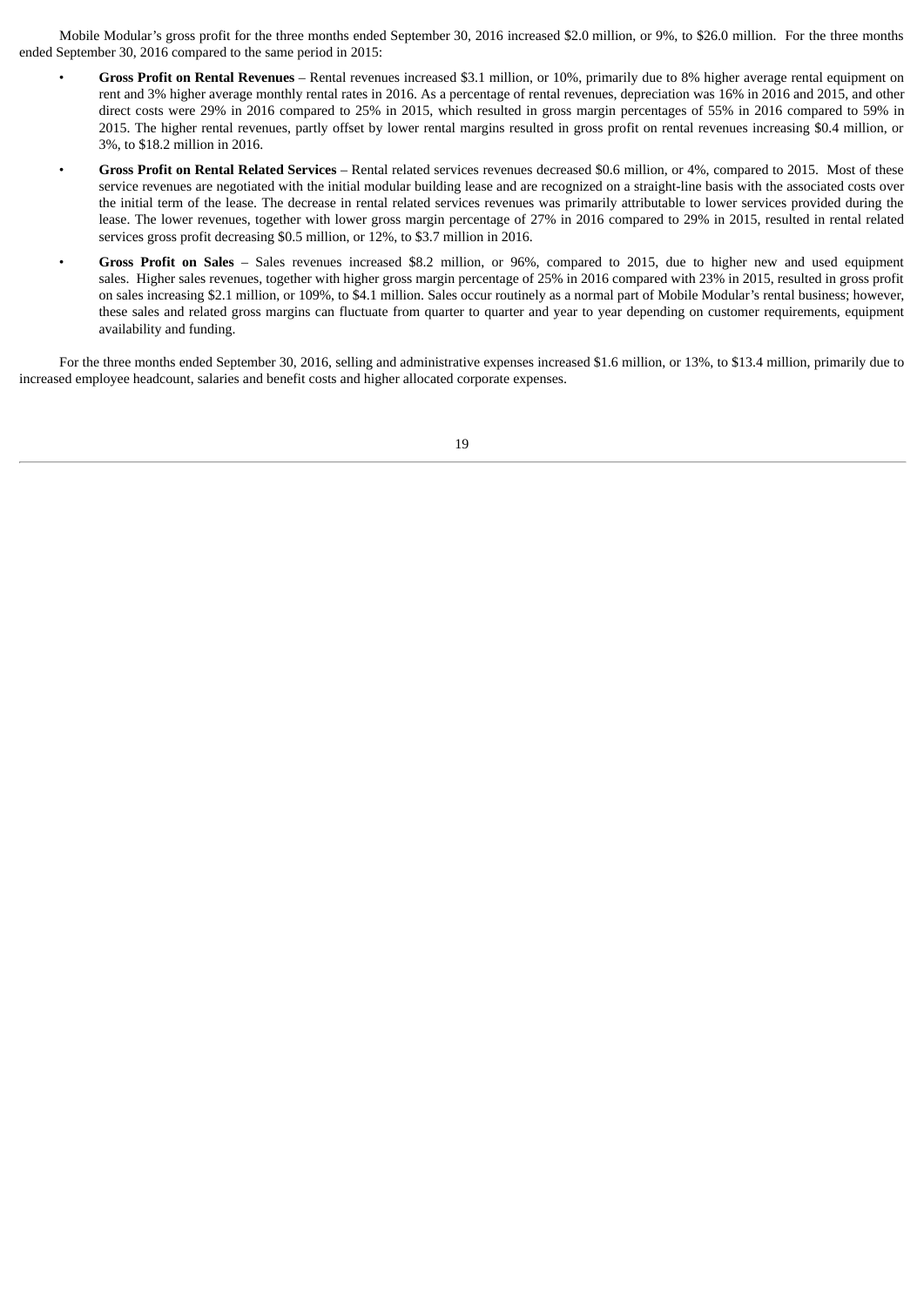Mobile Modular's gross profit for the three months ended September 30, 2016 increased $2.0 million, or 9%, to $26.0 million. For the three months ended September 30, 2016 compared to the same period in 2015:

- **Gross Profit on Rental Revenues** – Rental revenues increased $3.1 million, or 10%, primarily due to 8% higher average rental equipment on rent and 3% higher average monthly rental rates in 2016. As a percentage of rental revenues, depreciation was 16% in 2016 and 2015, and other direct costs were 29% in 2016 compared to 25% in 2015, which resulted in gross margin percentages of 55% in 2016 compared to 59% in 2015. The higher rental revenues, partly offset by lower rental margins resulted in gross profit on rental revenues increasing $0.4 million, or 3%, to $18.2 million in 2016.
- **Gross Profit on Rental Related Services** – Rental related services revenues decreased $0.6 million, or 4%, compared to 2015. Most of these service revenues are negotiated with the initial modular building lease and are recognized on a straight-line basis with the associated costs over the initial term of the lease. The decrease in rental related services revenues was primarily attributable to lower services provided during the lease. The lower revenues, together with lower gross margin percentage of 27% in 2016 compared to 29% in 2015, resulted in rental related services gross profit decreasing $0.5 million, or 12%, to $3.7 million in 2016.
- **Gross Profit on Sales** – Sales revenues increased $8.2 million, or 96%, compared to 2015, due to higher new and used equipment sales. Higher sales revenues, together with higher gross margin percentage of 25% in 2016 compared with 23% in 2015, resulted in gross profit on sales increasing $2.1 million, or 109%, to $4.1 million. Sales occur routinely as a normal part of Mobile Modular's rental business; however, these sales and related gross margins can fluctuate from quarter to quarter and year to year depending on customer requirements, equipment availability and funding.

For the three months ended September 30, 2016, selling and administrative expenses increased $1.6 million, or 13%, to $13.4 million, primarily due to increased employee headcount, salaries and benefit costs and higher allocated corporate expenses.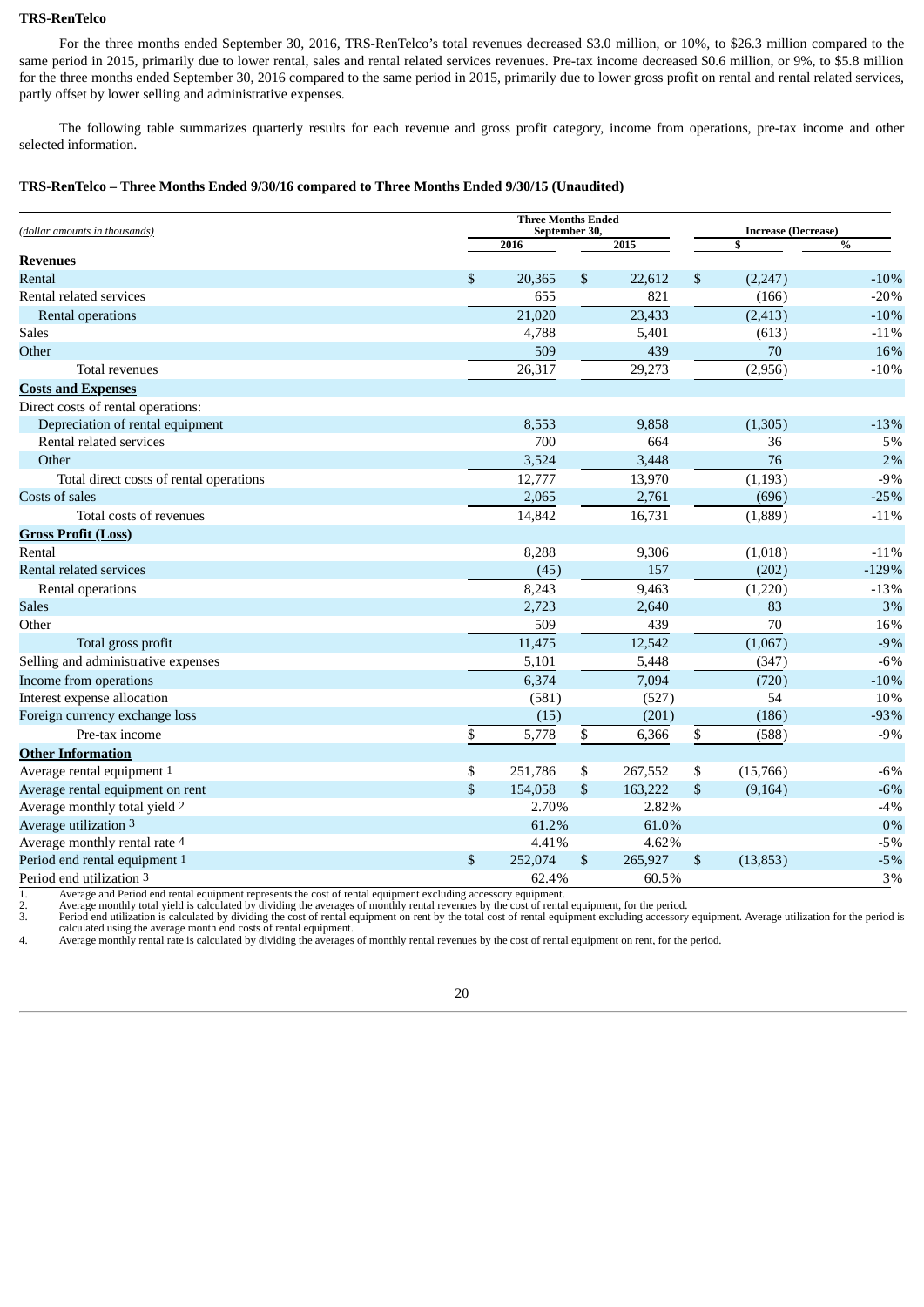**TRS-RenTelco**

For the three months ended September 30, 2016, TRS-RenTelco's total revenues decreased $3.0 million, or 10%, to $26.3 million compared to the same period in 2015, primarily due to lower rental, sales and rental related services revenues. Pre-tax income decreased $0.6 million, or 9%, to $5.8 million for the three months ended September 30, 2016 compared to the same period in 2015, primarily due to lower gross profit on rental and rental related services, partly offset by lower selling and administrative expenses.

The following table summarizes quarterly results for each revenue and gross profit category, income from operations, pre-tax income and other selected information.

**TRS-RenTelco – Three Months Ended 9/30/16 compared to Three Months Ended 9/30/15 (Unaudited)**

| *(dollar amounts in thousands)* | Three Months Ended September 30, 2016 | Three Months Ended September 30, 2015 | Increase (Decrease) $ | Increase (Decrease) % |
|---|---|---|---|---|
| **Revenues** | | | | |
| Rental | $ 20,365 | $ 22,612 | $ (2,247) | -10% |
| Rental related services | 655 | 821 | (166) | -20% |
| Rental operations | 21,020 | 23,433 | (2,413) | -10% |
| Sales | 4,788 | 5,401 | (613) | -11% |
| Other | 509 | 439 | 70 | 16% |
| Total revenues | 26,317 | 29,273 | (2,956) | -10% |
| **Costs and Expenses** | | | | |
| Direct costs of rental operations: | | | | |
| Depreciation of rental equipment | 8,553 | 9,858 | (1,305) | -13% |
| Rental related services | 700 | 664 | 36 | 5% |
| Other | 3,524 | 3,448 | 76 | 2% |
| Total direct costs of rental operations | 12,777 | 13,970 | (1,193) | -9% |
| Costs of sales | 2,065 | 2,761 | (696) | -25% |
| Total costs of revenues | 14,842 | 16,731 | (1,889) | -11% |
| **Gross Profit (Loss)** | | | | |
| Rental | 8,288 | 9,306 | (1,018) | -11% |
| Rental related services | (45) | 157 | (202) | -129% |
| Rental operations | 8,243 | 9,463 | (1,220) | -13% |
| Sales | 2,723 | 2,640 | 83 | 3% |
| Other | 509 | 439 | 70 | 16% |
| Total gross profit | 11,475 | 12,542 | (1,067) | -9% |
| Selling and administrative expenses | 5,101 | 5,448 | (347) | -6% |
| Income from operations | 6,374 | 7,094 | (720) | -10% |
| Interest expense allocation | (581) | (527) | 54 | 10% |
| Foreign currency exchange loss | (15) | (201) | (186) | -93% |
| Pre-tax income | $ 5,778 | $ 6,366 | $ (588) | -9% |
| **Other Information** | | | | |
| Average rental equipment [1] | $ 251,786 | $ 267,552 | $ (15,766) | -6% |
| Average rental equipment on rent | $ 154,058 | $ 163,222 | $ (9,164) | -6% |
| Average monthly total yield [2] | 2.70% | 2.82% | | -4% |
| Average utilization [3] | 61.2% | 61.0% | | 0% |
| Average monthly rental rate [4] | 4.41% | 4.62% | | -5% |
| Period end rental equipment [1] | $ 252,074 | $ 265,927 | $ (13,853) | -5% |
| Period end utilization [3] | 62.4% | 60.5% | | 3% |

1. Average and Period end rental equipment represents the cost of rental equipment excluding accessory equipment.
2. Average monthly total yield is calculated by dividing the averages of monthly rental revenues by the cost of rental equipment, for the period.
3. Period end utilization is calculated by dividing the cost of rental equipment on rent by the total cost of rental equipment excluding accessory equipment. Average utilization for the period is calculated using the average month end costs of rental equipment.
4. Average monthly rental rate is calculated by dividing the averages of monthly rental revenues by the cost of rental equipment on rent, for the period.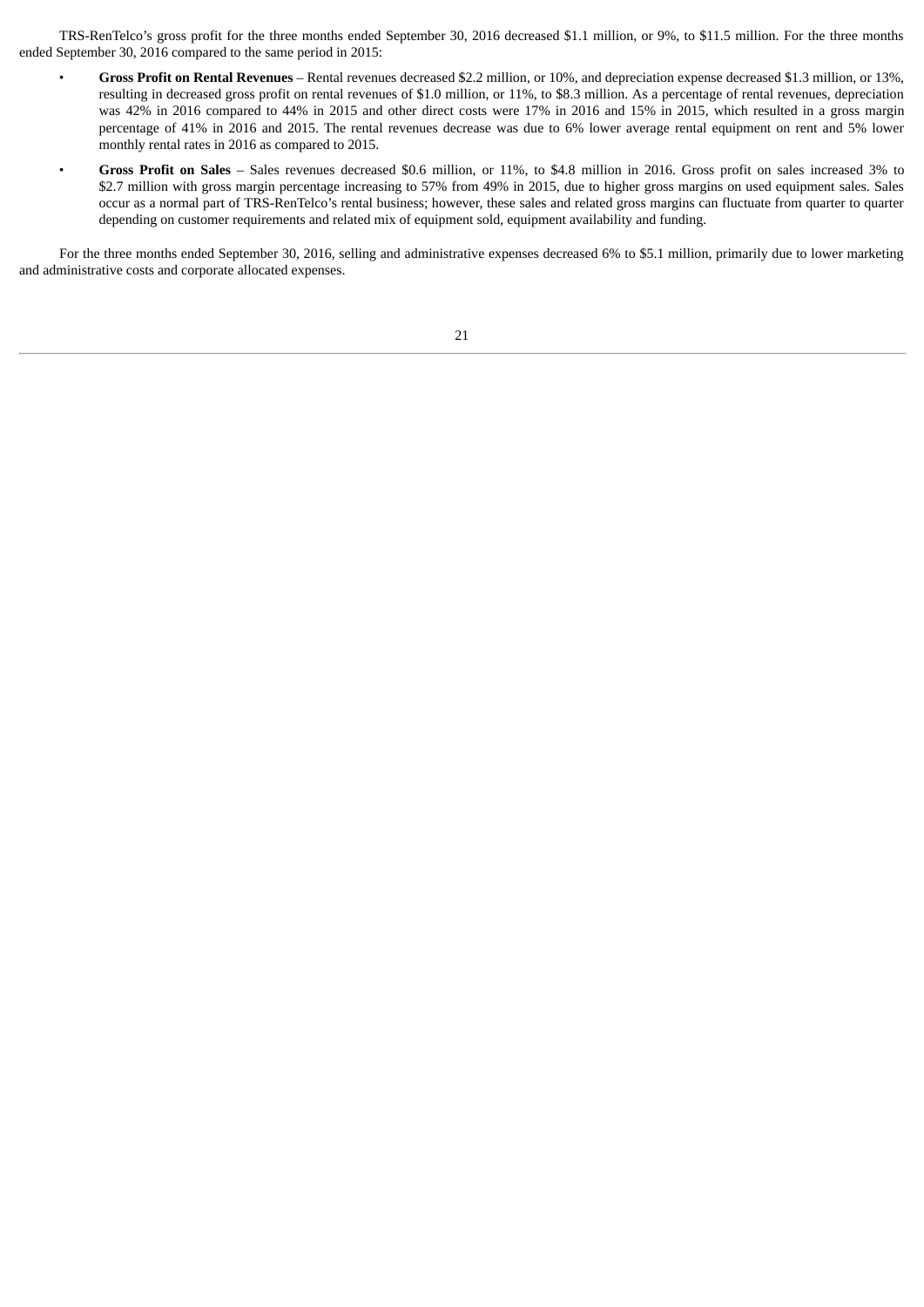TRS-RenTelco's gross profit for the three months ended September 30, 2016 decreased $1.1 million, or 9%, to $11.5 million. For the three months ended September 30, 2016 compared to the same period in 2015:

- **Gross Profit on Rental Revenues** – Rental revenues decreased $2.2 million, or 10%, and depreciation expense decreased $1.3 million, or 13%, resulting in decreased gross profit on rental revenues of $1.0 million, or 11%, to $8.3 million. As a percentage of rental revenues, depreciation was 42% in 2016 compared to 44% in 2015 and other direct costs were 17% in 2016 and 15% in 2015, which resulted in a gross margin percentage of 41% in 2016 and 2015. The rental revenues decrease was due to 6% lower average rental equipment on rent and 5% lower monthly rental rates in 2016 as compared to 2015.
- **Gross Profit on Sales** – Sales revenues decreased $0.6 million, or 11%, to $4.8 million in 2016. Gross profit on sales increased 3% to $2.7 million with gross margin percentage increasing to 57% from 49% in 2015, due to higher gross margins on used equipment sales. Sales occur as a normal part of TRS-RenTelco's rental business; however, these sales and related gross margins can fluctuate from quarter to quarter depending on customer requirements and related mix of equipment sold, equipment availability and funding.

For the three months ended September 30, 2016, selling and administrative expenses decreased 6% to $5.1 million, primarily due to lower marketing and administrative costs and corporate allocated expenses.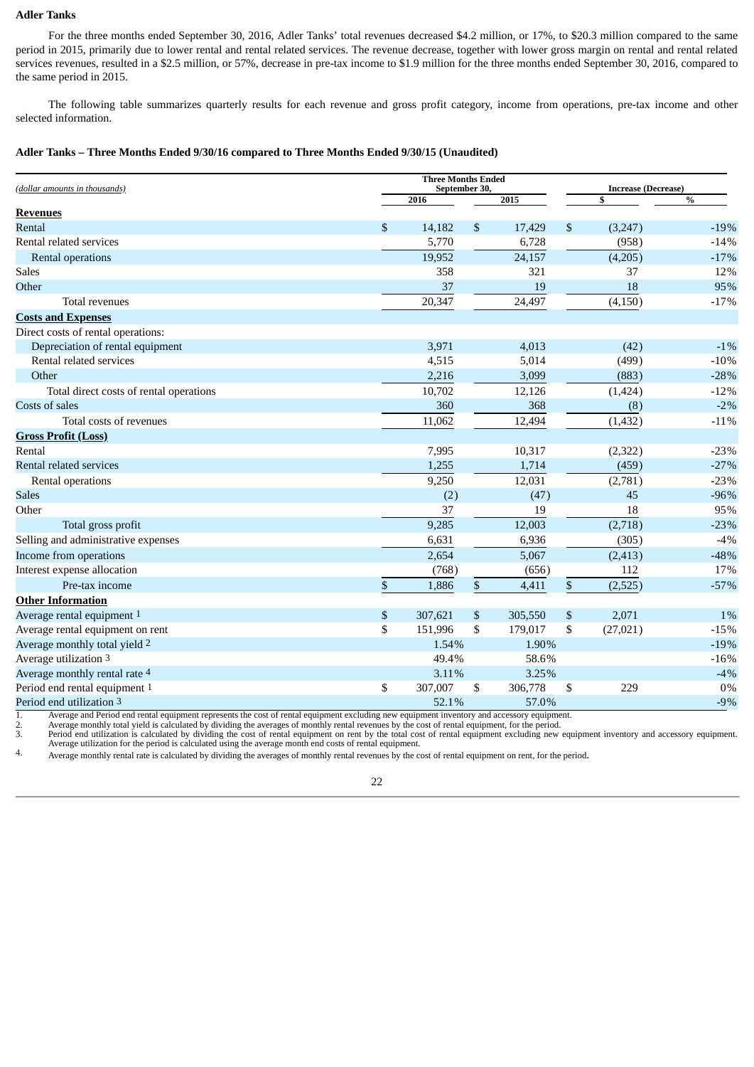**Adler Tanks**

For the three months ended September 30, 2016, Adler Tanks' total revenues decreased $4.2 million, or 17%, to $20.3 million compared to the same period in 2015, primarily due to lower rental and rental related services. The revenue decrease, together with lower gross margin on rental and rental related services revenues, resulted in a $2.5 million, or 57%, decrease in pre-tax income to $1.9 million for the three months ended September 30, 2016, compared to the same period in 2015.

The following table summarizes quarterly results for each revenue and gross profit category, income from operations, pre-tax income and other selected information.

**Adler Tanks – Three Months Ended 9/30/16 compared to Three Months Ended 9/30/15 (Unaudited)**

| *(dollar amounts in thousands)* | Three Months Ended September 30, | | Increase (Decrease) | |
|---|---|---|---|---|
| | 2016 | 2015 | $ | % |
| **Revenues** | | | | |
| Rental | $ 14,182 | $ 17,429 | $ (3,247) | -19% |
| Rental related services | 5,770 | 6,728 | (958) | -14% |
| Rental operations | 19,952 | 24,157 | (4,205) | -17% |
| Sales | 358 | 321 | 37 | 12% |
| Other | 37 | 19 | 18 | 95% |
| Total revenues | 20,347 | 24,497 | (4,150) | -17% |
| **Costs and Expenses** | | | | |
| Direct costs of rental operations: | | | | |
| Depreciation of rental equipment | 3,971 | 4,013 | (42) | -1% |
| Rental related services | 4,515 | 5,014 | (499) | -10% |
| Other | 2,216 | 3,099 | (883) | -28% |
| Total direct costs of rental operations | 10,702 | 12,126 | (1,424) | -12% |
| Costs of sales | 360 | 368 | (8) | -2% |
| Total costs of revenues | 11,062 | 12,494 | (1,432) | -11% |
| **Gross Profit (Loss)** | | | | |
| Rental | 7,995 | 10,317 | (2,322) | -23% |
| Rental related services | 1,255 | 1,714 | (459) | -27% |
| Rental operations | 9,250 | 12,031 | (2,781) | -23% |
| Sales | (2) | (47) | 45 | -96% |
| Other | 37 | 19 | 18 | 95% |
| Total gross profit | 9,285 | 12,003 | (2,718) | -23% |
| Selling and administrative expenses | 6,631 | 6,936 | (305) | -4% |
| Income from operations | 2,654 | 5,067 | (2,413) | -48% |
| Interest expense allocation | (768) | (656) | 112 | 17% |
| Pre-tax income | $ 1,886 | $ 4,411 | $ (2,525) | -57% |
| **Other Information** | | | | |
| Average rental equipment [1] | $ 307,621 | $ 305,550 | $ 2,071 | 1% |
| Average rental equipment on rent | $ 151,996 | $ 179,017 | $ (27,021) | -15% |
| Average monthly total yield [2] | 1.54% | 1.90% | | -19% |
| Average utilization [3] | 49.4% | 58.6% | | -16% |
| Average monthly rental rate [4] | 3.11% | 3.25% | | -4% |
| Period end rental equipment [1] | $ 307,007 | $ 306,778 | $ 229 | 0% |
| Period end utilization [3] | 52.1% | 57.0% | | -9% |

1. Average and Period end rental equipment represents the cost of rental equipment excluding new equipment inventory and accessory equipment.
2. Average monthly total yield is calculated by dividing the averages of monthly rental revenues by the cost of rental equipment, for the period.
3. Period end utilization is calculated by dividing the cost of rental equipment on rent by the total cost of rental equipment excluding new equipment inventory and accessory equipment. Average utilization for the period is calculated using the average month end costs of rental equipment.
4. Average monthly rental rate is calculated by dividing the averages of monthly rental revenues by the cost of rental equipment on rent, for the period.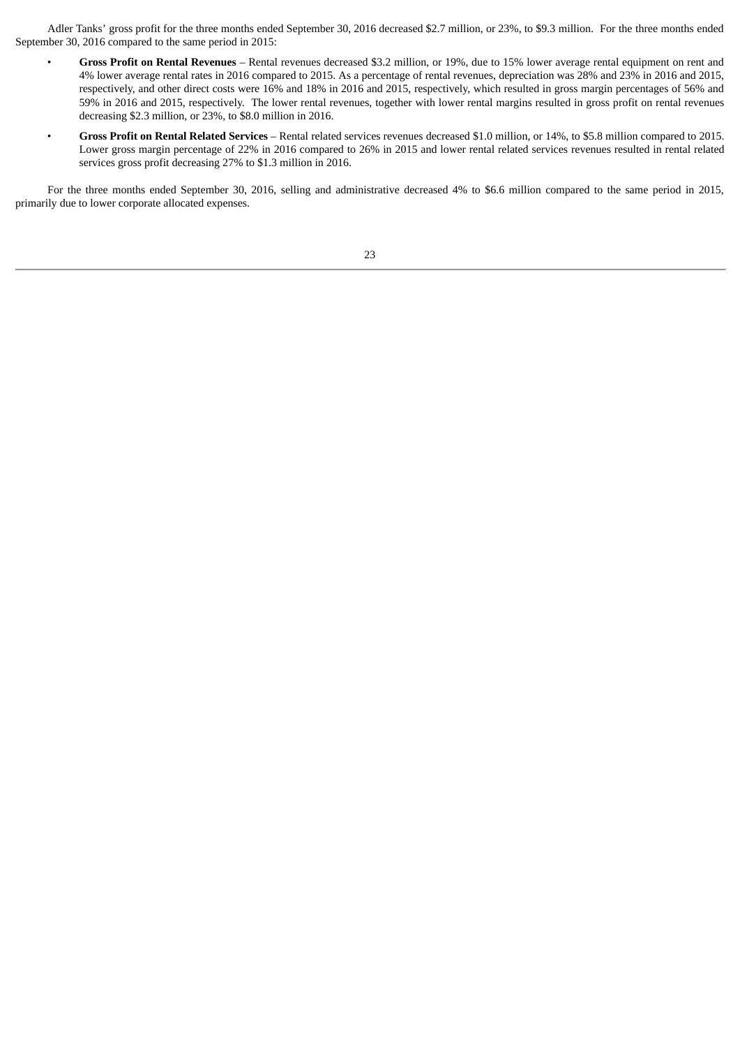Adler Tanks' gross profit for the three months ended September 30, 2016 decreased \$2.7 million, or 23%, to \$9.3 million. For the three months ended September 30, 2016 compared to the same period in 2015:

- **Gross Profit on Rental Revenues** – Rental revenues decreased \$3.2 million, or 19%, due to 15% lower average rental equipment on rent and 4% lower average rental rates in 2016 compared to 2015. As a percentage of rental revenues, depreciation was 28% and 23% in 2016 and 2015, respectively, and other direct costs were 16% and 18% in 2016 and 2015, respectively, which resulted in gross margin percentages of 56% and 59% in 2016 and 2015, respectively. The lower rental revenues, together with lower rental margins resulted in gross profit on rental revenues decreasing \$2.3 million, or 23%, to \$8.0 million in 2016.
- **Gross Profit on Rental Related Services** – Rental related services revenues decreased \$1.0 million, or 14%, to \$5.8 million compared to 2015. Lower gross margin percentage of 22% in 2016 compared to 26% in 2015 and lower rental related services revenues resulted in rental related services gross profit decreasing 27% to \$1.3 million in 2016.

For the three months ended September 30, 2016, selling and administrative decreased 4% to \$6.6 million compared to the same period in 2015, primarily due to lower corporate allocated expenses.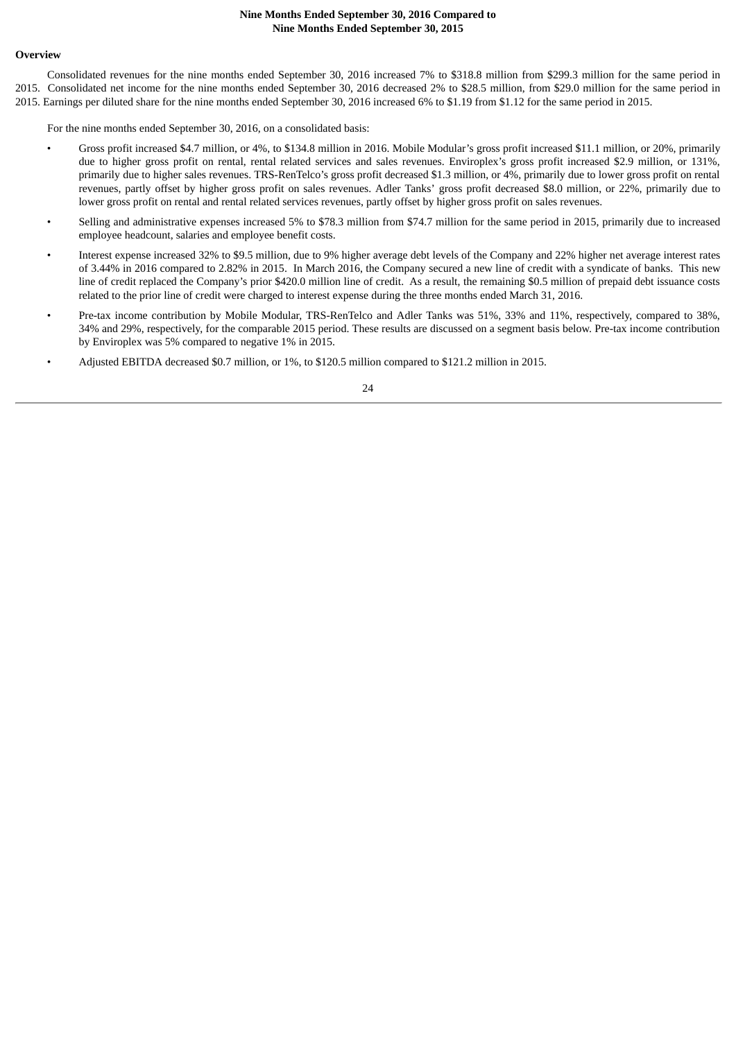## Nine Months Ended September 30, 2016 Compared to Nine Months Ended September 30, 2015

### Overview

Consolidated revenues for the nine months ended September 30, 2016 increased 7% to $318.8 million from $299.3 million for the same period in 2015. Consolidated net income for the nine months ended September 30, 2016 decreased 2% to $28.5 million, from $29.0 million for the same period in 2015. Earnings per diluted share for the nine months ended September 30, 2016 increased 6% to $1.19 from $1.12 for the same period in 2015.

For the nine months ended September 30, 2016, on a consolidated basis:

- Gross profit increased $4.7 million, or 4%, to $134.8 million in 2016. Mobile Modular's gross profit increased $11.1 million, or 20%, primarily due to higher gross profit on rental, rental related services and sales revenues. Enviroplex's gross profit increased $2.9 million, or 131%, primarily due to higher sales revenues. TRS-RenTelco's gross profit decreased $1.3 million, or 4%, primarily due to lower gross profit on rental revenues, partly offset by higher gross profit on sales revenues. Adler Tanks' gross profit decreased $8.0 million, or 22%, primarily due to lower gross profit on rental and rental related services revenues, partly offset by higher gross profit on sales revenues.
- Selling and administrative expenses increased 5% to $78.3 million from $74.7 million for the same period in 2015, primarily due to increased employee headcount, salaries and employee benefit costs.
- Interest expense increased 32% to $9.5 million, due to 9% higher average debt levels of the Company and 22% higher net average interest rates of 3.44% in 2016 compared to 2.82% in 2015. In March 2016, the Company secured a new line of credit with a syndicate of banks. This new line of credit replaced the Company's prior $420.0 million line of credit. As a result, the remaining $0.5 million of prepaid debt issuance costs related to the prior line of credit were charged to interest expense during the three months ended March 31, 2016.
- Pre-tax income contribution by Mobile Modular, TRS-RenTelco and Adler Tanks was 51%, 33% and 11%, respectively, compared to 38%, 34% and 29%, respectively, for the comparable 2015 period. These results are discussed on a segment basis below. Pre-tax income contribution by Enviroplex was 5% compared to negative 1% in 2015.
- Adjusted EBITDA decreased $0.7 million, or 1%, to $120.5 million compared to $121.2 million in 2015.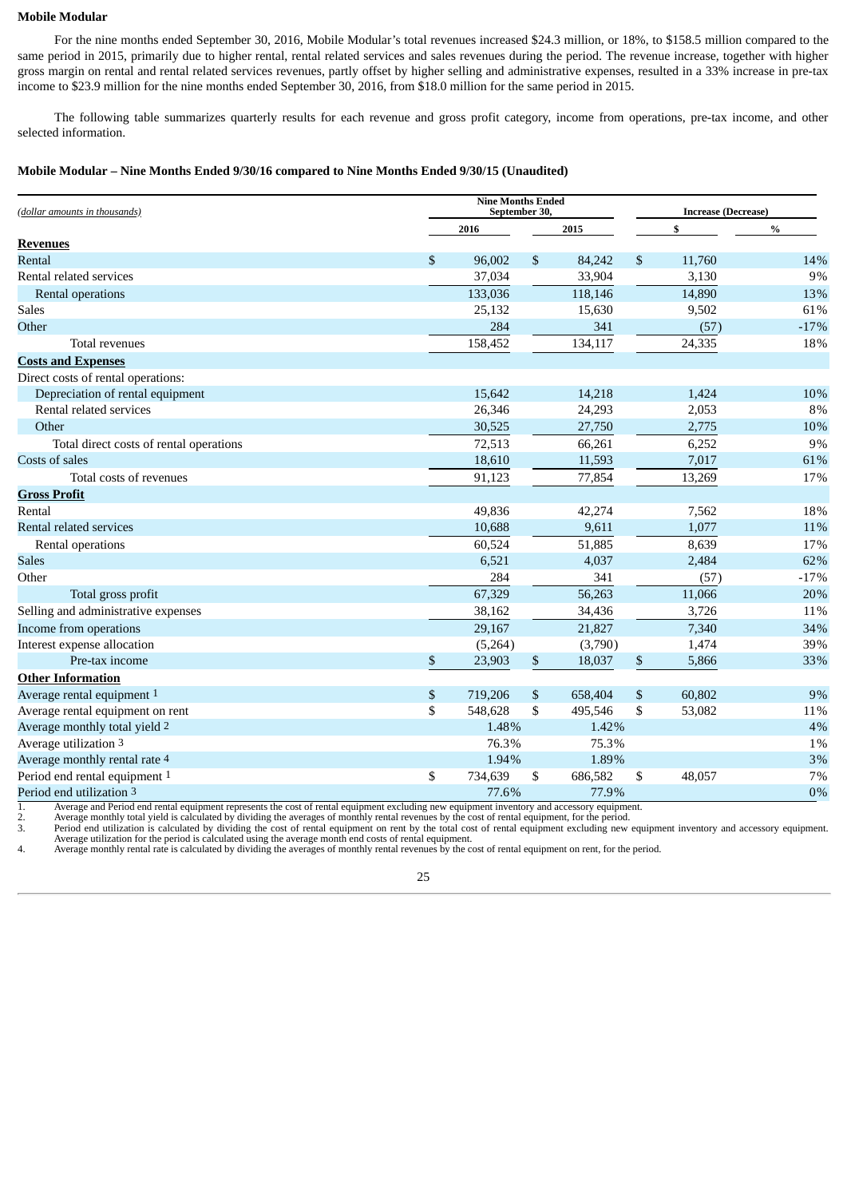**Mobile Modular**

For the nine months ended September 30, 2016, Mobile Modular's total revenues increased $24.3 million, or 18%, to $158.5 million compared to the same period in 2015, primarily due to higher rental, rental related services and sales revenues during the period. The revenue increase, together with higher gross margin on rental and rental related services revenues, partly offset by higher selling and administrative expenses, resulted in a 33% increase in pre-tax income to $23.9 million for the nine months ended September 30, 2016, from $18.0 million for the same period in 2015.

The following table summarizes quarterly results for each revenue and gross profit category, income from operations, pre-tax income, and other selected information.

**Mobile Modular – Nine Months Ended 9/30/16 compared to Nine Months Ended 9/30/15 (Unaudited)**

| *(dollar amounts in thousands)* | Nine Months Ended September 30, 2016 | Nine Months Ended September 30, 2015 | Increase (Decrease) $ | Increase (Decrease) % |
|---|---|---|---|---|
| **Revenues** | | | | |
| Rental | $ 96,002 | $ 84,242 | $ 11,760 | 14% |
| Rental related services | 37,034 | 33,904 | 3,130 | 9% |
| Rental operations | 133,036 | 118,146 | 14,890 | 13% |
| Sales | 25,132 | 15,630 | 9,502 | 61% |
| Other | 284 | 341 | (57) | -17% |
| Total revenues | 158,452 | 134,117 | 24,335 | 18% |
| **Costs and Expenses** | | | | |
| Direct costs of rental operations: | | | | |
| Depreciation of rental equipment | 15,642 | 14,218 | 1,424 | 10% |
| Rental related services | 26,346 | 24,293 | 2,053 | 8% |
| Other | 30,525 | 27,750 | 2,775 | 10% |
| Total direct costs of rental operations | 72,513 | 66,261 | 6,252 | 9% |
| Costs of sales | 18,610 | 11,593 | 7,017 | 61% |
| Total costs of revenues | 91,123 | 77,854 | 13,269 | 17% |
| **Gross Profit** | | | | |
| Rental | 49,836 | 42,274 | 7,562 | 18% |
| Rental related services | 10,688 | 9,611 | 1,077 | 11% |
| Rental operations | 60,524 | 51,885 | 8,639 | 17% |
| Sales | 6,521 | 4,037 | 2,484 | 62% |
| Other | 284 | 341 | (57) | -17% |
| Total gross profit | 67,329 | 56,263 | 11,066 | 20% |
| Selling and administrative expenses | 38,162 | 34,436 | 3,726 | 11% |
| Income from operations | 29,167 | 21,827 | 7,340 | 34% |
| Interest expense allocation | (5,264) | (3,790) | 1,474 | 39% |
| Pre-tax income | $ 23,903 | $ 18,037 | $ 5,866 | 33% |
| **Other Information** | | | | |
| Average rental equipment [1] | $ 719,206 | $ 658,404 | $ 60,802 | 9% |
| Average rental equipment on rent | $ 548,628 | $ 495,546 | $ 53,082 | 11% |
| Average monthly total yield [2] | 1.48% | 1.42% | | 4% |
| Average utilization [3] | 76.3% | 75.3% | | 1% |
| Average monthly rental rate [4] | 1.94% | 1.89% | | 3% |
| Period end rental equipment [1] | $ 734,639 | $ 686,582 | $ 48,057 | 7% |
| Period end utilization [3] | 77.6% | 77.9% | | 0% |

1. Average and Period end rental equipment represents the cost of rental equipment excluding new equipment inventory and accessory equipment.
2. Average monthly total yield is calculated by dividing the averages of monthly rental revenues by the cost of rental equipment, for the period.
3. Period end utilization is calculated by dividing the cost of rental equipment on rent by the total cost of rental equipment excluding new equipment inventory and accessory equipment. Average utilization for the period is calculated using the average month end costs of rental equipment.
4. Average monthly rental rate is calculated by dividing the averages of monthly rental revenues by the cost of rental equipment on rent, for the period.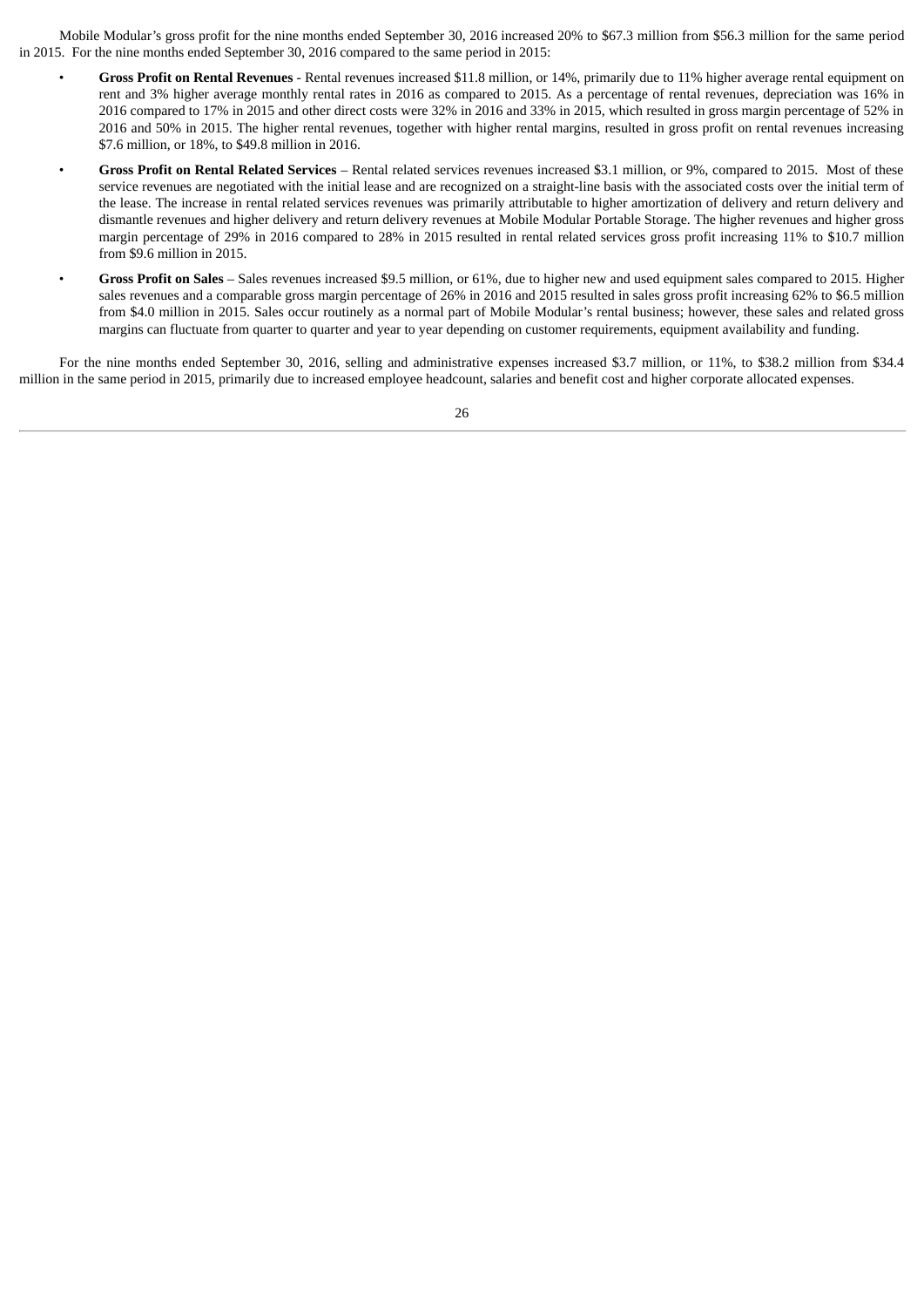Mobile Modular's gross profit for the nine months ended September 30, 2016 increased 20% to $67.3 million from $56.3 million for the same period in 2015. For the nine months ended September 30, 2016 compared to the same period in 2015:

- **Gross Profit on Rental Revenues** - Rental revenues increased $11.8 million, or 14%, primarily due to 11% higher average rental equipment on rent and 3% higher average monthly rental rates in 2016 as compared to 2015. As a percentage of rental revenues, depreciation was 16% in 2016 compared to 17% in 2015 and other direct costs were 32% in 2016 and 33% in 2015, which resulted in gross margin percentage of 52% in 2016 and 50% in 2015. The higher rental revenues, together with higher rental margins, resulted in gross profit on rental revenues increasing $7.6 million, or 18%, to $49.8 million in 2016.
- **Gross Profit on Rental Related Services** – Rental related services revenues increased $3.1 million, or 9%, compared to 2015. Most of these service revenues are negotiated with the initial lease and are recognized on a straight-line basis with the associated costs over the initial term of the lease. The increase in rental related services revenues was primarily attributable to higher amortization of delivery and return delivery and dismantle revenues and higher delivery and return delivery revenues at Mobile Modular Portable Storage. The higher revenues and higher gross margin percentage of 29% in 2016 compared to 28% in 2015 resulted in rental related services gross profit increasing 11% to $10.7 million from $9.6 million in 2015.
- **Gross Profit on Sales** – Sales revenues increased $9.5 million, or 61%, due to higher new and used equipment sales compared to 2015. Higher sales revenues and a comparable gross margin percentage of 26% in 2016 and 2015 resulted in sales gross profit increasing 62% to $6.5 million from $4.0 million in 2015. Sales occur routinely as a normal part of Mobile Modular's rental business; however, these sales and related gross margins can fluctuate from quarter to quarter and year to year depending on customer requirements, equipment availability and funding.

For the nine months ended September 30, 2016, selling and administrative expenses increased $3.7 million, or 11%, to $38.2 million from $34.4 million in the same period in 2015, primarily due to increased employee headcount, salaries and benefit cost and higher corporate allocated expenses.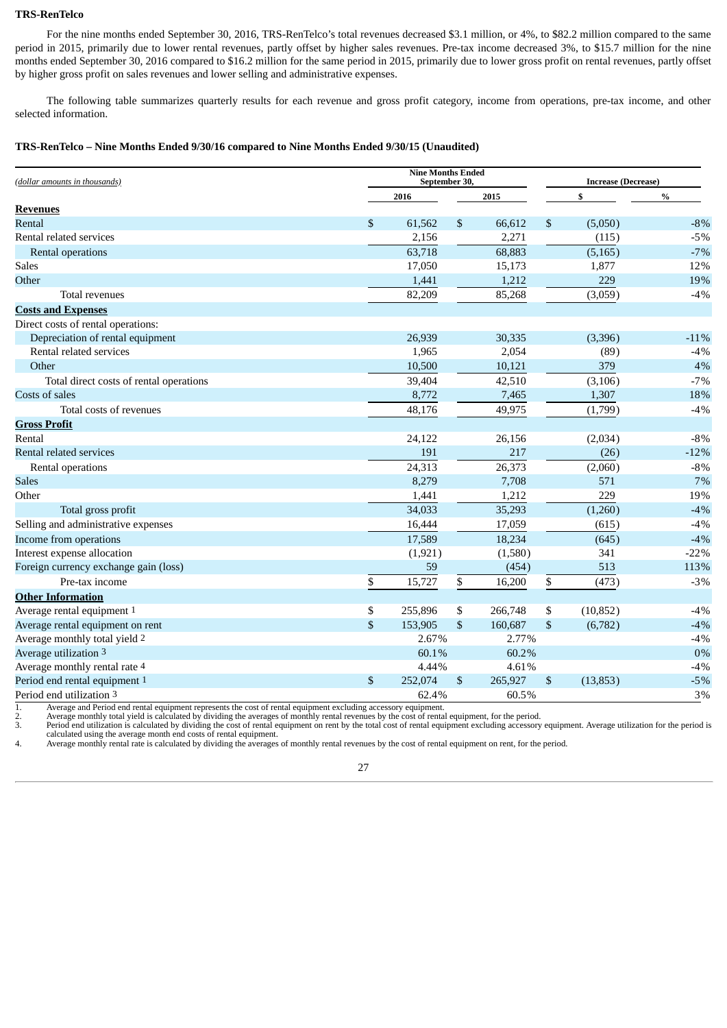**TRS-RenTelco**

For the nine months ended September 30, 2016, TRS-RenTelco's total revenues decreased $3.1 million, or 4%, to $82.2 million compared to the same period in 2015, primarily due to lower rental revenues, partly offset by higher sales revenues. Pre-tax income decreased 3%, to $15.7 million for the nine months ended September 30, 2016 compared to $16.2 million for the same period in 2015, primarily due to lower gross profit on rental revenues, partly offset by higher gross profit on sales revenues and lower selling and administrative expenses.

The following table summarizes quarterly results for each revenue and gross profit category, income from operations, pre-tax income, and other selected information.

**TRS-RenTelco – Nine Months Ended 9/30/16 compared to Nine Months Ended 9/30/15 (Unaudited)**

| *(dollar amounts in thousands)* | Nine Months Ended September 30, | | Increase (Decrease) | |
|---|---|---|---|---|
| | 2016 | 2015 | $ | % |
| **Revenues** | | | | |
| Rental | $ 61,562 | $ 66,612 | $ (5,050) | -8% |
| Rental related services | 2,156 | 2,271 | (115) | -5% |
| Rental operations | 63,718 | 68,883 | (5,165) | -7% |
| Sales | 17,050 | 15,173 | 1,877 | 12% |
| Other | 1,441 | 1,212 | 229 | 19% |
| Total revenues | 82,209 | 85,268 | (3,059) | -4% |
| **Costs and Expenses** | | | | |
| Direct costs of rental operations: | | | | |
| Depreciation of rental equipment | 26,939 | 30,335 | (3,396) | -11% |
| Rental related services | 1,965 | 2,054 | (89) | -4% |
| Other | 10,500 | 10,121 | 379 | 4% |
| Total direct costs of rental operations | 39,404 | 42,510 | (3,106) | -7% |
| Costs of sales | 8,772 | 7,465 | 1,307 | 18% |
| Total costs of revenues | 48,176 | 49,975 | (1,799) | -4% |
| **Gross Profit** | | | | |
| Rental | 24,122 | 26,156 | (2,034) | -8% |
| Rental related services | 191 | 217 | (26) | -12% |
| Rental operations | 24,313 | 26,373 | (2,060) | -8% |
| Sales | 8,279 | 7,708 | 571 | 7% |
| Other | 1,441 | 1,212 | 229 | 19% |
| Total gross profit | 34,033 | 35,293 | (1,260) | -4% |
| Selling and administrative expenses | 16,444 | 17,059 | (615) | -4% |
| Income from operations | 17,589 | 18,234 | (645) | -4% |
| Interest expense allocation | (1,921) | (1,580) | 341 | -22% |
| Foreign currency exchange gain (loss) | 59 | (454) | 513 | 113% |
| Pre-tax income | $ 15,727 | $ 16,200 | $ (473) | -3% |
| **Other Information** | | | | |
| Average rental equipment [1] | $ 255,896 | $ 266,748 | $ (10,852) | -4% |
| Average rental equipment on rent | $ 153,905 | $ 160,687 | $ (6,782) | -4% |
| Average monthly total yield [2] | 2.67% | 2.77% | | -4% |
| Average utilization [3] | 60.1% | 60.2% | | 0% |
| Average monthly rental rate [4] | 4.44% | 4.61% | | -4% |
| Period end rental equipment [1] | $ 252,074 | $ 265,927 | $ (13,853) | -5% |
| Period end utilization [3] | 62.4% | 60.5% | | 3% |

1. Average and Period end rental equipment represents the cost of rental equipment excluding accessory equipment.
2. Average monthly total yield is calculated by dividing the averages of monthly rental revenues by the cost of rental equipment, for the period.
3. Period end utilization is calculated by dividing the cost of rental equipment on rent by the total cost of rental equipment excluding accessory equipment. Average utilization for the period is calculated using the average month end costs of rental equipment.
4. Average monthly rental rate is calculated by dividing the averages of monthly rental revenues by the cost of rental equipment on rent, for the period.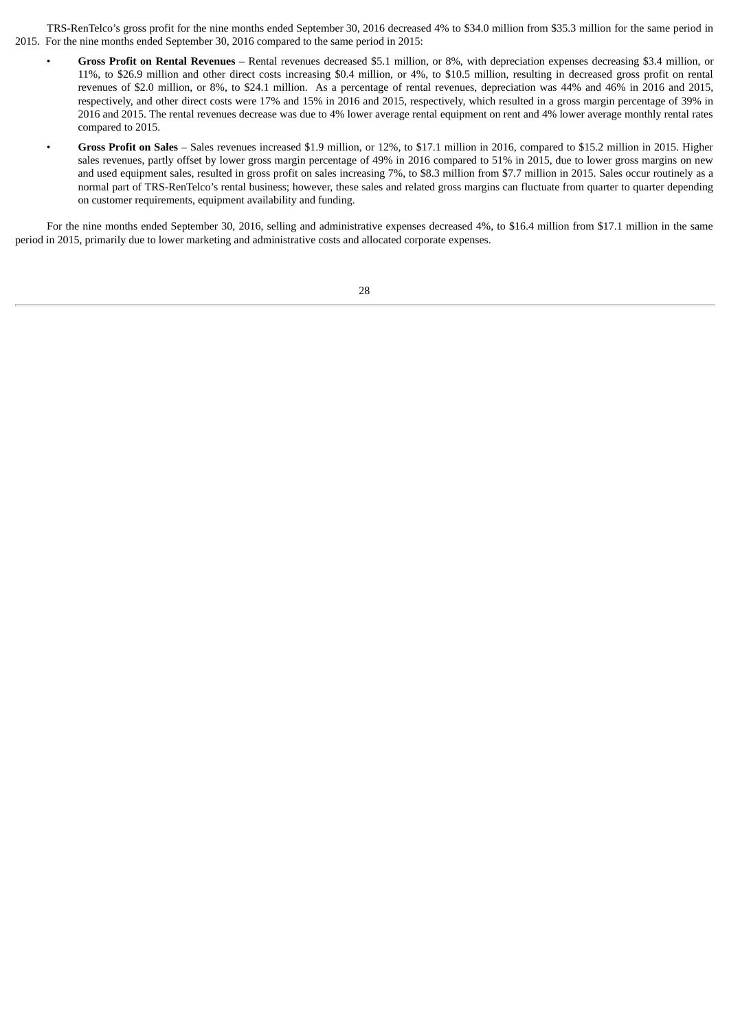TRS-RenTelco's gross profit for the nine months ended September 30, 2016 decreased 4% to $34.0 million from $35.3 million for the same period in 2015. For the nine months ended September 30, 2016 compared to the same period in 2015:

- **Gross Profit on Rental Revenues** – Rental revenues decreased $5.1 million, or 8%, with depreciation expenses decreasing $3.4 million, or 11%, to $26.9 million and other direct costs increasing $0.4 million, or 4%, to $10.5 million, resulting in decreased gross profit on rental revenues of $2.0 million, or 8%, to $24.1 million. As a percentage of rental revenues, depreciation was 44% and 46% in 2016 and 2015, respectively, and other direct costs were 17% and 15% in 2016 and 2015, respectively, which resulted in a gross margin percentage of 39% in 2016 and 2015. The rental revenues decrease was due to 4% lower average rental equipment on rent and 4% lower average monthly rental rates compared to 2015.
- **Gross Profit on Sales** – Sales revenues increased $1.9 million, or 12%, to $17.1 million in 2016, compared to $15.2 million in 2015. Higher sales revenues, partly offset by lower gross margin percentage of 49% in 2016 compared to 51% in 2015, due to lower gross margins on new and used equipment sales, resulted in gross profit on sales increasing 7%, to $8.3 million from $7.7 million in 2015. Sales occur routinely as a normal part of TRS-RenTelco's rental business; however, these sales and related gross margins can fluctuate from quarter to quarter depending on customer requirements, equipment availability and funding.

For the nine months ended September 30, 2016, selling and administrative expenses decreased 4%, to $16.4 million from $17.1 million in the same period in 2015, primarily due to lower marketing and administrative costs and allocated corporate expenses.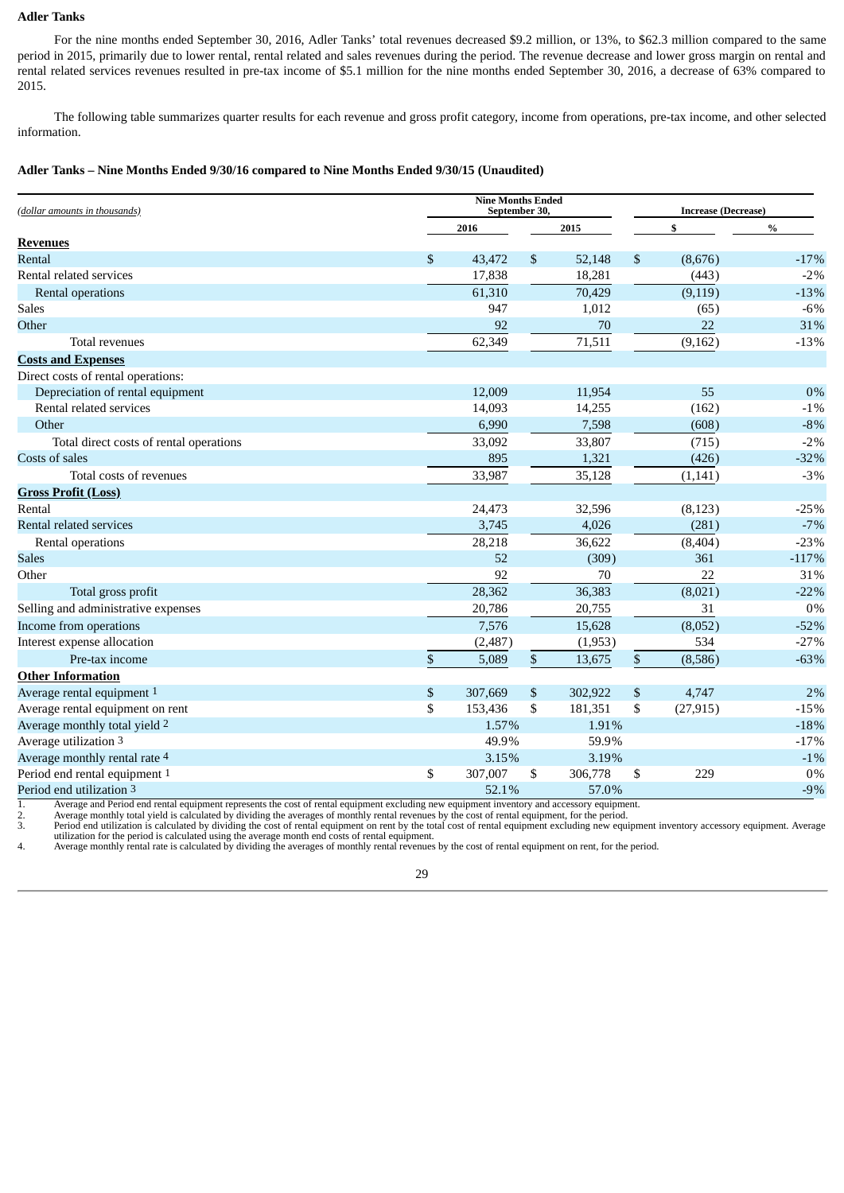**Adler Tanks**

For the nine months ended September 30, 2016, Adler Tanks' total revenues decreased $9.2 million, or 13%, to $62.3 million compared to the same period in 2015, primarily due to lower rental, rental related and sales revenues during the period. The revenue decrease and lower gross margin on rental and rental related services revenues resulted in pre-tax income of $5.1 million for the nine months ended September 30, 2016, a decrease of 63% compared to 2015.

The following table summarizes quarter results for each revenue and gross profit category, income from operations, pre-tax income, and other selected information.

**Adler Tanks – Nine Months Ended 9/30/16 compared to Nine Months Ended 9/30/15 (Unaudited)**

| *(dollar amounts in thousands)* | Nine Months Ended September 30, | | Increase (Decrease) | |
|---|---|---|---|---|
| | 2016 | 2015 | $ | % |
| **Revenues** | | | | |
| Rental | $ 43,472 | $ 52,148 | $ (8,676) | -17% |
| Rental related services | 17,838 | 18,281 | (443) | -2% |
| Rental operations | 61,310 | 70,429 | (9,119) | -13% |
| Sales | 947 | 1,012 | (65) | -6% |
| Other | 92 | 70 | 22 | 31% |
| Total revenues | 62,349 | 71,511 | (9,162) | -13% |
| **Costs and Expenses** | | | | |
| Direct costs of rental operations: | | | | |
| Depreciation of rental equipment | 12,009 | 11,954 | 55 | 0% |
| Rental related services | 14,093 | 14,255 | (162) | -1% |
| Other | 6,990 | 7,598 | (608) | -8% |
| Total direct costs of rental operations | 33,092 | 33,807 | (715) | -2% |
| Costs of sales | 895 | 1,321 | (426) | -32% |
| Total costs of revenues | 33,987 | 35,128 | (1,141) | -3% |
| **Gross Profit (Loss)** | | | | |
| Rental | 24,473 | 32,596 | (8,123) | -25% |
| Rental related services | 3,745 | 4,026 | (281) | -7% |
| Rental operations | 28,218 | 36,622 | (8,404) | -23% |
| Sales | 52 | (309) | 361 | -117% |
| Other | 92 | 70 | 22 | 31% |
| Total gross profit | 28,362 | 36,383 | (8,021) | -22% |
| Selling and administrative expenses | 20,786 | 20,755 | 31 | 0% |
| Income from operations | 7,576 | 15,628 | (8,052) | -52% |
| Interest expense allocation | (2,487) | (1,953) | 534 | -27% |
| Pre-tax income | $ 5,089 | $ 13,675 | $ (8,586) | -63% |
| **Other Information** | | | | |
| Average rental equipment [1] | $ 307,669 | $ 302,922 | $ 4,747 | 2% |
| Average rental equipment on rent | $ 153,436 | $ 181,351 | $ (27,915) | -15% |
| Average monthly total yield [2] | 1.57% | 1.91% | | -18% |
| Average utilization [3] | 49.9% | 59.9% | | -17% |
| Average monthly rental rate [4] | 3.15% | 3.19% | | -1% |
| Period end rental equipment [1] | $ 307,007 | $ 306,778 | $ 229 | 0% |
| Period end utilization [3] | 52.1% | 57.0% | | -9% |

1. Average and Period end rental equipment represents the cost of rental equipment excluding new equipment inventory and accessory equipment.
2. Average monthly total yield is calculated by dividing the averages of monthly rental revenues by the cost of rental equipment, for the period.
3. Period end utilization is calculated by dividing the cost of rental equipment on rent by the total cost of rental equipment excluding new equipment inventory accessory equipment. Average utilization for the period is calculated using the average month end costs of rental equipment.
4. Average monthly rental rate is calculated by dividing the averages of monthly rental revenues by the cost of rental equipment on rent, for the period.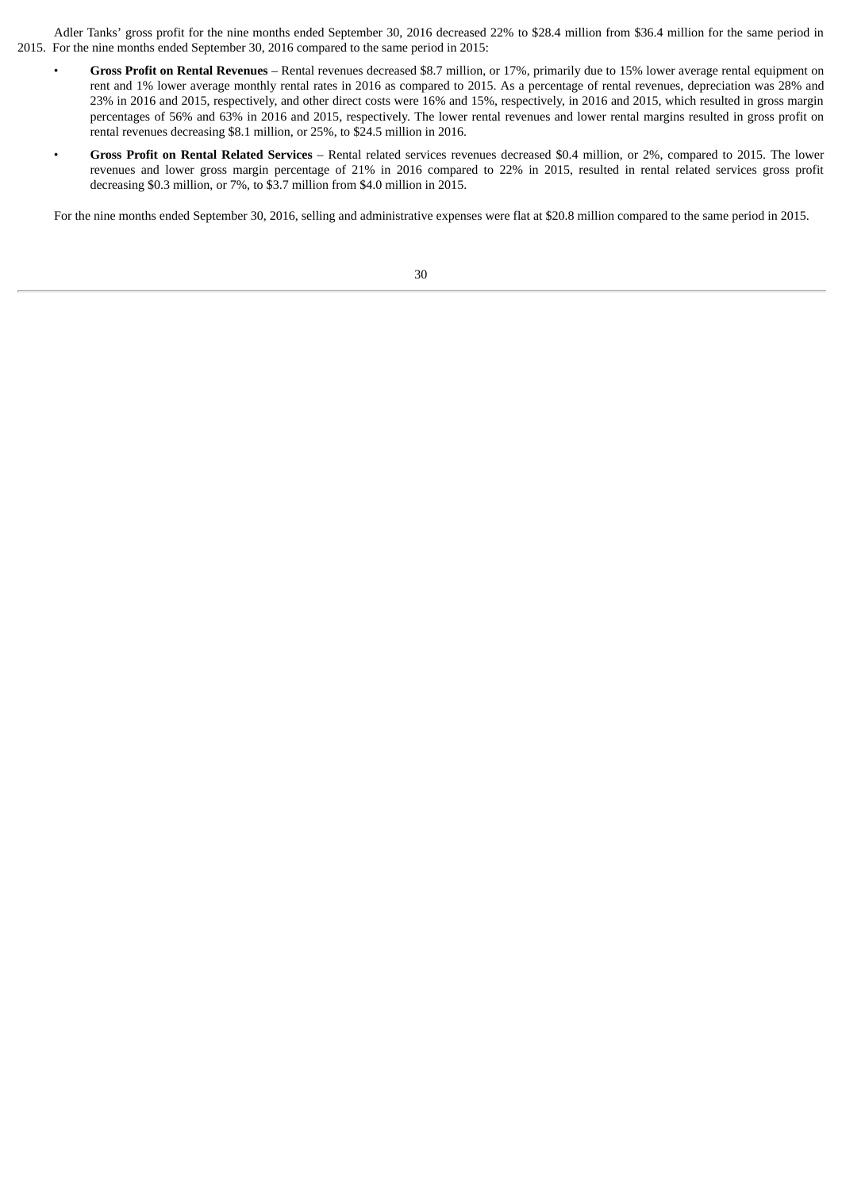Adler Tanks' gross profit for the nine months ended September 30, 2016 decreased 22% to $28.4 million from $36.4 million for the same period in 2015. For the nine months ended September 30, 2016 compared to the same period in 2015:

- **Gross Profit on Rental Revenues** – Rental revenues decreased $8.7 million, or 17%, primarily due to 15% lower average rental equipment on rent and 1% lower average monthly rental rates in 2016 as compared to 2015. As a percentage of rental revenues, depreciation was 28% and 23% in 2016 and 2015, respectively, and other direct costs were 16% and 15%, respectively, in 2016 and 2015, which resulted in gross margin percentages of 56% and 63% in 2016 and 2015, respectively. The lower rental revenues and lower rental margins resulted in gross profit on rental revenues decreasing $8.1 million, or 25%, to $24.5 million in 2016.
- **Gross Profit on Rental Related Services** – Rental related services revenues decreased $0.4 million, or 2%, compared to 2015. The lower revenues and lower gross margin percentage of 21% in 2016 compared to 22% in 2015, resulted in rental related services gross profit decreasing $0.3 million, or 7%, to $3.7 million from $4.0 million in 2015.

For the nine months ended September 30, 2016, selling and administrative expenses were flat at $20.8 million compared to the same period in 2015.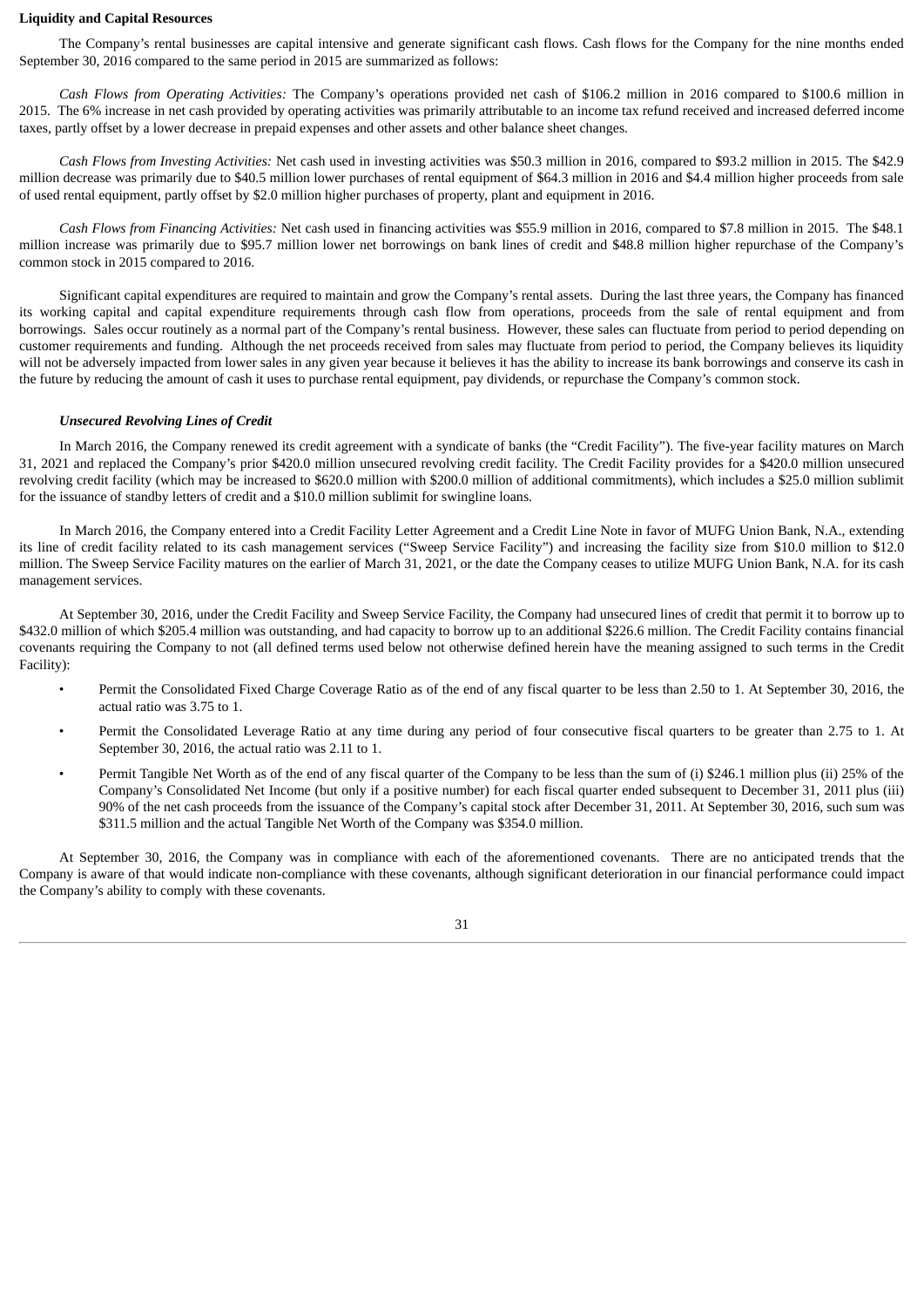**Liquidity and Capital Resources**

The Company's rental businesses are capital intensive and generate significant cash flows. Cash flows for the Company for the nine months ended September 30, 2016 compared to the same period in 2015 are summarized as follows:

*Cash Flows from Operating Activities:* The Company's operations provided net cash of $106.2 million in 2016 compared to $100.6 million in 2015. The 6% increase in net cash provided by operating activities was primarily attributable to an income tax refund received and increased deferred income taxes, partly offset by a lower decrease in prepaid expenses and other assets and other balance sheet changes.

*Cash Flows from Investing Activities:* Net cash used in investing activities was $50.3 million in 2016, compared to $93.2 million in 2015. The $42.9 million decrease was primarily due to $40.5 million lower purchases of rental equipment of $64.3 million in 2016 and $4.4 million higher proceeds from sale of used rental equipment, partly offset by $2.0 million higher purchases of property, plant and equipment in 2016.

*Cash Flows from Financing Activities:* Net cash used in financing activities was $55.9 million in 2016, compared to $7.8 million in 2015. The $48.1 million increase was primarily due to $95.7 million lower net borrowings on bank lines of credit and $48.8 million higher repurchase of the Company's common stock in 2015 compared to 2016.

Significant capital expenditures are required to maintain and grow the Company's rental assets. During the last three years, the Company has financed its working capital and capital expenditure requirements through cash flow from operations, proceeds from the sale of rental equipment and from borrowings. Sales occur routinely as a normal part of the Company's rental business. However, these sales can fluctuate from period to period depending on customer requirements and funding. Although the net proceeds received from sales may fluctuate from period to period, the Company believes its liquidity will not be adversely impacted from lower sales in any given year because it believes it has the ability to increase its bank borrowings and conserve its cash in the future by reducing the amount of cash it uses to purchase rental equipment, pay dividends, or repurchase the Company's common stock.

***Unsecured Revolving Lines of Credit***

In March 2016, the Company renewed its credit agreement with a syndicate of banks (the "Credit Facility"). The five-year facility matures on March 31, 2021 and replaced the Company's prior $420.0 million unsecured revolving credit facility. The Credit Facility provides for a $420.0 million unsecured revolving credit facility (which may be increased to $620.0 million with $200.0 million of additional commitments), which includes a $25.0 million sublimit for the issuance of standby letters of credit and a $10.0 million sublimit for swingline loans.

In March 2016, the Company entered into a Credit Facility Letter Agreement and a Credit Line Note in favor of MUFG Union Bank, N.A., extending its line of credit facility related to its cash management services ("Sweep Service Facility") and increasing the facility size from $10.0 million to $12.0 million. The Sweep Service Facility matures on the earlier of March 31, 2021, or the date the Company ceases to utilize MUFG Union Bank, N.A. for its cash management services.

At September 30, 2016, under the Credit Facility and Sweep Service Facility, the Company had unsecured lines of credit that permit it to borrow up to $432.0 million of which $205.4 million was outstanding, and had capacity to borrow up to an additional $226.6 million. The Credit Facility contains financial covenants requiring the Company to not (all defined terms used below not otherwise defined herein have the meaning assigned to such terms in the Credit Facility):

- Permit the Consolidated Fixed Charge Coverage Ratio as of the end of any fiscal quarter to be less than 2.50 to 1. At September 30, 2016, the actual ratio was 3.75 to 1.
- Permit the Consolidated Leverage Ratio at any time during any period of four consecutive fiscal quarters to be greater than 2.75 to 1. At September 30, 2016, the actual ratio was 2.11 to 1.
- Permit Tangible Net Worth as of the end of any fiscal quarter of the Company to be less than the sum of (i) $246.1 million plus (ii) 25% of the Company's Consolidated Net Income (but only if a positive number) for each fiscal quarter ended subsequent to December 31, 2011 plus (iii) 90% of the net cash proceeds from the issuance of the Company's capital stock after December 31, 2011. At September 30, 2016, such sum was $311.5 million and the actual Tangible Net Worth of the Company was $354.0 million.

At September 30, 2016, the Company was in compliance with each of the aforementioned covenants. There are no anticipated trends that the Company is aware of that would indicate non-compliance with these covenants, although significant deterioration in our financial performance could impact the Company's ability to comply with these covenants.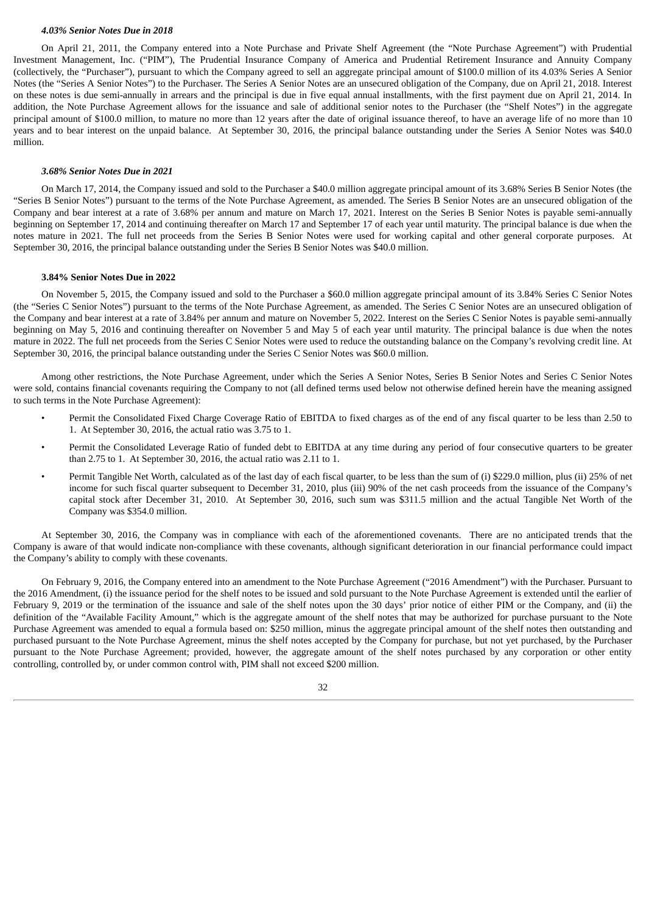***4.03% Senior Notes Due in 2018***

On April 21, 2011, the Company entered into a Note Purchase and Private Shelf Agreement (the "Note Purchase Agreement") with Prudential Investment Management, Inc. ("PIM"), The Prudential Insurance Company of America and Prudential Retirement Insurance and Annuity Company (collectively, the "Purchaser"), pursuant to which the Company agreed to sell an aggregate principal amount of $100.0 million of its 4.03% Series A Senior Notes (the "Series A Senior Notes") to the Purchaser. The Series A Senior Notes are an unsecured obligation of the Company, due on April 21, 2018. Interest on these notes is due semi-annually in arrears and the principal is due in five equal annual installments, with the first payment due on April 21, 2014. In addition, the Note Purchase Agreement allows for the issuance and sale of additional senior notes to the Purchaser (the "Shelf Notes") in the aggregate principal amount of $100.0 million, to mature no more than 12 years after the date of original issuance thereof, to have an average life of no more than 10 years and to bear interest on the unpaid balance. At September 30, 2016, the principal balance outstanding under the Series A Senior Notes was $40.0 million.

***3.68% Senior Notes Due in 2021***

On March 17, 2014, the Company issued and sold to the Purchaser a $40.0 million aggregate principal amount of its 3.68% Series B Senior Notes (the "Series B Senior Notes") pursuant to the terms of the Note Purchase Agreement, as amended. The Series B Senior Notes are an unsecured obligation of the Company and bear interest at a rate of 3.68% per annum and mature on March 17, 2021. Interest on the Series B Senior Notes is payable semi-annually beginning on September 17, 2014 and continuing thereafter on March 17 and September 17 of each year until maturity. The principal balance is due when the notes mature in 2021. The full net proceeds from the Series B Senior Notes were used for working capital and other general corporate purposes. At September 30, 2016, the principal balance outstanding under the Series B Senior Notes was $40.0 million.

**3.84% Senior Notes Due in 2022**

On November 5, 2015, the Company issued and sold to the Purchaser a $60.0 million aggregate principal amount of its 3.84% Series C Senior Notes (the "Series C Senior Notes") pursuant to the terms of the Note Purchase Agreement, as amended. The Series C Senior Notes are an unsecured obligation of the Company and bear interest at a rate of 3.84% per annum and mature on November 5, 2022. Interest on the Series C Senior Notes is payable semi-annually beginning on May 5, 2016 and continuing thereafter on November 5 and May 5 of each year until maturity. The principal balance is due when the notes mature in 2022. The full net proceeds from the Series C Senior Notes were used to reduce the outstanding balance on the Company's revolving credit line. At September 30, 2016, the principal balance outstanding under the Series C Senior Notes was $60.0 million.

Among other restrictions, the Note Purchase Agreement, under which the Series A Senior Notes, Series B Senior Notes and Series C Senior Notes were sold, contains financial covenants requiring the Company to not (all defined terms used below not otherwise defined herein have the meaning assigned to such terms in the Note Purchase Agreement):

- Permit the Consolidated Fixed Charge Coverage Ratio of EBITDA to fixed charges as of the end of any fiscal quarter to be less than 2.50 to 1. At September 30, 2016, the actual ratio was 3.75 to 1.
- Permit the Consolidated Leverage Ratio of funded debt to EBITDA at any time during any period of four consecutive quarters to be greater than 2.75 to 1. At September 30, 2016, the actual ratio was 2.11 to 1.
- Permit Tangible Net Worth, calculated as of the last day of each fiscal quarter, to be less than the sum of (i) $229.0 million, plus (ii) 25% of net income for such fiscal quarter subsequent to December 31, 2010, plus (iii) 90% of the net cash proceeds from the issuance of the Company's capital stock after December 31, 2010. At September 30, 2016, such sum was $311.5 million and the actual Tangible Net Worth of the Company was $354.0 million.

At September 30, 2016, the Company was in compliance with each of the aforementioned covenants. There are no anticipated trends that the Company is aware of that would indicate non-compliance with these covenants, although significant deterioration in our financial performance could impact the Company's ability to comply with these covenants.

On February 9, 2016, the Company entered into an amendment to the Note Purchase Agreement ("2016 Amendment") with the Purchaser. Pursuant to the 2016 Amendment, (i) the issuance period for the shelf notes to be issued and sold pursuant to the Note Purchase Agreement is extended until the earlier of February 9, 2019 or the termination of the issuance and sale of the shelf notes upon the 30 days' prior notice of either PIM or the Company, and (ii) the definition of the "Available Facility Amount," which is the aggregate amount of the shelf notes that may be authorized for purchase pursuant to the Note Purchase Agreement was amended to equal a formula based on: $250 million, minus the aggregate principal amount of the shelf notes then outstanding and purchased pursuant to the Note Purchase Agreement, minus the shelf notes accepted by the Company for purchase, but not yet purchased, by the Purchaser pursuant to the Note Purchase Agreement; provided, however, the aggregate amount of the shelf notes purchased by any corporation or other entity controlling, controlled by, or under common control with, PIM shall not exceed $200 million.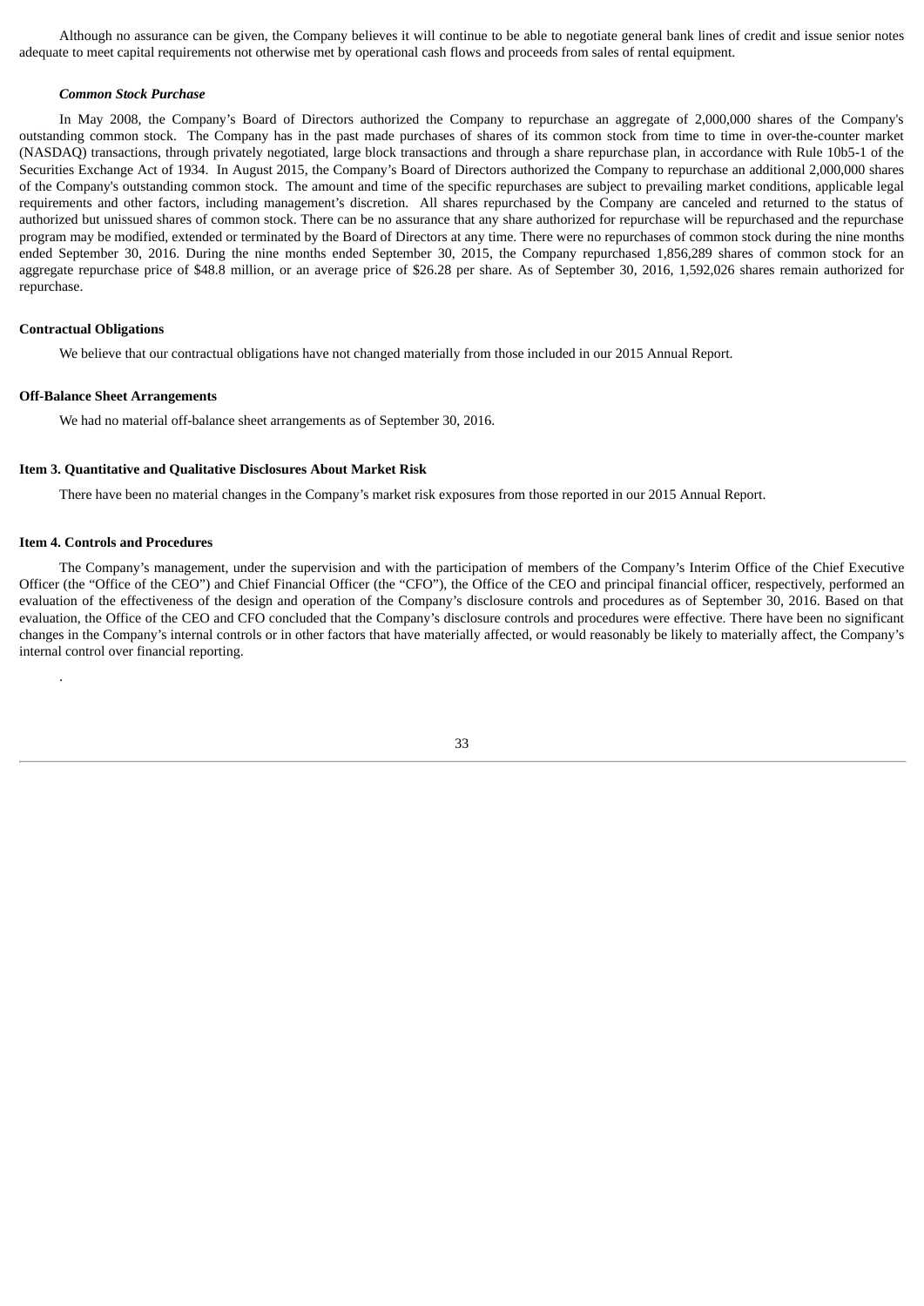Although no assurance can be given, the Company believes it will continue to be able to negotiate general bank lines of credit and issue senior notes adequate to meet capital requirements not otherwise met by operational cash flows and proceeds from sales of rental equipment.

***Common Stock Purchase***

In May 2008, the Company's Board of Directors authorized the Company to repurchase an aggregate of 2,000,000 shares of the Company's outstanding common stock. The Company has in the past made purchases of shares of its common stock from time to time in over-the-counter market (NASDAQ) transactions, through privately negotiated, large block transactions and through a share repurchase plan, in accordance with Rule 10b5-1 of the Securities Exchange Act of 1934. In August 2015, the Company's Board of Directors authorized the Company to repurchase an additional 2,000,000 shares of the Company's outstanding common stock. The amount and time of the specific repurchases are subject to prevailing market conditions, applicable legal requirements and other factors, including management's discretion. All shares repurchased by the Company are canceled and returned to the status of authorized but unissued shares of common stock. There can be no assurance that any share authorized for repurchase will be repurchased and the repurchase program may be modified, extended or terminated by the Board of Directors at any time. There were no repurchases of common stock during the nine months ended September 30, 2016. During the nine months ended September 30, 2015, the Company repurchased 1,856,289 shares of common stock for an aggregate repurchase price of $48.8 million, or an average price of $26.28 per share. As of September 30, 2016, 1,592,026 shares remain authorized for repurchase.

**Contractual Obligations**

We believe that our contractual obligations have not changed materially from those included in our 2015 Annual Report.

**Off-Balance Sheet Arrangements**

We had no material off-balance sheet arrangements as of September 30, 2016.

**Item 3. Quantitative and Qualitative Disclosures About Market Risk**

There have been no material changes in the Company's market risk exposures from those reported in our 2015 Annual Report.

**Item 4. Controls and Procedures**

The Company's management, under the supervision and with the participation of members of the Company's Interim Office of the Chief Executive Officer (the "Office of the CEO") and Chief Financial Officer (the "CFO"), the Office of the CEO and principal financial officer, respectively, performed an evaluation of the effectiveness of the design and operation of the Company's disclosure controls and procedures as of September 30, 2016. Based on that evaluation, the Office of the CEO and CFO concluded that the Company's disclosure controls and procedures were effective. There have been no significant changes in the Company's internal controls or in other factors that have materially affected, or would reasonably be likely to materially affect, the Company's internal control over financial reporting.

.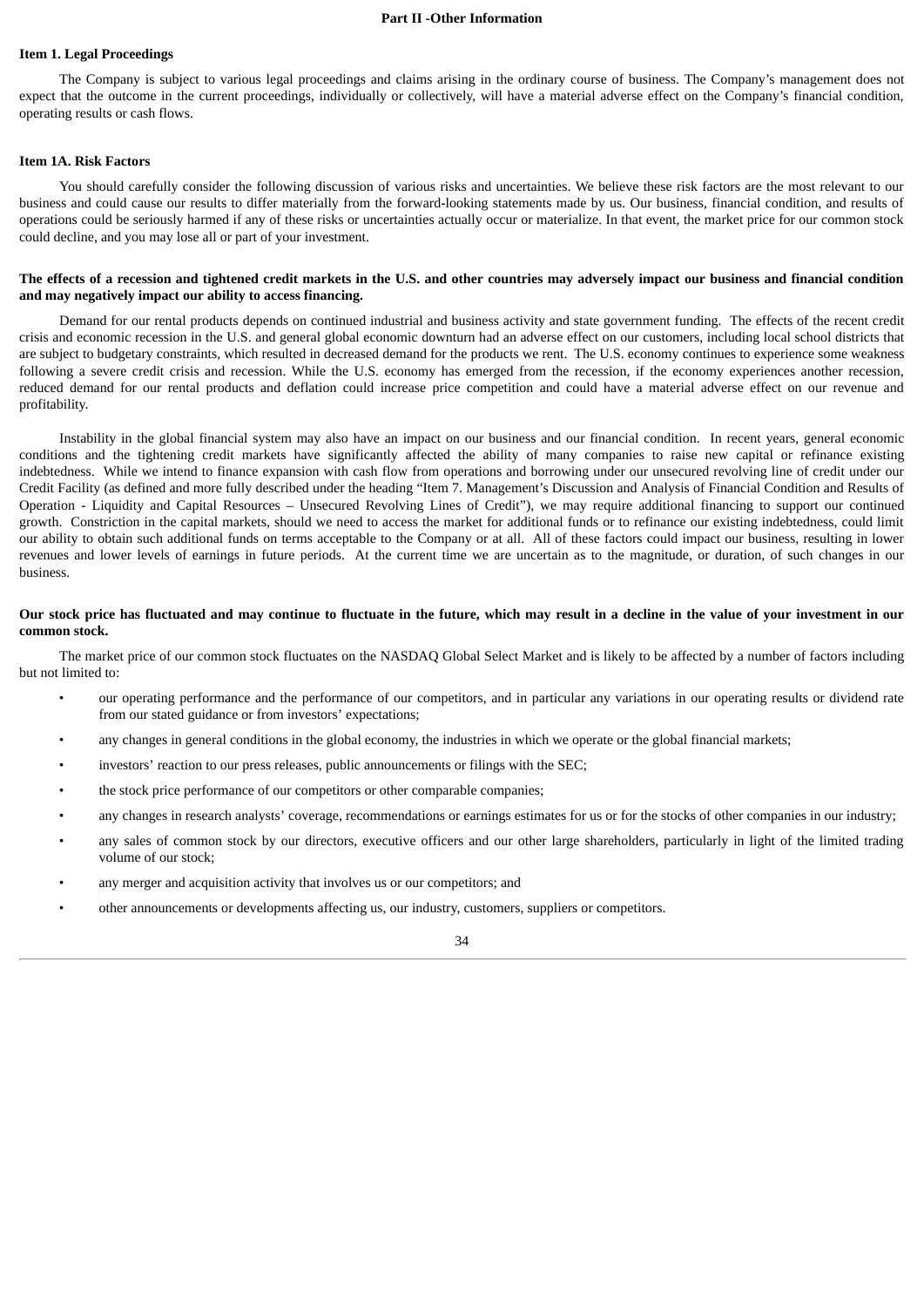# Part II -Other Information

## Item 1. Legal Proceedings

The Company is subject to various legal proceedings and claims arising in the ordinary course of business. The Company's management does not expect that the outcome in the current proceedings, individually or collectively, will have a material adverse effect on the Company's financial condition, operating results or cash flows.

## Item 1A. Risk Factors

You should carefully consider the following discussion of various risks and uncertainties. We believe these risk factors are the most relevant to our business and could cause our results to differ materially from the forward-looking statements made by us. Our business, financial condition, and results of operations could be seriously harmed if any of these risks or uncertainties actually occur or materialize. In that event, the market price for our common stock could decline, and you may lose all or part of your investment.

**The effects of a recession and tightened credit markets in the U.S. and other countries may adversely impact our business and financial condition and may negatively impact our ability to access financing.**

Demand for our rental products depends on continued industrial and business activity and state government funding. The effects of the recent credit crisis and economic recession in the U.S. and general global economic downturn had an adverse effect on our customers, including local school districts that are subject to budgetary constraints, which resulted in decreased demand for the products we rent. The U.S. economy continues to experience some weakness following a severe credit crisis and recession. While the U.S. economy has emerged from the recession, if the economy experiences another recession, reduced demand for our rental products and deflation could increase price competition and could have a material adverse effect on our revenue and profitability.

Instability in the global financial system may also have an impact on our business and our financial condition. In recent years, general economic conditions and the tightening credit markets have significantly affected the ability of many companies to raise new capital or refinance existing indebtedness. While we intend to finance expansion with cash flow from operations and borrowing under our unsecured revolving line of credit under our Credit Facility (as defined and more fully described under the heading "Item 7. Management's Discussion and Analysis of Financial Condition and Results of Operation - Liquidity and Capital Resources – Unsecured Revolving Lines of Credit"), we may require additional financing to support our continued growth. Constriction in the capital markets, should we need to access the market for additional funds or to refinance our existing indebtedness, could limit our ability to obtain such additional funds on terms acceptable to the Company or at all. All of these factors could impact our business, resulting in lower revenues and lower levels of earnings in future periods. At the current time we are uncertain as to the magnitude, or duration, of such changes in our business.

**Our stock price has fluctuated and may continue to fluctuate in the future, which may result in a decline in the value of your investment in our common stock.**

The market price of our common stock fluctuates on the NASDAQ Global Select Market and is likely to be affected by a number of factors including but not limited to:

- our operating performance and the performance of our competitors, and in particular any variations in our operating results or dividend rate from our stated guidance or from investors' expectations;
- any changes in general conditions in the global economy, the industries in which we operate or the global financial markets;
- investors' reaction to our press releases, public announcements or filings with the SEC;
- the stock price performance of our competitors or other comparable companies;
- any changes in research analysts' coverage, recommendations or earnings estimates for us or for the stocks of other companies in our industry;
- any sales of common stock by our directors, executive officers and our other large shareholders, particularly in light of the limited trading volume of our stock;
- any merger and acquisition activity that involves us or our competitors; and
- other announcements or developments affecting us, our industry, customers, suppliers or competitors.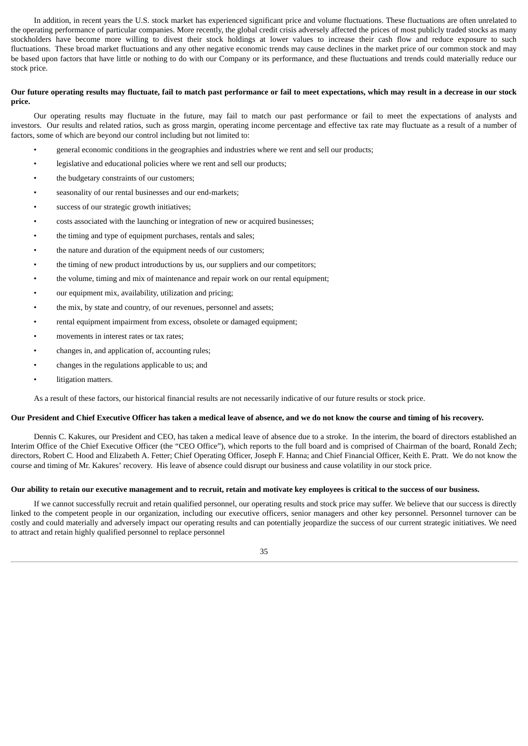In addition, in recent years the U.S. stock market has experienced significant price and volume fluctuations. These fluctuations are often unrelated to the operating performance of particular companies. More recently, the global credit crisis adversely affected the prices of most publicly traded stocks as many stockholders have become more willing to divest their stock holdings at lower values to increase their cash flow and reduce exposure to such fluctuations. These broad market fluctuations and any other negative economic trends may cause declines in the market price of our common stock and may be based upon factors that have little or nothing to do with our Company or its performance, and these fluctuations and trends could materially reduce our stock price.

**Our future operating results may fluctuate, fail to match past performance or fail to meet expectations, which may result in a decrease in our stock price.**

Our operating results may fluctuate in the future, may fail to match our past performance or fail to meet the expectations of analysts and investors. Our results and related ratios, such as gross margin, operating income percentage and effective tax rate may fluctuate as a result of a number of factors, some of which are beyond our control including but not limited to:

- general economic conditions in the geographies and industries where we rent and sell our products;
- legislative and educational policies where we rent and sell our products;
- the budgetary constraints of our customers;
- seasonality of our rental businesses and our end-markets;
- success of our strategic growth initiatives;
- costs associated with the launching or integration of new or acquired businesses;
- the timing and type of equipment purchases, rentals and sales;
- the nature and duration of the equipment needs of our customers;
- the timing of new product introductions by us, our suppliers and our competitors;
- the volume, timing and mix of maintenance and repair work on our rental equipment;
- our equipment mix, availability, utilization and pricing;
- the mix, by state and country, of our revenues, personnel and assets;
- rental equipment impairment from excess, obsolete or damaged equipment;
- movements in interest rates or tax rates;
- changes in, and application of, accounting rules;
- changes in the regulations applicable to us; and
- litigation matters.

As a result of these factors, our historical financial results are not necessarily indicative of our future results or stock price.

**Our President and Chief Executive Officer has taken a medical leave of absence, and we do not know the course and timing of his recovery.**

Dennis C. Kakures, our President and CEO, has taken a medical leave of absence due to a stroke. In the interim, the board of directors established an Interim Office of the Chief Executive Officer (the "CEO Office"), which reports to the full board and is comprised of Chairman of the board, Ronald Zech; directors, Robert C. Hood and Elizabeth A. Fetter; Chief Operating Officer, Joseph F. Hanna; and Chief Financial Officer, Keith E. Pratt. We do not know the course and timing of Mr. Kakures' recovery. His leave of absence could disrupt our business and cause volatility in our stock price.

**Our ability to retain our executive management and to recruit, retain and motivate key employees is critical to the success of our business.**

If we cannot successfully recruit and retain qualified personnel, our operating results and stock price may suffer. We believe that our success is directly linked to the competent people in our organization, including our executive officers, senior managers and other key personnel. Personnel turnover can be costly and could materially and adversely impact our operating results and can potentially jeopardize the success of our current strategic initiatives. We need to attract and retain highly qualified personnel to replace personnel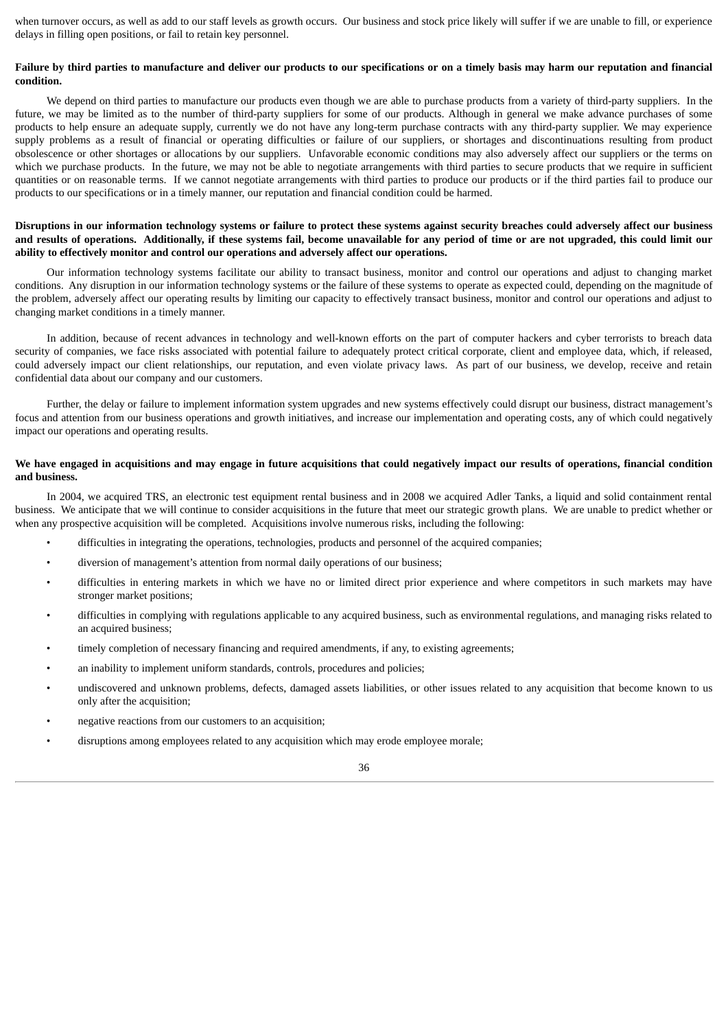when turnover occurs, as well as add to our staff levels as growth occurs. Our business and stock price likely will suffer if we are unable to fill, or experience delays in filling open positions, or fail to retain key personnel.

**Failure by third parties to manufacture and deliver our products to our specifications or on a timely basis may harm our reputation and financial condition.**

We depend on third parties to manufacture our products even though we are able to purchase products from a variety of third-party suppliers. In the future, we may be limited as to the number of third-party suppliers for some of our products. Although in general we make advance purchases of some products to help ensure an adequate supply, currently we do not have any long-term purchase contracts with any third-party supplier. We may experience supply problems as a result of financial or operating difficulties or failure of our suppliers, or shortages and discontinuations resulting from product obsolescence or other shortages or allocations by our suppliers. Unfavorable economic conditions may also adversely affect our suppliers or the terms on which we purchase products. In the future, we may not be able to negotiate arrangements with third parties to secure products that we require in sufficient quantities or on reasonable terms. If we cannot negotiate arrangements with third parties to produce our products or if the third parties fail to produce our products to our specifications or in a timely manner, our reputation and financial condition could be harmed.

**Disruptions in our information technology systems or failure to protect these systems against security breaches could adversely affect our business and results of operations. Additionally, if these systems fail, become unavailable for any period of time or are not upgraded, this could limit our ability to effectively monitor and control our operations and adversely affect our operations.**

Our information technology systems facilitate our ability to transact business, monitor and control our operations and adjust to changing market conditions. Any disruption in our information technology systems or the failure of these systems to operate as expected could, depending on the magnitude of the problem, adversely affect our operating results by limiting our capacity to effectively transact business, monitor and control our operations and adjust to changing market conditions in a timely manner.

In addition, because of recent advances in technology and well-known efforts on the part of computer hackers and cyber terrorists to breach data security of companies, we face risks associated with potential failure to adequately protect critical corporate, client and employee data, which, if released, could adversely impact our client relationships, our reputation, and even violate privacy laws. As part of our business, we develop, receive and retain confidential data about our company and our customers.

Further, the delay or failure to implement information system upgrades and new systems effectively could disrupt our business, distract management's focus and attention from our business operations and growth initiatives, and increase our implementation and operating costs, any of which could negatively impact our operations and operating results.

**We have engaged in acquisitions and may engage in future acquisitions that could negatively impact our results of operations, financial condition and business.**

In 2004, we acquired TRS, an electronic test equipment rental business and in 2008 we acquired Adler Tanks, a liquid and solid containment rental business. We anticipate that we will continue to consider acquisitions in the future that meet our strategic growth plans. We are unable to predict whether or when any prospective acquisition will be completed. Acquisitions involve numerous risks, including the following:

- difficulties in integrating the operations, technologies, products and personnel of the acquired companies;
- diversion of management's attention from normal daily operations of our business;
- difficulties in entering markets in which we have no or limited direct prior experience and where competitors in such markets may have stronger market positions;
- difficulties in complying with regulations applicable to any acquired business, such as environmental regulations, and managing risks related to an acquired business;
- timely completion of necessary financing and required amendments, if any, to existing agreements;
- an inability to implement uniform standards, controls, procedures and policies;
- undiscovered and unknown problems, defects, damaged assets liabilities, or other issues related to any acquisition that become known to us only after the acquisition;
- negative reactions from our customers to an acquisition;
- disruptions among employees related to any acquisition which may erode employee morale;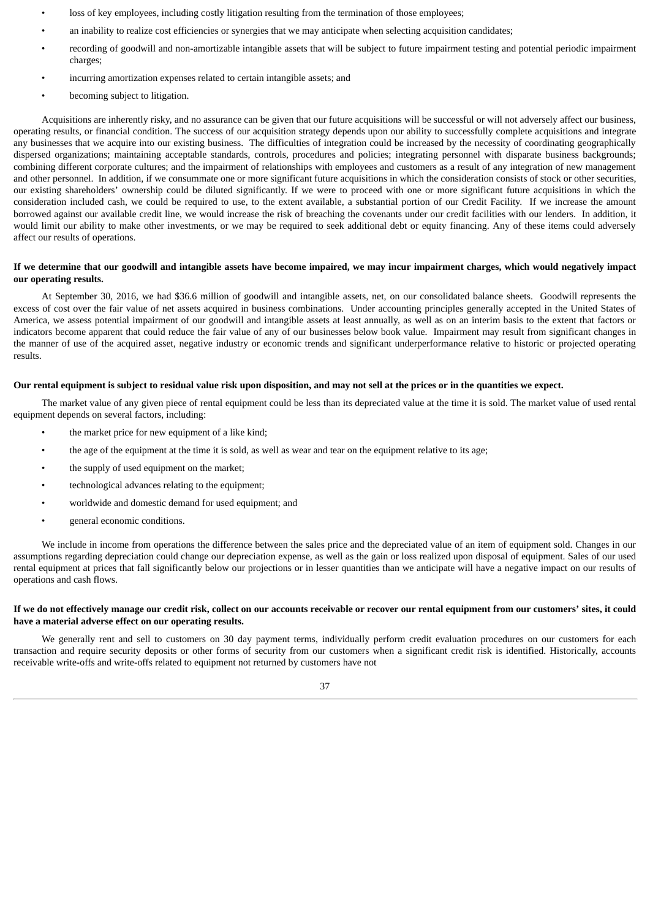- loss of key employees, including costly litigation resulting from the termination of those employees;
- an inability to realize cost efficiencies or synergies that we may anticipate when selecting acquisition candidates;
- recording of goodwill and non-amortizable intangible assets that will be subject to future impairment testing and potential periodic impairment charges;
- incurring amortization expenses related to certain intangible assets; and
- becoming subject to litigation.

Acquisitions are inherently risky, and no assurance can be given that our future acquisitions will be successful or will not adversely affect our business, operating results, or financial condition. The success of our acquisition strategy depends upon our ability to successfully complete acquisitions and integrate any businesses that we acquire into our existing business. The difficulties of integration could be increased by the necessity of coordinating geographically dispersed organizations; maintaining acceptable standards, controls, procedures and policies; integrating personnel with disparate business backgrounds; combining different corporate cultures; and the impairment of relationships with employees and customers as a result of any integration of new management and other personnel. In addition, if we consummate one or more significant future acquisitions in which the consideration consists of stock or other securities, our existing shareholders' ownership could be diluted significantly. If we were to proceed with one or more significant future acquisitions in which the consideration included cash, we could be required to use, to the extent available, a substantial portion of our Credit Facility. If we increase the amount borrowed against our available credit line, we would increase the risk of breaching the covenants under our credit facilities with our lenders. In addition, it would limit our ability to make other investments, or we may be required to seek additional debt or equity financing. Any of these items could adversely affect our results of operations.

**If we determine that our goodwill and intangible assets have become impaired, we may incur impairment charges, which would negatively impact our operating results.**

At September 30, 2016, we had $36.6 million of goodwill and intangible assets, net, on our consolidated balance sheets. Goodwill represents the excess of cost over the fair value of net assets acquired in business combinations. Under accounting principles generally accepted in the United States of America, we assess potential impairment of our goodwill and intangible assets at least annually, as well as on an interim basis to the extent that factors or indicators become apparent that could reduce the fair value of any of our businesses below book value. Impairment may result from significant changes in the manner of use of the acquired asset, negative industry or economic trends and significant underperformance relative to historic or projected operating results.

**Our rental equipment is subject to residual value risk upon disposition, and may not sell at the prices or in the quantities we expect.**

The market value of any given piece of rental equipment could be less than its depreciated value at the time it is sold. The market value of used rental equipment depends on several factors, including:

- the market price for new equipment of a like kind;
- the age of the equipment at the time it is sold, as well as wear and tear on the equipment relative to its age;
- the supply of used equipment on the market;
- technological advances relating to the equipment;
- worldwide and domestic demand for used equipment; and
- general economic conditions.

We include in income from operations the difference between the sales price and the depreciated value of an item of equipment sold. Changes in our assumptions regarding depreciation could change our depreciation expense, as well as the gain or loss realized upon disposal of equipment. Sales of our used rental equipment at prices that fall significantly below our projections or in lesser quantities than we anticipate will have a negative impact on our results of operations and cash flows.

**If we do not effectively manage our credit risk, collect on our accounts receivable or recover our rental equipment from our customers' sites, it could have a material adverse effect on our operating results.**

We generally rent and sell to customers on 30 day payment terms, individually perform credit evaluation procedures on our customers for each transaction and require security deposits or other forms of security from our customers when a significant credit risk is identified. Historically, accounts receivable write-offs and write-offs related to equipment not returned by customers have not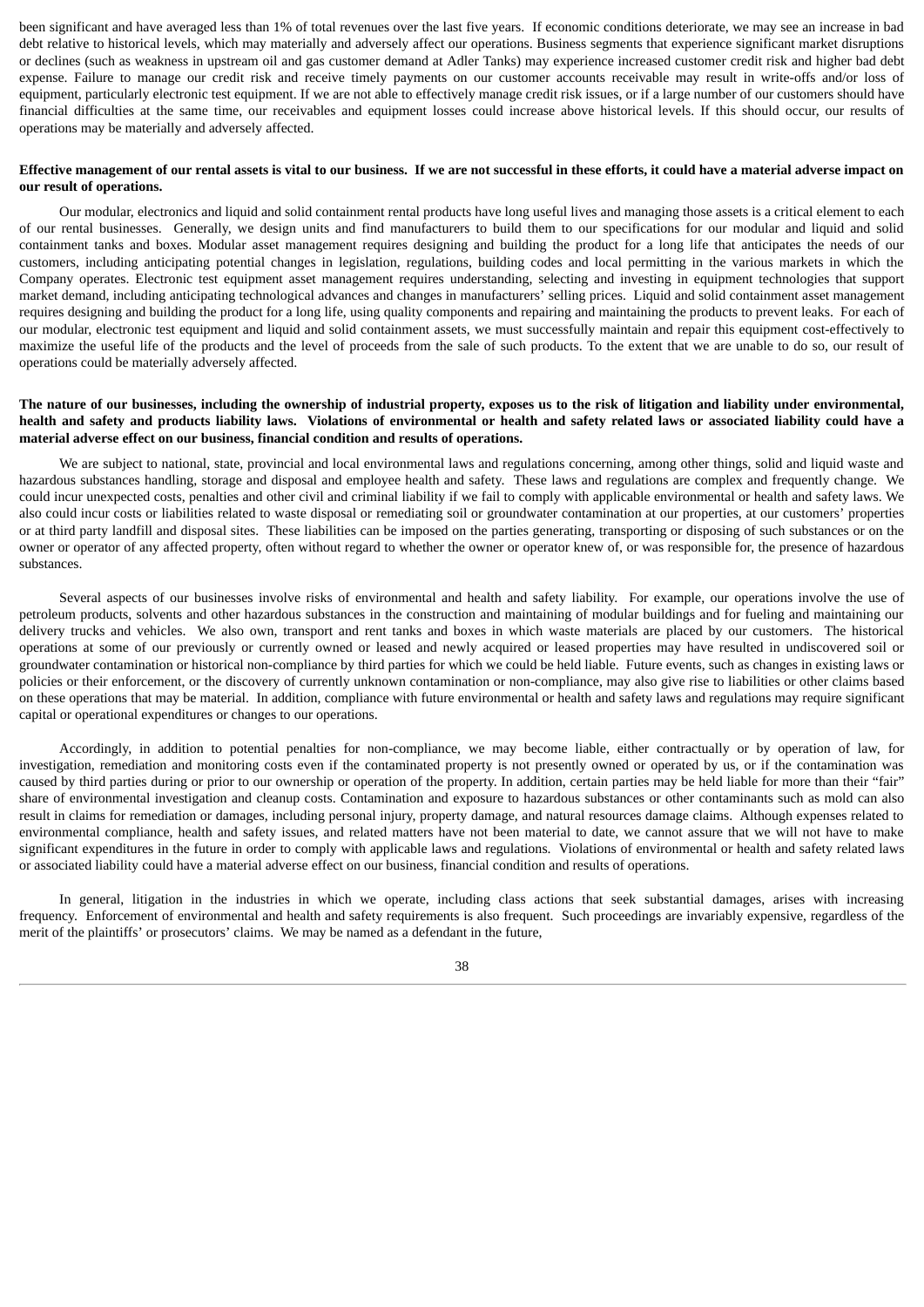been significant and have averaged less than 1% of total revenues over the last five years. If economic conditions deteriorate, we may see an increase in bad debt relative to historical levels, which may materially and adversely affect our operations. Business segments that experience significant market disruptions or declines (such as weakness in upstream oil and gas customer demand at Adler Tanks) may experience increased customer credit risk and higher bad debt expense. Failure to manage our credit risk and receive timely payments on our customer accounts receivable may result in write-offs and/or loss of equipment, particularly electronic test equipment. If we are not able to effectively manage credit risk issues, or if a large number of our customers should have financial difficulties at the same time, our receivables and equipment losses could increase above historical levels. If this should occur, our results of operations may be materially and adversely affected.

**Effective management of our rental assets is vital to our business. If we are not successful in these efforts, it could have a material adverse impact on our result of operations.**

Our modular, electronics and liquid and solid containment rental products have long useful lives and managing those assets is a critical element to each of our rental businesses. Generally, we design units and find manufacturers to build them to our specifications for our modular and liquid and solid containment tanks and boxes. Modular asset management requires designing and building the product for a long life that anticipates the needs of our customers, including anticipating potential changes in legislation, regulations, building codes and local permitting in the various markets in which the Company operates. Electronic test equipment asset management requires understanding, selecting and investing in equipment technologies that support market demand, including anticipating technological advances and changes in manufacturers' selling prices. Liquid and solid containment asset management requires designing and building the product for a long life, using quality components and repairing and maintaining the products to prevent leaks. For each of our modular, electronic test equipment and liquid and solid containment assets, we must successfully maintain and repair this equipment cost-effectively to maximize the useful life of the products and the level of proceeds from the sale of such products. To the extent that we are unable to do so, our result of operations could be materially adversely affected.

**The nature of our businesses, including the ownership of industrial property, exposes us to the risk of litigation and liability under environmental, health and safety and products liability laws. Violations of environmental or health and safety related laws or associated liability could have a material adverse effect on our business, financial condition and results of operations.**

We are subject to national, state, provincial and local environmental laws and regulations concerning, among other things, solid and liquid waste and hazardous substances handling, storage and disposal and employee health and safety. These laws and regulations are complex and frequently change. We could incur unexpected costs, penalties and other civil and criminal liability if we fail to comply with applicable environmental or health and safety laws. We also could incur costs or liabilities related to waste disposal or remediating soil or groundwater contamination at our properties, at our customers' properties or at third party landfill and disposal sites. These liabilities can be imposed on the parties generating, transporting or disposing of such substances or on the owner or operator of any affected property, often without regard to whether the owner or operator knew of, or was responsible for, the presence of hazardous substances.

Several aspects of our businesses involve risks of environmental and health and safety liability. For example, our operations involve the use of petroleum products, solvents and other hazardous substances in the construction and maintaining of modular buildings and for fueling and maintaining our delivery trucks and vehicles. We also own, transport and rent tanks and boxes in which waste materials are placed by our customers. The historical operations at some of our previously or currently owned or leased and newly acquired or leased properties may have resulted in undiscovered soil or groundwater contamination or historical non-compliance by third parties for which we could be held liable. Future events, such as changes in existing laws or policies or their enforcement, or the discovery of currently unknown contamination or non-compliance, may also give rise to liabilities or other claims based on these operations that may be material. In addition, compliance with future environmental or health and safety laws and regulations may require significant capital or operational expenditures or changes to our operations.

Accordingly, in addition to potential penalties for non-compliance, we may become liable, either contractually or by operation of law, for investigation, remediation and monitoring costs even if the contaminated property is not presently owned or operated by us, or if the contamination was caused by third parties during or prior to our ownership or operation of the property. In addition, certain parties may be held liable for more than their "fair" share of environmental investigation and cleanup costs. Contamination and exposure to hazardous substances or other contaminants such as mold can also result in claims for remediation or damages, including personal injury, property damage, and natural resources damage claims. Although expenses related to environmental compliance, health and safety issues, and related matters have not been material to date, we cannot assure that we will not have to make significant expenditures in the future in order to comply with applicable laws and regulations. Violations of environmental or health and safety related laws or associated liability could have a material adverse effect on our business, financial condition and results of operations.

In general, litigation in the industries in which we operate, including class actions that seek substantial damages, arises with increasing frequency. Enforcement of environmental and health and safety requirements is also frequent. Such proceedings are invariably expensive, regardless of the merit of the plaintiffs' or prosecutors' claims. We may be named as a defendant in the future,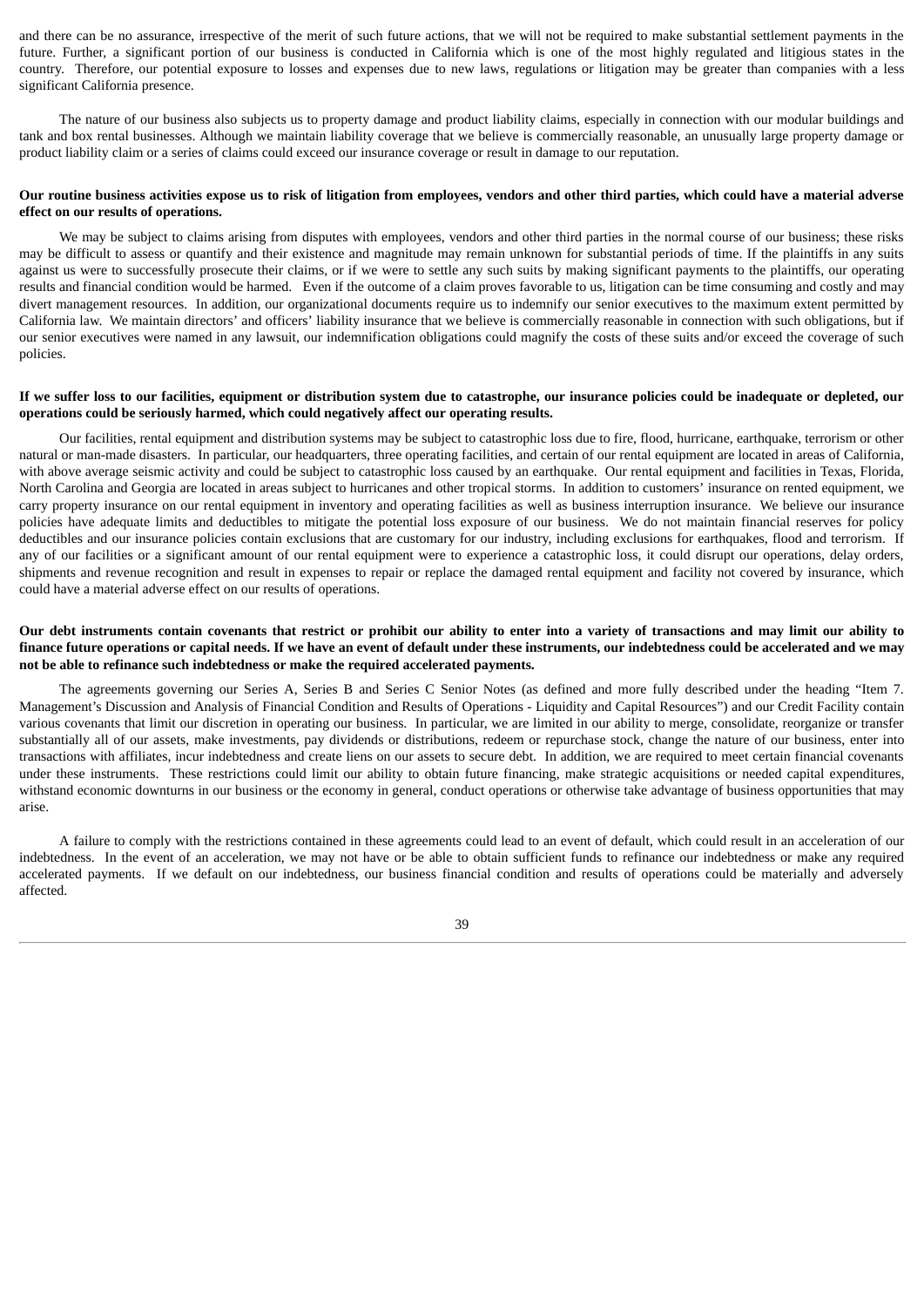and there can be no assurance, irrespective of the merit of such future actions, that we will not be required to make substantial settlement payments in the future. Further, a significant portion of our business is conducted in California which is one of the most highly regulated and litigious states in the country. Therefore, our potential exposure to losses and expenses due to new laws, regulations or litigation may be greater than companies with a less significant California presence.

The nature of our business also subjects us to property damage and product liability claims, especially in connection with our modular buildings and tank and box rental businesses. Although we maintain liability coverage that we believe is commercially reasonable, an unusually large property damage or product liability claim or a series of claims could exceed our insurance coverage or result in damage to our reputation.

**Our routine business activities expose us to risk of litigation from employees, vendors and other third parties, which could have a material adverse effect on our results of operations.**

We may be subject to claims arising from disputes with employees, vendors and other third parties in the normal course of our business; these risks may be difficult to assess or quantify and their existence and magnitude may remain unknown for substantial periods of time. If the plaintiffs in any suits against us were to successfully prosecute their claims, or if we were to settle any such suits by making significant payments to the plaintiffs, our operating results and financial condition would be harmed. Even if the outcome of a claim proves favorable to us, litigation can be time consuming and costly and may divert management resources. In addition, our organizational documents require us to indemnify our senior executives to the maximum extent permitted by California law. We maintain directors' and officers' liability insurance that we believe is commercially reasonable in connection with such obligations, but if our senior executives were named in any lawsuit, our indemnification obligations could magnify the costs of these suits and/or exceed the coverage of such policies.

**If we suffer loss to our facilities, equipment or distribution system due to catastrophe, our insurance policies could be inadequate or depleted, our operations could be seriously harmed, which could negatively affect our operating results.**

Our facilities, rental equipment and distribution systems may be subject to catastrophic loss due to fire, flood, hurricane, earthquake, terrorism or other natural or man-made disasters. In particular, our headquarters, three operating facilities, and certain of our rental equipment are located in areas of California, with above average seismic activity and could be subject to catastrophic loss caused by an earthquake. Our rental equipment and facilities in Texas, Florida, North Carolina and Georgia are located in areas subject to hurricanes and other tropical storms. In addition to customers' insurance on rented equipment, we carry property insurance on our rental equipment in inventory and operating facilities as well as business interruption insurance. We believe our insurance policies have adequate limits and deductibles to mitigate the potential loss exposure of our business. We do not maintain financial reserves for policy deductibles and our insurance policies contain exclusions that are customary for our industry, including exclusions for earthquakes, flood and terrorism. If any of our facilities or a significant amount of our rental equipment were to experience a catastrophic loss, it could disrupt our operations, delay orders, shipments and revenue recognition and result in expenses to repair or replace the damaged rental equipment and facility not covered by insurance, which could have a material adverse effect on our results of operations.

**Our debt instruments contain covenants that restrict or prohibit our ability to enter into a variety of transactions and may limit our ability to finance future operations or capital needs. If we have an event of default under these instruments, our indebtedness could be accelerated and we may not be able to refinance such indebtedness or make the required accelerated payments.**

The agreements governing our Series A, Series B and Series C Senior Notes (as defined and more fully described under the heading "Item 7. Management's Discussion and Analysis of Financial Condition and Results of Operations - Liquidity and Capital Resources") and our Credit Facility contain various covenants that limit our discretion in operating our business. In particular, we are limited in our ability to merge, consolidate, reorganize or transfer substantially all of our assets, make investments, pay dividends or distributions, redeem or repurchase stock, change the nature of our business, enter into transactions with affiliates, incur indebtedness and create liens on our assets to secure debt. In addition, we are required to meet certain financial covenants under these instruments. These restrictions could limit our ability to obtain future financing, make strategic acquisitions or needed capital expenditures, withstand economic downturns in our business or the economy in general, conduct operations or otherwise take advantage of business opportunities that may arise.

A failure to comply with the restrictions contained in these agreements could lead to an event of default, which could result in an acceleration of our indebtedness. In the event of an acceleration, we may not have or be able to obtain sufficient funds to refinance our indebtedness or make any required accelerated payments. If we default on our indebtedness, our business financial condition and results of operations could be materially and adversely affected.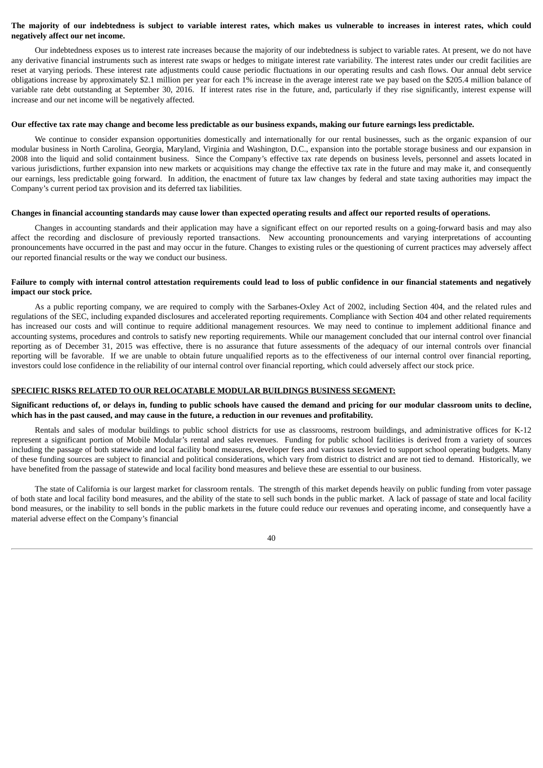**The majority of our indebtedness is subject to variable interest rates, which makes us vulnerable to increases in interest rates, which could negatively affect our net income.**

Our indebtedness exposes us to interest rate increases because the majority of our indebtedness is subject to variable rates. At present, we do not have any derivative financial instruments such as interest rate swaps or hedges to mitigate interest rate variability. The interest rates under our credit facilities are reset at varying periods. These interest rate adjustments could cause periodic fluctuations in our operating results and cash flows. Our annual debt service obligations increase by approximately $2.1 million per year for each 1% increase in the average interest rate we pay based on the $205.4 million balance of variable rate debt outstanding at September 30, 2016. If interest rates rise in the future, and, particularly if they rise significantly, interest expense will increase and our net income will be negatively affected.

**Our effective tax rate may change and become less predictable as our business expands, making our future earnings less predictable.**

We continue to consider expansion opportunities domestically and internationally for our rental businesses, such as the organic expansion of our modular business in North Carolina, Georgia, Maryland, Virginia and Washington, D.C., expansion into the portable storage business and our expansion in 2008 into the liquid and solid containment business. Since the Company's effective tax rate depends on business levels, personnel and assets located in various jurisdictions, further expansion into new markets or acquisitions may change the effective tax rate in the future and may make it, and consequently our earnings, less predictable going forward. In addition, the enactment of future tax law changes by federal and state taxing authorities may impact the Company's current period tax provision and its deferred tax liabilities.

**Changes in financial accounting standards may cause lower than expected operating results and affect our reported results of operations.**

Changes in accounting standards and their application may have a significant effect on our reported results on a going-forward basis and may also affect the recording and disclosure of previously reported transactions. New accounting pronouncements and varying interpretations of accounting pronouncements have occurred in the past and may occur in the future. Changes to existing rules or the questioning of current practices may adversely affect our reported financial results or the way we conduct our business.

**Failure to comply with internal control attestation requirements could lead to loss of public confidence in our financial statements and negatively impact our stock price.**

As a public reporting company, we are required to comply with the Sarbanes-Oxley Act of 2002, including Section 404, and the related rules and regulations of the SEC, including expanded disclosures and accelerated reporting requirements. Compliance with Section 404 and other related requirements has increased our costs and will continue to require additional management resources. We may need to continue to implement additional finance and accounting systems, procedures and controls to satisfy new reporting requirements. While our management concluded that our internal control over financial reporting as of December 31, 2015 was effective, there is no assurance that future assessments of the adequacy of our internal controls over financial reporting will be favorable. If we are unable to obtain future unqualified reports as to the effectiveness of our internal control over financial reporting, investors could lose confidence in the reliability of our internal control over financial reporting, which could adversely affect our stock price.

**SPECIFIC RISKS RELATED TO OUR RELOCATABLE MODULAR BUILDINGS BUSINESS SEGMENT:**

**Significant reductions of, or delays in, funding to public schools have caused the demand and pricing for our modular classroom units to decline, which has in the past caused, and may cause in the future, a reduction in our revenues and profitability.**

Rentals and sales of modular buildings to public school districts for use as classrooms, restroom buildings, and administrative offices for K-12 represent a significant portion of Mobile Modular's rental and sales revenues. Funding for public school facilities is derived from a variety of sources including the passage of both statewide and local facility bond measures, developer fees and various taxes levied to support school operating budgets. Many of these funding sources are subject to financial and political considerations, which vary from district to district and are not tied to demand. Historically, we have benefited from the passage of statewide and local facility bond measures and believe these are essential to our business.

The state of California is our largest market for classroom rentals. The strength of this market depends heavily on public funding from voter passage of both state and local facility bond measures, and the ability of the state to sell such bonds in the public market. A lack of passage of state and local facility bond measures, or the inability to sell bonds in the public markets in the future could reduce our revenues and operating income, and consequently have a material adverse effect on the Company's financial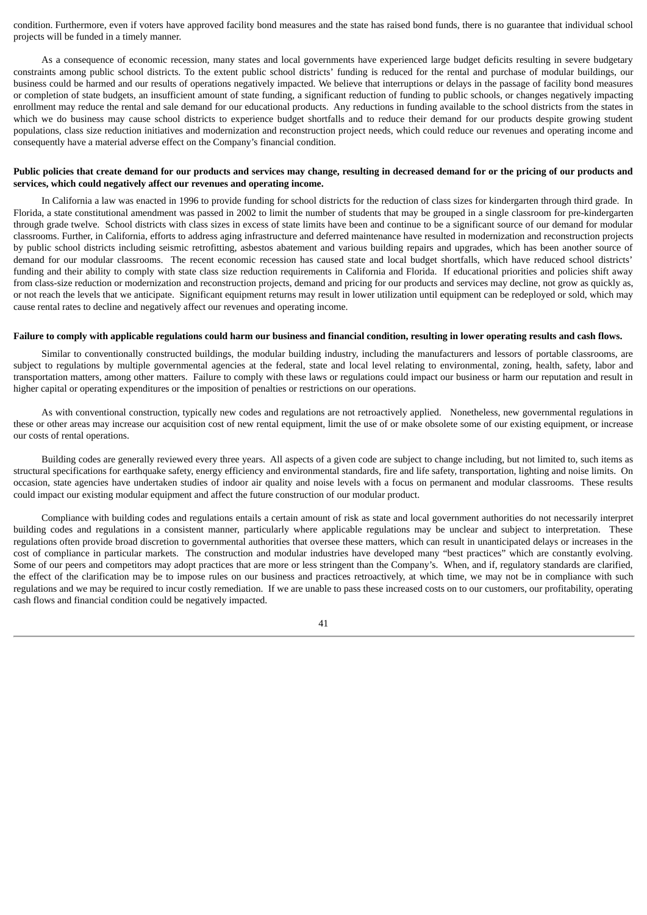condition. Furthermore, even if voters have approved facility bond measures and the state has raised bond funds, there is no guarantee that individual school projects will be funded in a timely manner.

As a consequence of economic recession, many states and local governments have experienced large budget deficits resulting in severe budgetary constraints among public school districts. To the extent public school districts' funding is reduced for the rental and purchase of modular buildings, our business could be harmed and our results of operations negatively impacted. We believe that interruptions or delays in the passage of facility bond measures or completion of state budgets, an insufficient amount of state funding, a significant reduction of funding to public schools, or changes negatively impacting enrollment may reduce the rental and sale demand for our educational products. Any reductions in funding available to the school districts from the states in which we do business may cause school districts to experience budget shortfalls and to reduce their demand for our products despite growing student populations, class size reduction initiatives and modernization and reconstruction project needs, which could reduce our revenues and operating income and consequently have a material adverse effect on the Company's financial condition.

**Public policies that create demand for our products and services may change, resulting in decreased demand for or the pricing of our products and services, which could negatively affect our revenues and operating income.**

In California a law was enacted in 1996 to provide funding for school districts for the reduction of class sizes for kindergarten through third grade. In Florida, a state constitutional amendment was passed in 2002 to limit the number of students that may be grouped in a single classroom for pre-kindergarten through grade twelve. School districts with class sizes in excess of state limits have been and continue to be a significant source of our demand for modular classrooms. Further, in California, efforts to address aging infrastructure and deferred maintenance have resulted in modernization and reconstruction projects by public school districts including seismic retrofitting, asbestos abatement and various building repairs and upgrades, which has been another source of demand for our modular classrooms. The recent economic recession has caused state and local budget shortfalls, which have reduced school districts' funding and their ability to comply with state class size reduction requirements in California and Florida. If educational priorities and policies shift away from class-size reduction or modernization and reconstruction projects, demand and pricing for our products and services may decline, not grow as quickly as, or not reach the levels that we anticipate. Significant equipment returns may result in lower utilization until equipment can be redeployed or sold, which may cause rental rates to decline and negatively affect our revenues and operating income.

**Failure to comply with applicable regulations could harm our business and financial condition, resulting in lower operating results and cash flows.**

Similar to conventionally constructed buildings, the modular building industry, including the manufacturers and lessors of portable classrooms, are subject to regulations by multiple governmental agencies at the federal, state and local level relating to environmental, zoning, health, safety, labor and transportation matters, among other matters. Failure to comply with these laws or regulations could impact our business or harm our reputation and result in higher capital or operating expenditures or the imposition of penalties or restrictions on our operations.

As with conventional construction, typically new codes and regulations are not retroactively applied. Nonetheless, new governmental regulations in these or other areas may increase our acquisition cost of new rental equipment, limit the use of or make obsolete some of our existing equipment, or increase our costs of rental operations.

Building codes are generally reviewed every three years. All aspects of a given code are subject to change including, but not limited to, such items as structural specifications for earthquake safety, energy efficiency and environmental standards, fire and life safety, transportation, lighting and noise limits. On occasion, state agencies have undertaken studies of indoor air quality and noise levels with a focus on permanent and modular classrooms. These results could impact our existing modular equipment and affect the future construction of our modular product.

Compliance with building codes and regulations entails a certain amount of risk as state and local government authorities do not necessarily interpret building codes and regulations in a consistent manner, particularly where applicable regulations may be unclear and subject to interpretation. These regulations often provide broad discretion to governmental authorities that oversee these matters, which can result in unanticipated delays or increases in the cost of compliance in particular markets. The construction and modular industries have developed many "best practices" which are constantly evolving. Some of our peers and competitors may adopt practices that are more or less stringent than the Company's. When, and if, regulatory standards are clarified, the effect of the clarification may be to impose rules on our business and practices retroactively, at which time, we may not be in compliance with such regulations and we may be required to incur costly remediation. If we are unable to pass these increased costs on to our customers, our profitability, operating cash flows and financial condition could be negatively impacted.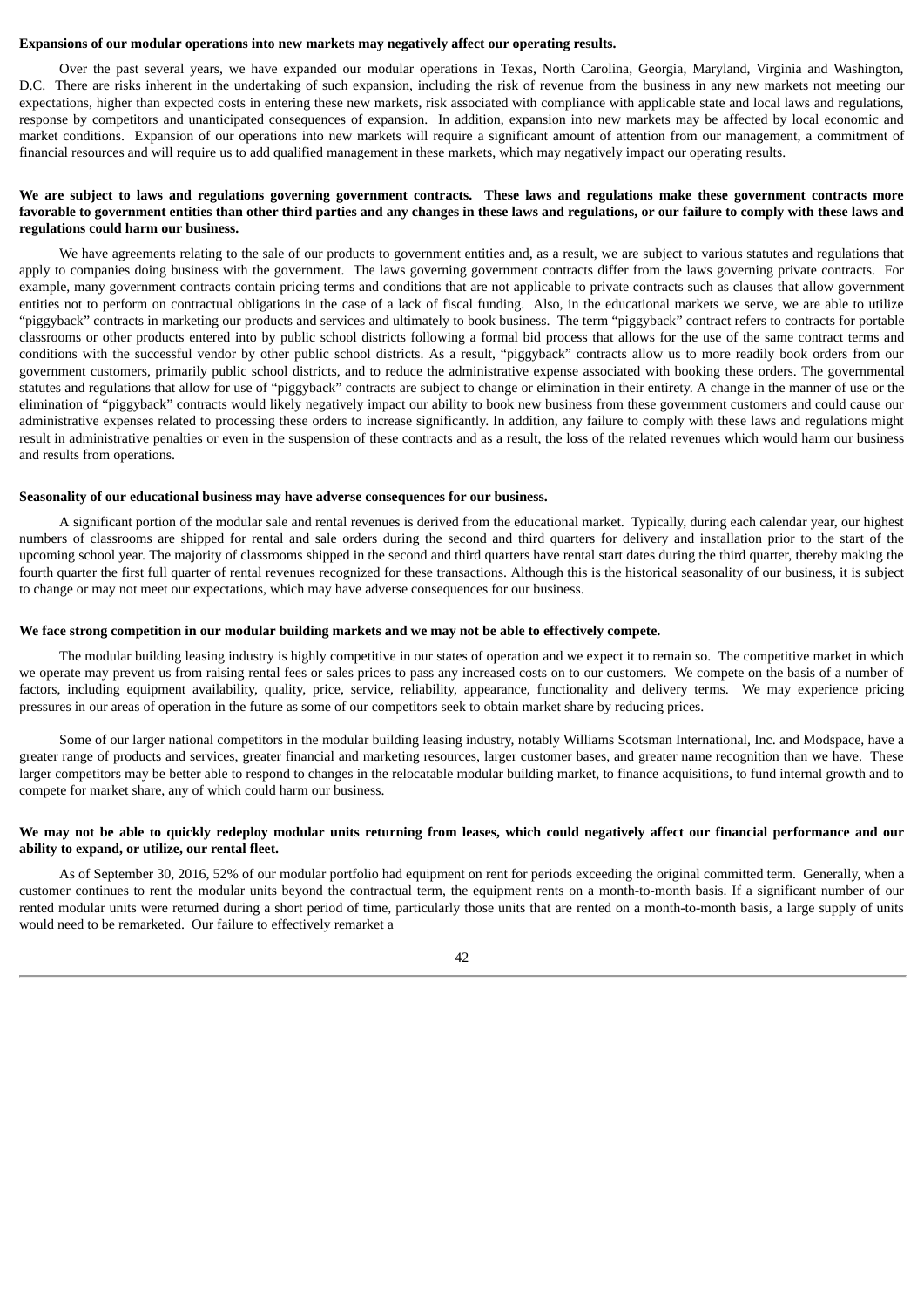**Expansions of our modular operations into new markets may negatively affect our operating results.**

Over the past several years, we have expanded our modular operations in Texas, North Carolina, Georgia, Maryland, Virginia and Washington, D.C. There are risks inherent in the undertaking of such expansion, including the risk of revenue from the business in any new markets not meeting our expectations, higher than expected costs in entering these new markets, risk associated with compliance with applicable state and local laws and regulations, response by competitors and unanticipated consequences of expansion. In addition, expansion into new markets may be affected by local economic and market conditions. Expansion of our operations into new markets will require a significant amount of attention from our management, a commitment of financial resources and will require us to add qualified management in these markets, which may negatively impact our operating results.

**We are subject to laws and regulations governing government contracts. These laws and regulations make these government contracts more favorable to government entities than other third parties and any changes in these laws and regulations, or our failure to comply with these laws and regulations could harm our business.**

We have agreements relating to the sale of our products to government entities and, as a result, we are subject to various statutes and regulations that apply to companies doing business with the government. The laws governing government contracts differ from the laws governing private contracts. For example, many government contracts contain pricing terms and conditions that are not applicable to private contracts such as clauses that allow government entities not to perform on contractual obligations in the case of a lack of fiscal funding. Also, in the educational markets we serve, we are able to utilize "piggyback" contracts in marketing our products and services and ultimately to book business. The term "piggyback" contract refers to contracts for portable classrooms or other products entered into by public school districts following a formal bid process that allows for the use of the same contract terms and conditions with the successful vendor by other public school districts. As a result, "piggyback" contracts allow us to more readily book orders from our government customers, primarily public school districts, and to reduce the administrative expense associated with booking these orders. The governmental statutes and regulations that allow for use of "piggyback" contracts are subject to change or elimination in their entirety. A change in the manner of use or the elimination of "piggyback" contracts would likely negatively impact our ability to book new business from these government customers and could cause our administrative expenses related to processing these orders to increase significantly. In addition, any failure to comply with these laws and regulations might result in administrative penalties or even in the suspension of these contracts and as a result, the loss of the related revenues which would harm our business and results from operations.

**Seasonality of our educational business may have adverse consequences for our business.**

A significant portion of the modular sale and rental revenues is derived from the educational market. Typically, during each calendar year, our highest numbers of classrooms are shipped for rental and sale orders during the second and third quarters for delivery and installation prior to the start of the upcoming school year. The majority of classrooms shipped in the second and third quarters have rental start dates during the third quarter, thereby making the fourth quarter the first full quarter of rental revenues recognized for these transactions. Although this is the historical seasonality of our business, it is subject to change or may not meet our expectations, which may have adverse consequences for our business.

**We face strong competition in our modular building markets and we may not be able to effectively compete.**

The modular building leasing industry is highly competitive in our states of operation and we expect it to remain so. The competitive market in which we operate may prevent us from raising rental fees or sales prices to pass any increased costs on to our customers. We compete on the basis of a number of factors, including equipment availability, quality, price, service, reliability, appearance, functionality and delivery terms. We may experience pricing pressures in our areas of operation in the future as some of our competitors seek to obtain market share by reducing prices.

Some of our larger national competitors in the modular building leasing industry, notably Williams Scotsman International, Inc. and Modspace, have a greater range of products and services, greater financial and marketing resources, larger customer bases, and greater name recognition than we have. These larger competitors may be better able to respond to changes in the relocatable modular building market, to finance acquisitions, to fund internal growth and to compete for market share, any of which could harm our business.

**We may not be able to quickly redeploy modular units returning from leases, which could negatively affect our financial performance and our ability to expand, or utilize, our rental fleet.**

As of September 30, 2016, 52% of our modular portfolio had equipment on rent for periods exceeding the original committed term. Generally, when a customer continues to rent the modular units beyond the contractual term, the equipment rents on a month-to-month basis. If a significant number of our rented modular units were returned during a short period of time, particularly those units that are rented on a month-to-month basis, a large supply of units would need to be remarketed. Our failure to effectively remarket a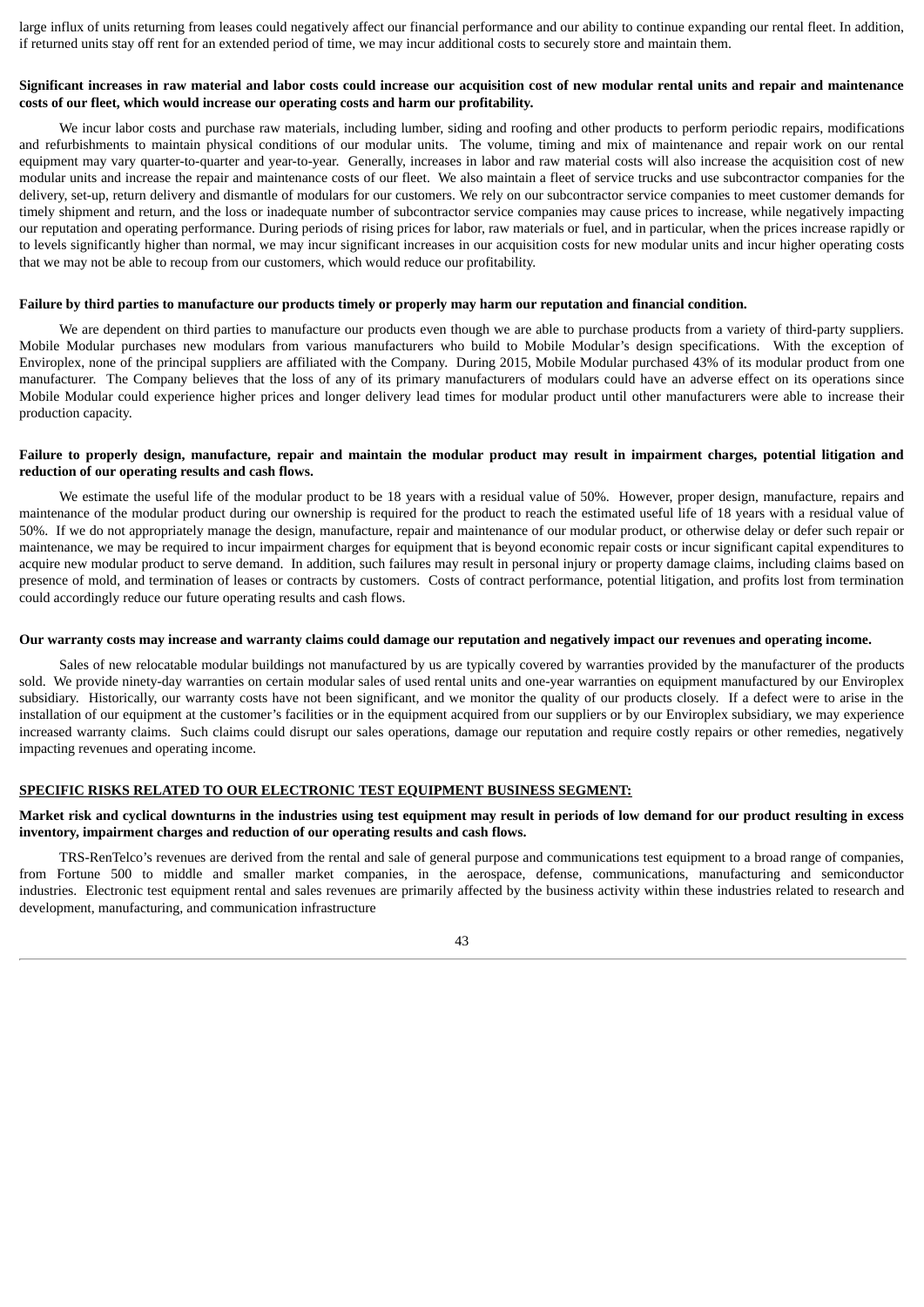large influx of units returning from leases could negatively affect our financial performance and our ability to continue expanding our rental fleet. In addition, if returned units stay off rent for an extended period of time, we may incur additional costs to securely store and maintain them.

**Significant increases in raw material and labor costs could increase our acquisition cost of new modular rental units and repair and maintenance costs of our fleet, which would increase our operating costs and harm our profitability.**

We incur labor costs and purchase raw materials, including lumber, siding and roofing and other products to perform periodic repairs, modifications and refurbishments to maintain physical conditions of our modular units. The volume, timing and mix of maintenance and repair work on our rental equipment may vary quarter-to-quarter and year-to-year. Generally, increases in labor and raw material costs will also increase the acquisition cost of new modular units and increase the repair and maintenance costs of our fleet. We also maintain a fleet of service trucks and use subcontractor companies for the delivery, set-up, return delivery and dismantle of modulars for our customers. We rely on our subcontractor service companies to meet customer demands for timely shipment and return, and the loss or inadequate number of subcontractor service companies may cause prices to increase, while negatively impacting our reputation and operating performance. During periods of rising prices for labor, raw materials or fuel, and in particular, when the prices increase rapidly or to levels significantly higher than normal, we may incur significant increases in our acquisition costs for new modular units and incur higher operating costs that we may not be able to recoup from our customers, which would reduce our profitability.

**Failure by third parties to manufacture our products timely or properly may harm our reputation and financial condition.**

We are dependent on third parties to manufacture our products even though we are able to purchase products from a variety of third-party suppliers. Mobile Modular purchases new modulars from various manufacturers who build to Mobile Modular's design specifications. With the exception of Enviroplex, none of the principal suppliers are affiliated with the Company. During 2015, Mobile Modular purchased 43% of its modular product from one manufacturer. The Company believes that the loss of any of its primary manufacturers of modulars could have an adverse effect on its operations since Mobile Modular could experience higher prices and longer delivery lead times for modular product until other manufacturers were able to increase their production capacity.

**Failure to properly design, manufacture, repair and maintain the modular product may result in impairment charges, potential litigation and reduction of our operating results and cash flows.**

We estimate the useful life of the modular product to be 18 years with a residual value of 50%. However, proper design, manufacture, repairs and maintenance of the modular product during our ownership is required for the product to reach the estimated useful life of 18 years with a residual value of 50%. If we do not appropriately manage the design, manufacture, repair and maintenance of our modular product, or otherwise delay or defer such repair or maintenance, we may be required to incur impairment charges for equipment that is beyond economic repair costs or incur significant capital expenditures to acquire new modular product to serve demand. In addition, such failures may result in personal injury or property damage claims, including claims based on presence of mold, and termination of leases or contracts by customers. Costs of contract performance, potential litigation, and profits lost from termination could accordingly reduce our future operating results and cash flows.

**Our warranty costs may increase and warranty claims could damage our reputation and negatively impact our revenues and operating income.**

Sales of new relocatable modular buildings not manufactured by us are typically covered by warranties provided by the manufacturer of the products sold. We provide ninety-day warranties on certain modular sales of used rental units and one-year warranties on equipment manufactured by our Enviroplex subsidiary. Historically, our warranty costs have not been significant, and we monitor the quality of our products closely. If a defect were to arise in the installation of our equipment at the customer's facilities or in the equipment acquired from our suppliers or by our Enviroplex subsidiary, we may experience increased warranty claims. Such claims could disrupt our sales operations, damage our reputation and require costly repairs or other remedies, negatively impacting revenues and operating income.

**SPECIFIC RISKS RELATED TO OUR ELECTRONIC TEST EQUIPMENT BUSINESS SEGMENT:**

**Market risk and cyclical downturns in the industries using test equipment may result in periods of low demand for our product resulting in excess inventory, impairment charges and reduction of our operating results and cash flows.**

TRS-RenTelco's revenues are derived from the rental and sale of general purpose and communications test equipment to a broad range of companies, from Fortune 500 to middle and smaller market companies, in the aerospace, defense, communications, manufacturing and semiconductor industries. Electronic test equipment rental and sales revenues are primarily affected by the business activity within these industries related to research and development, manufacturing, and communication infrastructure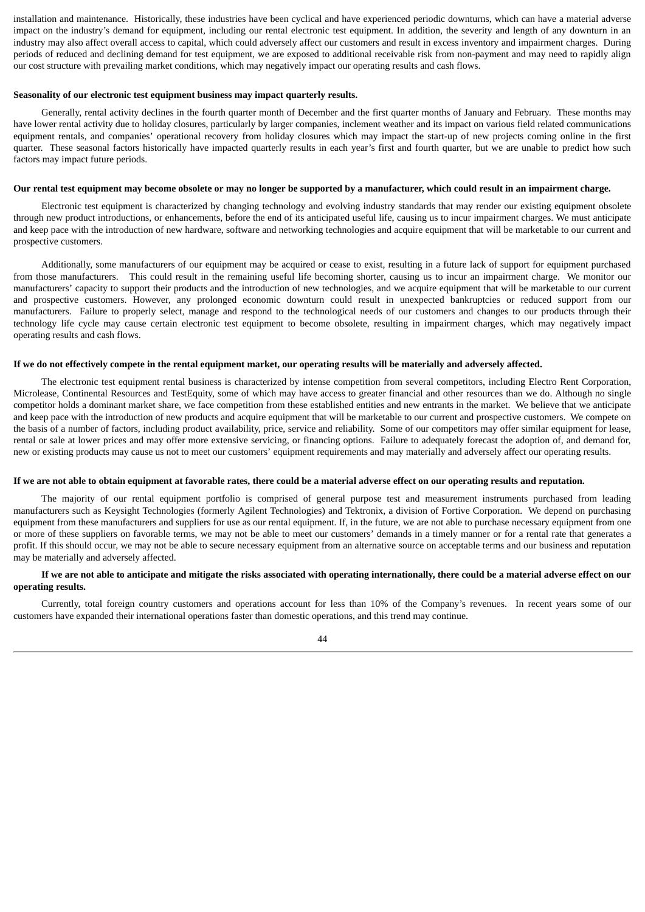installation and maintenance. Historically, these industries have been cyclical and have experienced periodic downturns, which can have a material adverse impact on the industry's demand for equipment, including our rental electronic test equipment. In addition, the severity and length of any downturn in an industry may also affect overall access to capital, which could adversely affect our customers and result in excess inventory and impairment charges. During periods of reduced and declining demand for test equipment, we are exposed to additional receivable risk from non-payment and may need to rapidly align our cost structure with prevailing market conditions, which may negatively impact our operating results and cash flows.

**Seasonality of our electronic test equipment business may impact quarterly results.**

Generally, rental activity declines in the fourth quarter month of December and the first quarter months of January and February. These months may have lower rental activity due to holiday closures, particularly by larger companies, inclement weather and its impact on various field related communications equipment rentals, and companies' operational recovery from holiday closures which may impact the start-up of new projects coming online in the first quarter. These seasonal factors historically have impacted quarterly results in each year's first and fourth quarter, but we are unable to predict how such factors may impact future periods.

**Our rental test equipment may become obsolete or may no longer be supported by a manufacturer, which could result in an impairment charge.**

Electronic test equipment is characterized by changing technology and evolving industry standards that may render our existing equipment obsolete through new product introductions, or enhancements, before the end of its anticipated useful life, causing us to incur impairment charges. We must anticipate and keep pace with the introduction of new hardware, software and networking technologies and acquire equipment that will be marketable to our current and prospective customers.

Additionally, some manufacturers of our equipment may be acquired or cease to exist, resulting in a future lack of support for equipment purchased from those manufacturers. This could result in the remaining useful life becoming shorter, causing us to incur an impairment charge. We monitor our manufacturers' capacity to support their products and the introduction of new technologies, and we acquire equipment that will be marketable to our current and prospective customers. However, any prolonged economic downturn could result in unexpected bankruptcies or reduced support from our manufacturers. Failure to properly select, manage and respond to the technological needs of our customers and changes to our products through their technology life cycle may cause certain electronic test equipment to become obsolete, resulting in impairment charges, which may negatively impact operating results and cash flows.

**If we do not effectively compete in the rental equipment market, our operating results will be materially and adversely affected.**

The electronic test equipment rental business is characterized by intense competition from several competitors, including Electro Rent Corporation, Microlease, Continental Resources and TestEquity, some of which may have access to greater financial and other resources than we do. Although no single competitor holds a dominant market share, we face competition from these established entities and new entrants in the market. We believe that we anticipate and keep pace with the introduction of new products and acquire equipment that will be marketable to our current and prospective customers. We compete on the basis of a number of factors, including product availability, price, service and reliability. Some of our competitors may offer similar equipment for lease, rental or sale at lower prices and may offer more extensive servicing, or financing options. Failure to adequately forecast the adoption of, and demand for, new or existing products may cause us not to meet our customers' equipment requirements and may materially and adversely affect our operating results.

**If we are not able to obtain equipment at favorable rates, there could be a material adverse effect on our operating results and reputation.**

The majority of our rental equipment portfolio is comprised of general purpose test and measurement instruments purchased from leading manufacturers such as Keysight Technologies (formerly Agilent Technologies) and Tektronix, a division of Fortive Corporation. We depend on purchasing equipment from these manufacturers and suppliers for use as our rental equipment. If, in the future, we are not able to purchase necessary equipment from one or more of these suppliers on favorable terms, we may not be able to meet our customers' demands in a timely manner or for a rental rate that generates a profit. If this should occur, we may not be able to secure necessary equipment from an alternative source on acceptable terms and our business and reputation may be materially and adversely affected.

**If we are not able to anticipate and mitigate the risks associated with operating internationally, there could be a material adverse effect on our operating results.**

Currently, total foreign country customers and operations account for less than 10% of the Company's revenues. In recent years some of our customers have expanded their international operations faster than domestic operations, and this trend may continue.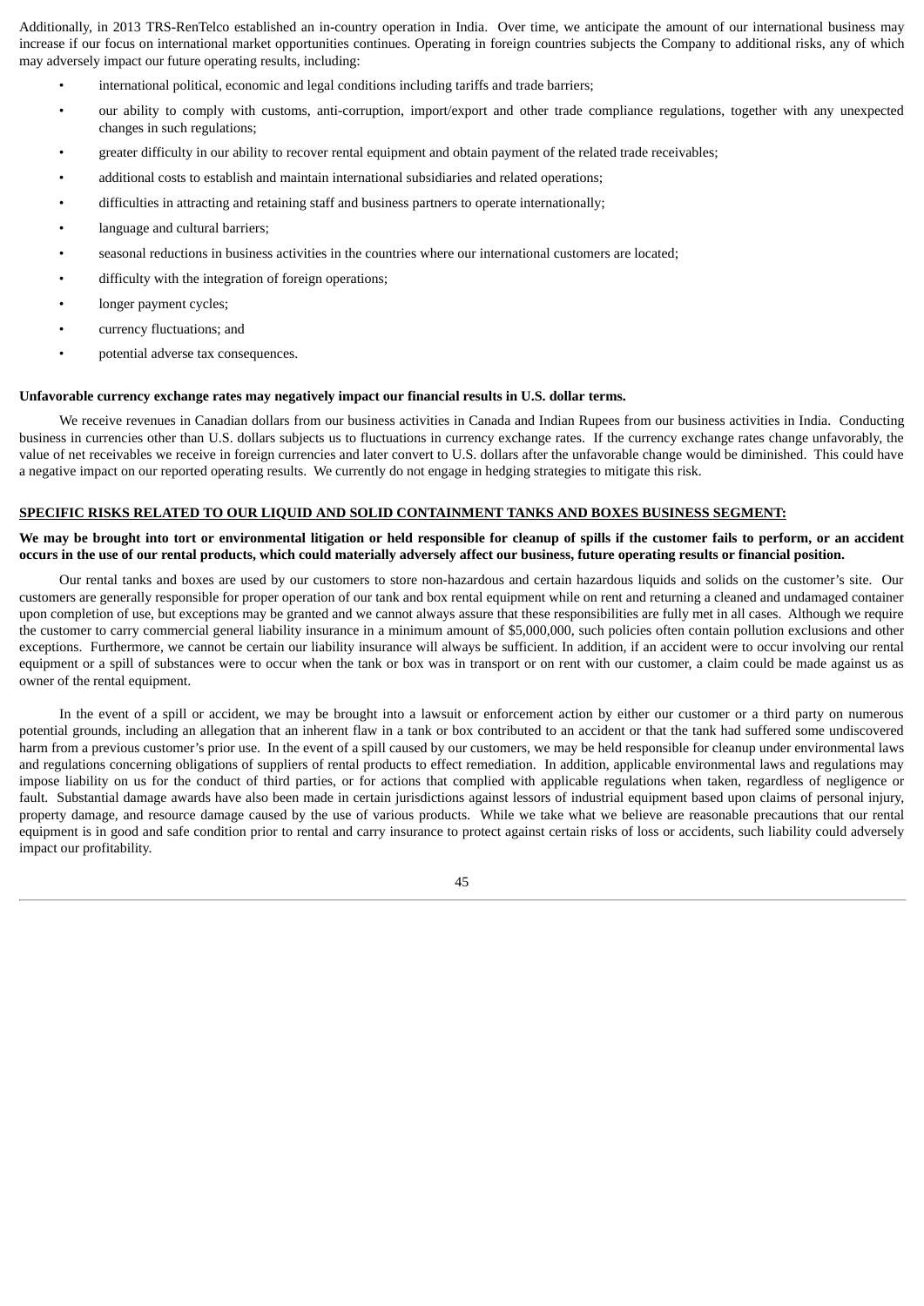Additionally, in 2013 TRS-RenTelco established an in-country operation in India. Over time, we anticipate the amount of our international business may increase if our focus on international market opportunities continues. Operating in foreign countries subjects the Company to additional risks, any of which may adversely impact our future operating results, including:

- international political, economic and legal conditions including tariffs and trade barriers;
- our ability to comply with customs, anti-corruption, import/export and other trade compliance regulations, together with any unexpected changes in such regulations;
- greater difficulty in our ability to recover rental equipment and obtain payment of the related trade receivables;
- additional costs to establish and maintain international subsidiaries and related operations;
- difficulties in attracting and retaining staff and business partners to operate internationally;
- language and cultural barriers;
- seasonal reductions in business activities in the countries where our international customers are located;
- difficulty with the integration of foreign operations;
- longer payment cycles;
- currency fluctuations; and
- potential adverse tax consequences.

**Unfavorable currency exchange rates may negatively impact our financial results in U.S. dollar terms.**

We receive revenues in Canadian dollars from our business activities in Canada and Indian Rupees from our business activities in India. Conducting business in currencies other than U.S. dollars subjects us to fluctuations in currency exchange rates. If the currency exchange rates change unfavorably, the value of net receivables we receive in foreign currencies and later convert to U.S. dollars after the unfavorable change would be diminished. This could have a negative impact on our reported operating results. We currently do not engage in hedging strategies to mitigate this risk.

**SPECIFIC RISKS RELATED TO OUR LIQUID AND SOLID CONTAINMENT TANKS AND BOXES BUSINESS SEGMENT:**

**We may be brought into tort or environmental litigation or held responsible for cleanup of spills if the customer fails to perform, or an accident occurs in the use of our rental products, which could materially adversely affect our business, future operating results or financial position.**

Our rental tanks and boxes are used by our customers to store non-hazardous and certain hazardous liquids and solids on the customer's site. Our customers are generally responsible for proper operation of our tank and box rental equipment while on rent and returning a cleaned and undamaged container upon completion of use, but exceptions may be granted and we cannot always assure that these responsibilities are fully met in all cases. Although we require the customer to carry commercial general liability insurance in a minimum amount of $5,000,000, such policies often contain pollution exclusions and other exceptions. Furthermore, we cannot be certain our liability insurance will always be sufficient. In addition, if an accident were to occur involving our rental equipment or a spill of substances were to occur when the tank or box was in transport or on rent with our customer, a claim could be made against us as owner of the rental equipment.

In the event of a spill or accident, we may be brought into a lawsuit or enforcement action by either our customer or a third party on numerous potential grounds, including an allegation that an inherent flaw in a tank or box contributed to an accident or that the tank had suffered some undiscovered harm from a previous customer's prior use. In the event of a spill caused by our customers, we may be held responsible for cleanup under environmental laws and regulations concerning obligations of suppliers of rental products to effect remediation. In addition, applicable environmental laws and regulations may impose liability on us for the conduct of third parties, or for actions that complied with applicable regulations when taken, regardless of negligence or fault. Substantial damage awards have also been made in certain jurisdictions against lessors of industrial equipment based upon claims of personal injury, property damage, and resource damage caused by the use of various products. While we take what we believe are reasonable precautions that our rental equipment is in good and safe condition prior to rental and carry insurance to protect against certain risks of loss or accidents, such liability could adversely impact our profitability.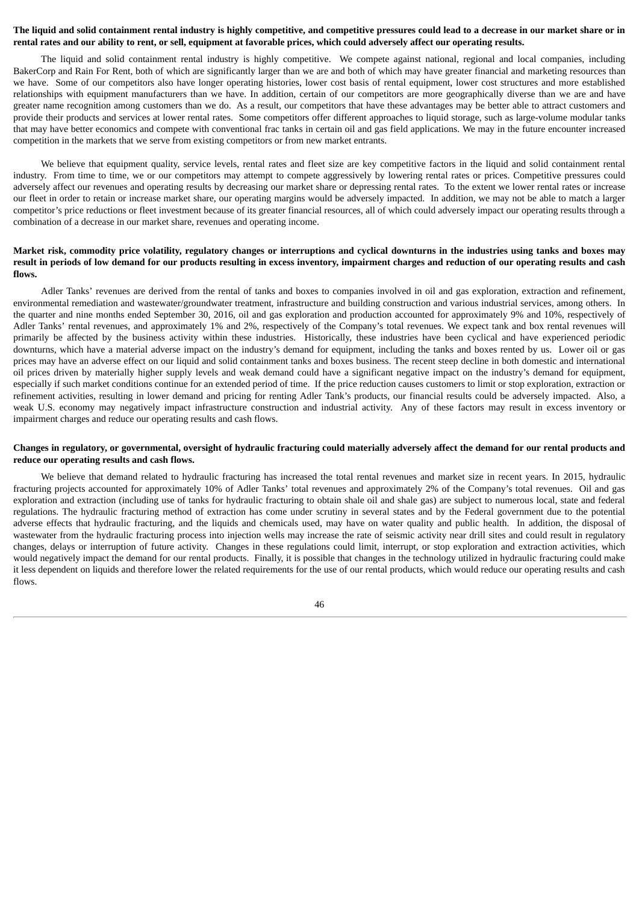**The liquid and solid containment rental industry is highly competitive, and competitive pressures could lead to a decrease in our market share or in rental rates and our ability to rent, or sell, equipment at favorable prices, which could adversely affect our operating results.**

The liquid and solid containment rental industry is highly competitive. We compete against national, regional and local companies, including BakerCorp and Rain For Rent, both of which are significantly larger than we are and both of which may have greater financial and marketing resources than we have. Some of our competitors also have longer operating histories, lower cost basis of rental equipment, lower cost structures and more established relationships with equipment manufacturers than we have. In addition, certain of our competitors are more geographically diverse than we are and have greater name recognition among customers than we do. As a result, our competitors that have these advantages may be better able to attract customers and provide their products and services at lower rental rates. Some competitors offer different approaches to liquid storage, such as large-volume modular tanks that may have better economics and compete with conventional frac tanks in certain oil and gas field applications. We may in the future encounter increased competition in the markets that we serve from existing competitors or from new market entrants.

We believe that equipment quality, service levels, rental rates and fleet size are key competitive factors in the liquid and solid containment rental industry. From time to time, we or our competitors may attempt to compete aggressively by lowering rental rates or prices. Competitive pressures could adversely affect our revenues and operating results by decreasing our market share or depressing rental rates. To the extent we lower rental rates or increase our fleet in order to retain or increase market share, our operating margins would be adversely impacted. In addition, we may not be able to match a larger competitor's price reductions or fleet investment because of its greater financial resources, all of which could adversely impact our operating results through a combination of a decrease in our market share, revenues and operating income.

**Market risk, commodity price volatility, regulatory changes or interruptions and cyclical downturns in the industries using tanks and boxes may result in periods of low demand for our products resulting in excess inventory, impairment charges and reduction of our operating results and cash flows.**

Adler Tanks' revenues are derived from the rental of tanks and boxes to companies involved in oil and gas exploration, extraction and refinement, environmental remediation and wastewater/groundwater treatment, infrastructure and building construction and various industrial services, among others. In the quarter and nine months ended September 30, 2016, oil and gas exploration and production accounted for approximately 9% and 10%, respectively of Adler Tanks' rental revenues, and approximately 1% and 2%, respectively of the Company's total revenues. We expect tank and box rental revenues will primarily be affected by the business activity within these industries. Historically, these industries have been cyclical and have experienced periodic downturns, which have a material adverse impact on the industry's demand for equipment, including the tanks and boxes rented by us. Lower oil or gas prices may have an adverse effect on our liquid and solid containment tanks and boxes business. The recent steep decline in both domestic and international oil prices driven by materially higher supply levels and weak demand could have a significant negative impact on the industry's demand for equipment, especially if such market conditions continue for an extended period of time. If the price reduction causes customers to limit or stop exploration, extraction or refinement activities, resulting in lower demand and pricing for renting Adler Tank's products, our financial results could be adversely impacted. Also, a weak U.S. economy may negatively impact infrastructure construction and industrial activity. Any of these factors may result in excess inventory or impairment charges and reduce our operating results and cash flows.

**Changes in regulatory, or governmental, oversight of hydraulic fracturing could materially adversely affect the demand for our rental products and reduce our operating results and cash flows.**

We believe that demand related to hydraulic fracturing has increased the total rental revenues and market size in recent years. In 2015, hydraulic fracturing projects accounted for approximately 10% of Adler Tanks' total revenues and approximately 2% of the Company's total revenues. Oil and gas exploration and extraction (including use of tanks for hydraulic fracturing to obtain shale oil and shale gas) are subject to numerous local, state and federal regulations. The hydraulic fracturing method of extraction has come under scrutiny in several states and by the Federal government due to the potential adverse effects that hydraulic fracturing, and the liquids and chemicals used, may have on water quality and public health. In addition, the disposal of wastewater from the hydraulic fracturing process into injection wells may increase the rate of seismic activity near drill sites and could result in regulatory changes, delays or interruption of future activity. Changes in these regulations could limit, interrupt, or stop exploration and extraction activities, which would negatively impact the demand for our rental products. Finally, it is possible that changes in the technology utilized in hydraulic fracturing could make it less dependent on liquids and therefore lower the related requirements for the use of our rental products, which would reduce our operating results and cash flows.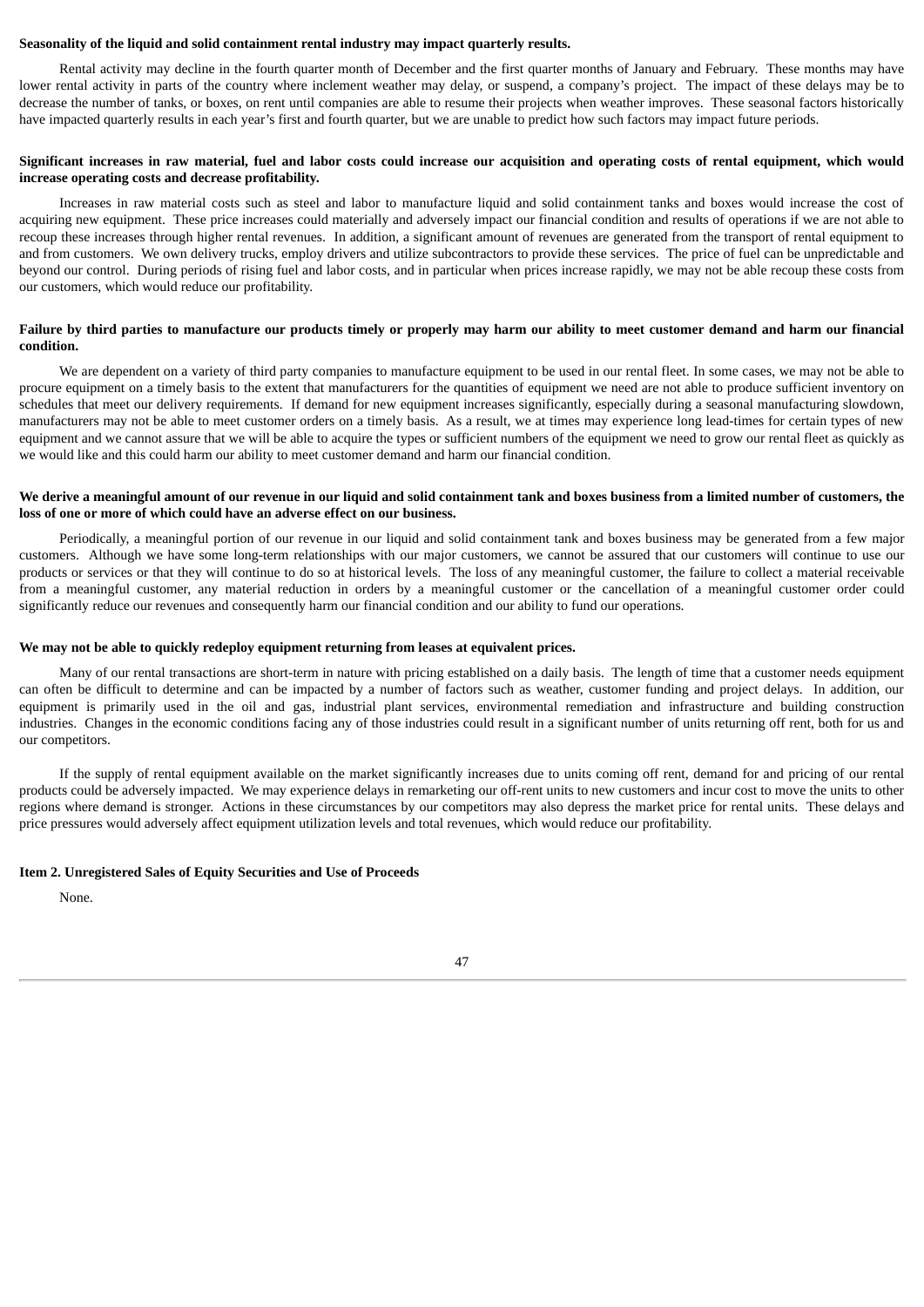**Seasonality of the liquid and solid containment rental industry may impact quarterly results.**

Rental activity may decline in the fourth quarter month of December and the first quarter months of January and February. These months may have lower rental activity in parts of the country where inclement weather may delay, or suspend, a company's project. The impact of these delays may be to decrease the number of tanks, or boxes, on rent until companies are able to resume their projects when weather improves. These seasonal factors historically have impacted quarterly results in each year's first and fourth quarter, but we are unable to predict how such factors may impact future periods.

**Significant increases in raw material, fuel and labor costs could increase our acquisition and operating costs of rental equipment, which would increase operating costs and decrease profitability.**

Increases in raw material costs such as steel and labor to manufacture liquid and solid containment tanks and boxes would increase the cost of acquiring new equipment. These price increases could materially and adversely impact our financial condition and results of operations if we are not able to recoup these increases through higher rental revenues. In addition, a significant amount of revenues are generated from the transport of rental equipment to and from customers. We own delivery trucks, employ drivers and utilize subcontractors to provide these services. The price of fuel can be unpredictable and beyond our control. During periods of rising fuel and labor costs, and in particular when prices increase rapidly, we may not be able recoup these costs from our customers, which would reduce our profitability.

**Failure by third parties to manufacture our products timely or properly may harm our ability to meet customer demand and harm our financial condition.**

We are dependent on a variety of third party companies to manufacture equipment to be used in our rental fleet. In some cases, we may not be able to procure equipment on a timely basis to the extent that manufacturers for the quantities of equipment we need are not able to produce sufficient inventory on schedules that meet our delivery requirements. If demand for new equipment increases significantly, especially during a seasonal manufacturing slowdown, manufacturers may not be able to meet customer orders on a timely basis. As a result, we at times may experience long lead-times for certain types of new equipment and we cannot assure that we will be able to acquire the types or sufficient numbers of the equipment we need to grow our rental fleet as quickly as we would like and this could harm our ability to meet customer demand and harm our financial condition.

**We derive a meaningful amount of our revenue in our liquid and solid containment tank and boxes business from a limited number of customers, the loss of one or more of which could have an adverse effect on our business.**

Periodically, a meaningful portion of our revenue in our liquid and solid containment tank and boxes business may be generated from a few major customers. Although we have some long-term relationships with our major customers, we cannot be assured that our customers will continue to use our products or services or that they will continue to do so at historical levels. The loss of any meaningful customer, the failure to collect a material receivable from a meaningful customer, any material reduction in orders by a meaningful customer or the cancellation of a meaningful customer order could significantly reduce our revenues and consequently harm our financial condition and our ability to fund our operations.

**We may not be able to quickly redeploy equipment returning from leases at equivalent prices.**

Many of our rental transactions are short-term in nature with pricing established on a daily basis. The length of time that a customer needs equipment can often be difficult to determine and can be impacted by a number of factors such as weather, customer funding and project delays. In addition, our equipment is primarily used in the oil and gas, industrial plant services, environmental remediation and infrastructure and building construction industries. Changes in the economic conditions facing any of those industries could result in a significant number of units returning off rent, both for us and our competitors.

If the supply of rental equipment available on the market significantly increases due to units coming off rent, demand for and pricing of our rental products could be adversely impacted. We may experience delays in remarketing our off-rent units to new customers and incur cost to move the units to other regions where demand is stronger. Actions in these circumstances by our competitors may also depress the market price for rental units. These delays and price pressures would adversely affect equipment utilization levels and total revenues, which would reduce our profitability.

**Item 2. Unregistered Sales of Equity Securities and Use of Proceeds**

None.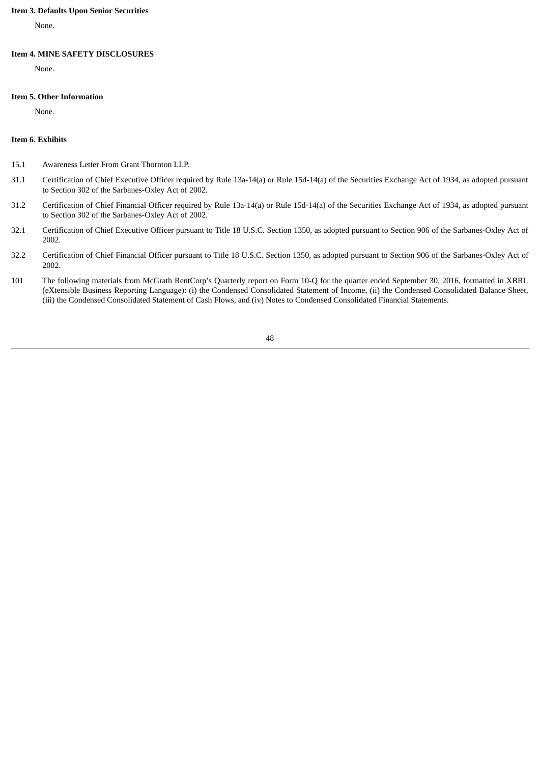**Item 3. Defaults Upon Senior Securities**

None.

**Item 4. MINE SAFETY DISCLOSURES**

None.

**Item 5. Other Information**

None.

**Item 6. Exhibits**

15.1 Awareness Letter From Grant Thornton LLP.

31.1 Certification of Chief Executive Officer required by Rule 13a-14(a) or Rule 15d-14(a) of the Securities Exchange Act of 1934, as adopted pursuant to Section 302 of the Sarbanes-Oxley Act of 2002.

31.2 Certification of Chief Financial Officer required by Rule 13a-14(a) or Rule 15d-14(a) of the Securities Exchange Act of 1934, as adopted pursuant to Section 302 of the Sarbanes-Oxley Act of 2002.

32.1 Certification of Chief Executive Officer pursuant to Title 18 U.S.C. Section 1350, as adopted pursuant to Section 906 of the Sarbanes-Oxley Act of 2002.

32.2 Certification of Chief Financial Officer pursuant to Title 18 U.S.C. Section 1350, as adopted pursuant to Section 906 of the Sarbanes-Oxley Act of 2002.

101 The following materials from McGrath RentCorp's Quarterly report on Form 10-Q for the quarter ended September 30, 2016, formatted in XBRL (eXtensible Business Reporting Language): (i) the Condensed Consolidated Statement of Income, (ii) the Condensed Consolidated Balance Sheet, (iii) the Condensed Consolidated Statement of Cash Flows, and (iv) Notes to Condensed Consolidated Financial Statements.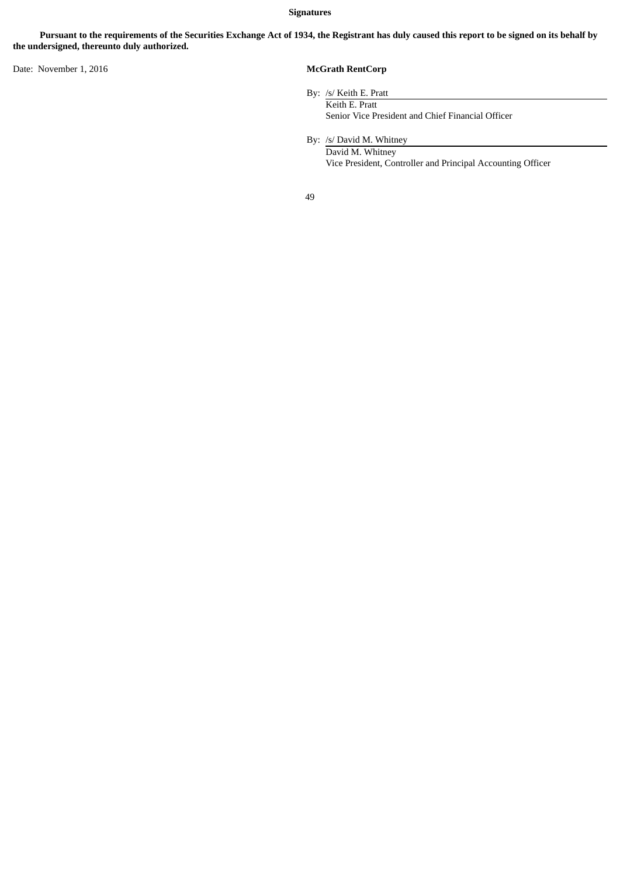**Signatures**

**Pursuant to the requirements of the Securities Exchange Act of 1934, the Registrant has duly caused this report to be signed on its behalf by the undersigned, thereunto duly authorized.**

Date: November 1, 2016

**McGrath RentCorp**

By: /s/ Keith E. Pratt
Keith E. Pratt
Senior Vice President and Chief Financial Officer

By: /s/ David M. Whitney
David M. Whitney
Vice President, Controller and Principal Accounting Officer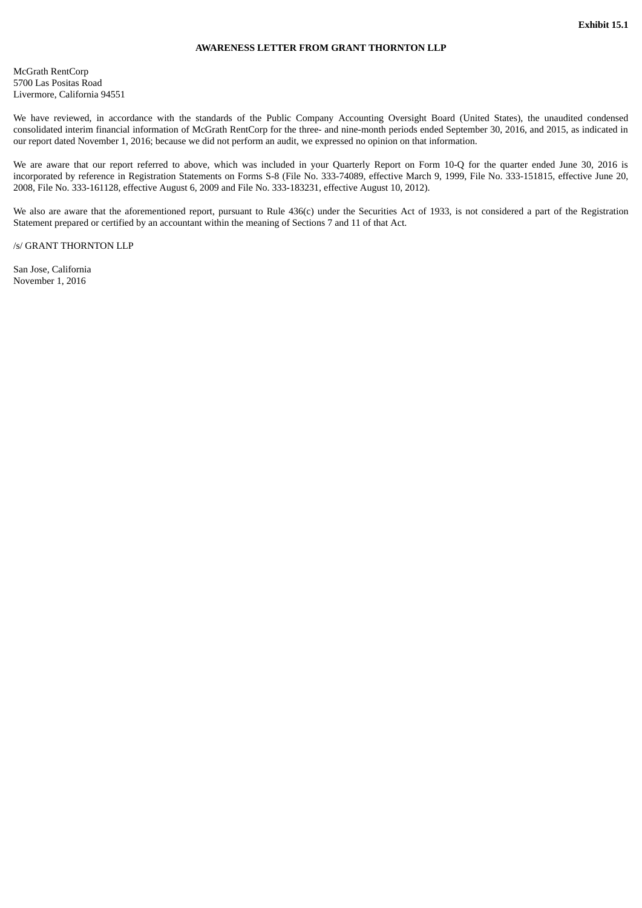**Exhibit 15.1**

**AWARENESS LETTER FROM GRANT THORNTON LLP**

McGrath RentCorp
5700 Las Positas Road
Livermore, California 94551

We have reviewed, in accordance with the standards of the Public Company Accounting Oversight Board (United States), the unaudited condensed consolidated interim financial information of McGrath RentCorp for the three- and nine-month periods ended September 30, 2016, and 2015, as indicated in our report dated November 1, 2016; because we did not perform an audit, we expressed no opinion on that information.

We are aware that our report referred to above, which was included in your Quarterly Report on Form 10-Q for the quarter ended June 30, 2016 is incorporated by reference in Registration Statements on Forms S-8 (File No. 333-74089, effective March 9, 1999, File No. 333-151815, effective June 20, 2008, File No. 333-161128, effective August 6, 2009 and File No. 333-183231, effective August 10, 2012).

We also are aware that the aforementioned report, pursuant to Rule 436(c) under the Securities Act of 1933, is not considered a part of the Registration Statement prepared or certified by an accountant within the meaning of Sections 7 and 11 of that Act.

/s/ GRANT THORNTON LLP

San Jose, California
November 1, 2016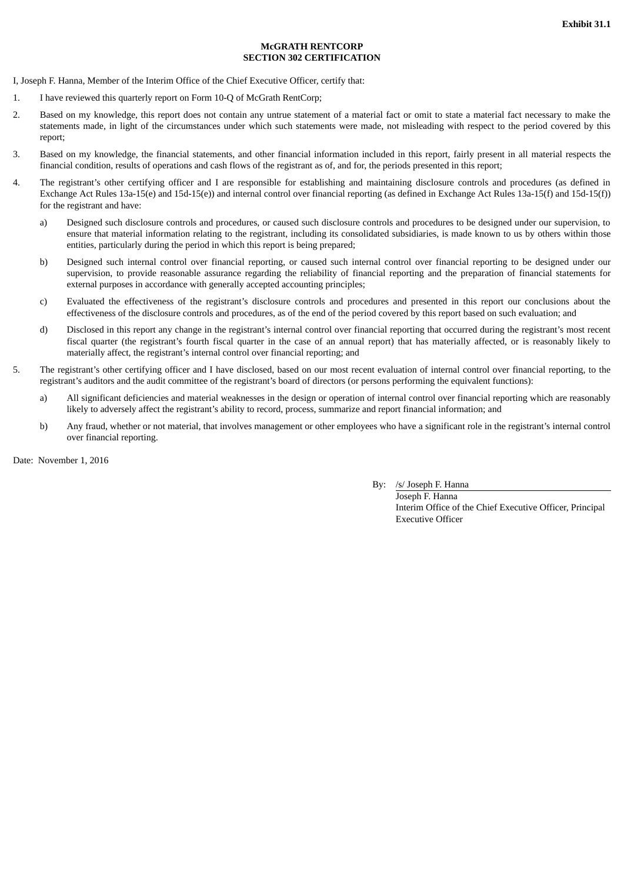**Exhibit 31.1**

**McGRATH RENTCORP**
**SECTION 302 CERTIFICATION**

I, Joseph F. Hanna, Member of the Interim Office of the Chief Executive Officer, certify that:

1. I have reviewed this quarterly report on Form 10-Q of McGrath RentCorp;

2. Based on my knowledge, this report does not contain any untrue statement of a material fact or omit to state a material fact necessary to make the statements made, in light of the circumstances under which such statements were made, not misleading with respect to the period covered by this report;

3. Based on my knowledge, the financial statements, and other financial information included in this report, fairly present in all material respects the financial condition, results of operations and cash flows of the registrant as of, and for, the periods presented in this report;

4. The registrant's other certifying officer and I are responsible for establishing and maintaining disclosure controls and procedures (as defined in Exchange Act Rules 13a-15(e) and 15d-15(e)) and internal control over financial reporting (as defined in Exchange Act Rules 13a-15(f) and 15d-15(f)) for the registrant and have:

   a) Designed such disclosure controls and procedures, or caused such disclosure controls and procedures to be designed under our supervision, to ensure that material information relating to the registrant, including its consolidated subsidiaries, is made known to us by others within those entities, particularly during the period in which this report is being prepared;

   b) Designed such internal control over financial reporting, or caused such internal control over financial reporting to be designed under our supervision, to provide reasonable assurance regarding the reliability of financial reporting and the preparation of financial statements for external purposes in accordance with generally accepted accounting principles;

   c) Evaluated the effectiveness of the registrant's disclosure controls and procedures and presented in this report our conclusions about the effectiveness of the disclosure controls and procedures, as of the end of the period covered by this report based on such evaluation; and

   d) Disclosed in this report any change in the registrant's internal control over financial reporting that occurred during the registrant's most recent fiscal quarter (the registrant's fourth fiscal quarter in the case of an annual report) that has materially affected, or is reasonably likely to materially affect, the registrant's internal control over financial reporting; and

5. The registrant's other certifying officer and I have disclosed, based on our most recent evaluation of internal control over financial reporting, to the registrant's auditors and the audit committee of the registrant's board of directors (or persons performing the equivalent functions):

   a) All significant deficiencies and material weaknesses in the design or operation of internal control over financial reporting which are reasonably likely to adversely affect the registrant's ability to record, process, summarize and report financial information; and

   b) Any fraud, whether or not material, that involves management or other employees who have a significant role in the registrant's internal control over financial reporting.

Date: November 1, 2016

By: /s/ Joseph F. Hanna
Joseph F. Hanna
Interim Office of the Chief Executive Officer, Principal Executive Officer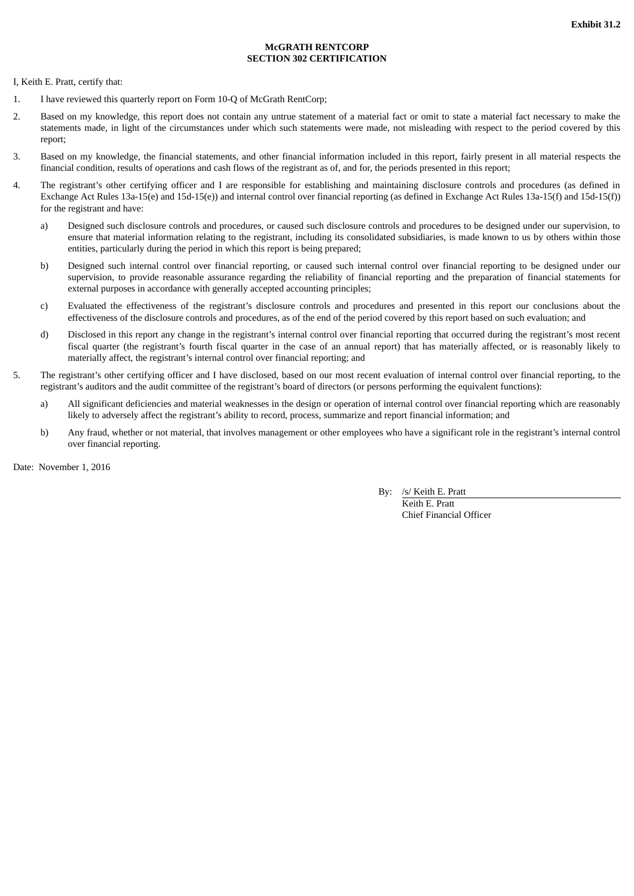**Exhibit 31.2**

**McGRATH RENTCORP**
**SECTION 302 CERTIFICATION**

I, Keith E. Pratt, certify that:

1. I have reviewed this quarterly report on Form 10-Q of McGrath RentCorp;

2. Based on my knowledge, this report does not contain any untrue statement of a material fact or omit to state a material fact necessary to make the statements made, in light of the circumstances under which such statements were made, not misleading with respect to the period covered by this report;

3. Based on my knowledge, the financial statements, and other financial information included in this report, fairly present in all material respects the financial condition, results of operations and cash flows of the registrant as of, and for, the periods presented in this report;

4. The registrant's other certifying officer and I are responsible for establishing and maintaining disclosure controls and procedures (as defined in Exchange Act Rules 13a-15(e) and 15d-15(e)) and internal control over financial reporting (as defined in Exchange Act Rules 13a-15(f) and 15d-15(f)) for the registrant and have:

   a) Designed such disclosure controls and procedures, or caused such disclosure controls and procedures to be designed under our supervision, to ensure that material information relating to the registrant, including its consolidated subsidiaries, is made known to us by others within those entities, particularly during the period in which this report is being prepared;

   b) Designed such internal control over financial reporting, or caused such internal control over financial reporting to be designed under our supervision, to provide reasonable assurance regarding the reliability of financial reporting and the preparation of financial statements for external purposes in accordance with generally accepted accounting principles;

   c) Evaluated the effectiveness of the registrant's disclosure controls and procedures and presented in this report our conclusions about the effectiveness of the disclosure controls and procedures, as of the end of the period covered by this report based on such evaluation; and

   d) Disclosed in this report any change in the registrant's internal control over financial reporting that occurred during the registrant's most recent fiscal quarter (the registrant's fourth fiscal quarter in the case of an annual report) that has materially affected, or is reasonably likely to materially affect, the registrant's internal control over financial reporting; and

5. The registrant's other certifying officer and I have disclosed, based on our most recent evaluation of internal control over financial reporting, to the registrant's auditors and the audit committee of the registrant's board of directors (or persons performing the equivalent functions):

   a) All significant deficiencies and material weaknesses in the design or operation of internal control over financial reporting which are reasonably likely to adversely affect the registrant's ability to record, process, summarize and report financial information; and

   b) Any fraud, whether or not material, that involves management or other employees who have a significant role in the registrant's internal control over financial reporting.

Date: November 1, 2016

By: /s/ Keith E. Pratt
Keith E. Pratt
Chief Financial Officer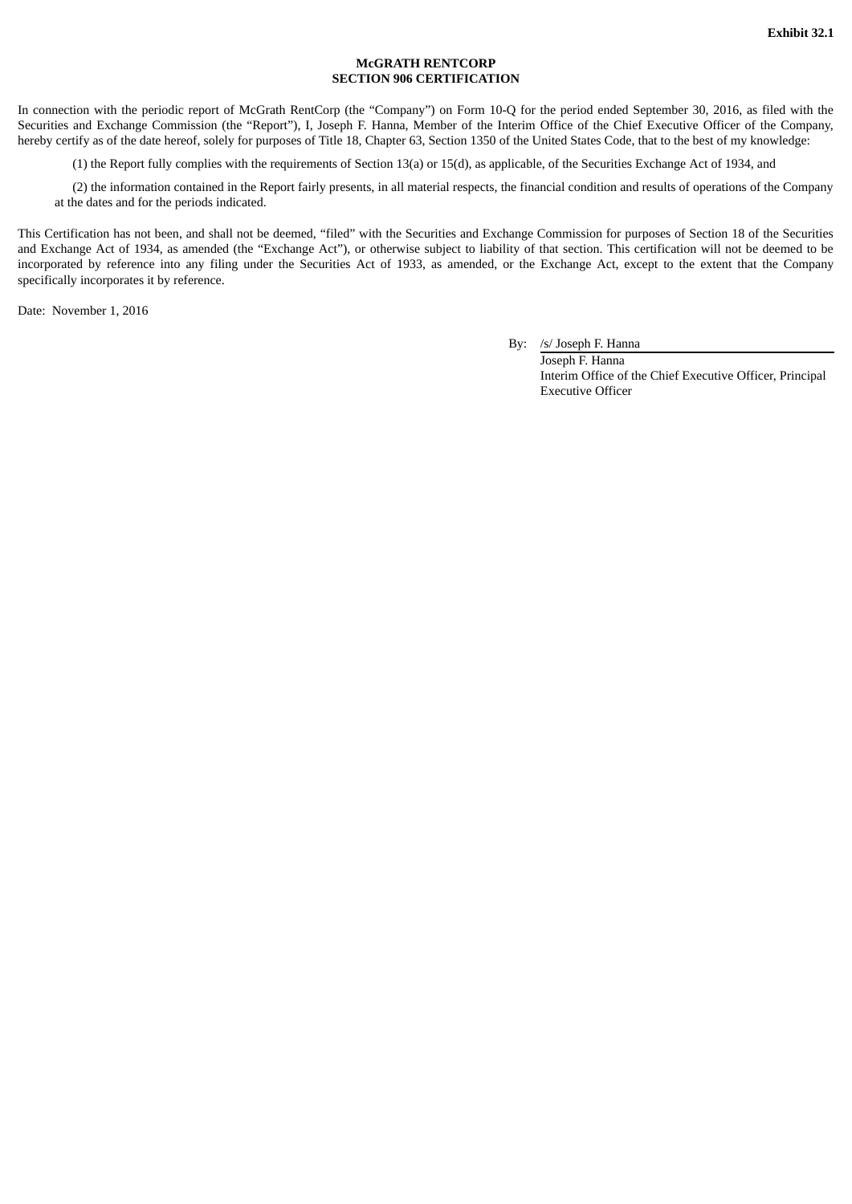**Exhibit 32.1**

**McGRATH RENTCORP**
**SECTION 906 CERTIFICATION**

In connection with the periodic report of McGrath RentCorp (the "Company") on Form 10-Q for the period ended September 30, 2016, as filed with the Securities and Exchange Commission (the "Report"), I, Joseph F. Hanna, Member of the Interim Office of the Chief Executive Officer of the Company, hereby certify as of the date hereof, solely for purposes of Title 18, Chapter 63, Section 1350 of the United States Code, that to the best of my knowledge:

(1) the Report fully complies with the requirements of Section 13(a) or 15(d), as applicable, of the Securities Exchange Act of 1934, and

(2) the information contained in the Report fairly presents, in all material respects, the financial condition and results of operations of the Company at the dates and for the periods indicated.

This Certification has not been, and shall not be deemed, "filed" with the Securities and Exchange Commission for purposes of Section 18 of the Securities and Exchange Act of 1934, as amended (the "Exchange Act"), or otherwise subject to liability of that section. This certification will not be deemed to be incorporated by reference into any filing under the Securities Act of 1933, as amended, or the Exchange Act, except to the extent that the Company specifically incorporates it by reference.

Date: November 1, 2016

By: /s/ Joseph F. Hanna
Joseph F. Hanna
Interim Office of the Chief Executive Officer, Principal Executive Officer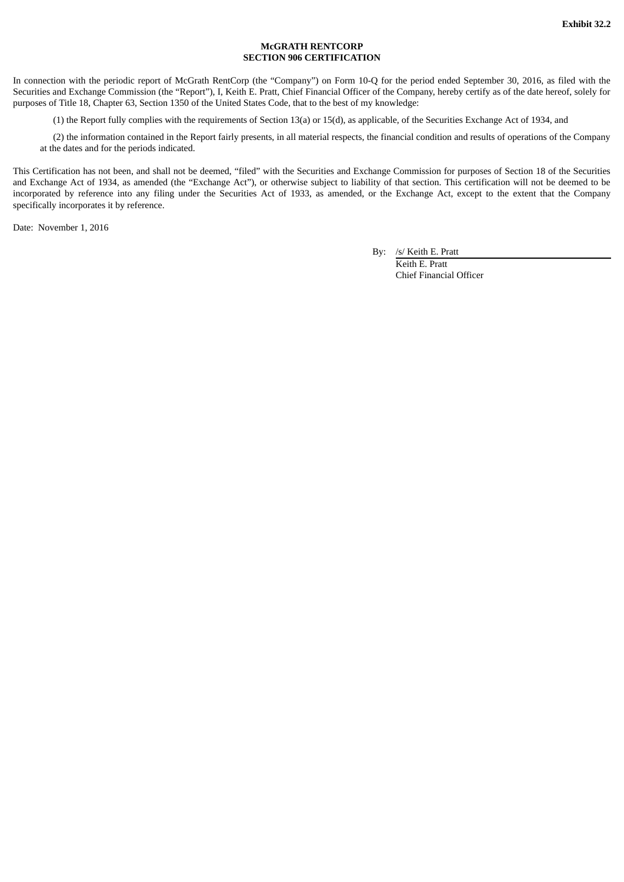**Exhibit 32.2**

**McGRATH RENTCORP**
**SECTION 906 CERTIFICATION**

In connection with the periodic report of McGrath RentCorp (the "Company") on Form 10-Q for the period ended September 30, 2016, as filed with the Securities and Exchange Commission (the "Report"), I, Keith E. Pratt, Chief Financial Officer of the Company, hereby certify as of the date hereof, solely for purposes of Title 18, Chapter 63, Section 1350 of the United States Code, that to the best of my knowledge:

(1) the Report fully complies with the requirements of Section 13(a) or 15(d), as applicable, of the Securities Exchange Act of 1934, and

(2) the information contained in the Report fairly presents, in all material respects, the financial condition and results of operations of the Company at the dates and for the periods indicated.

This Certification has not been, and shall not be deemed, "filed" with the Securities and Exchange Commission for purposes of Section 18 of the Securities and Exchange Act of 1934, as amended (the "Exchange Act"), or otherwise subject to liability of that section. This certification will not be deemed to be incorporated by reference into any filing under the Securities Act of 1933, as amended, or the Exchange Act, except to the extent that the Company specifically incorporates it by reference.

Date: November 1, 2016

By: /s/ Keith E. Pratt
Keith E. Pratt
Chief Financial Officer